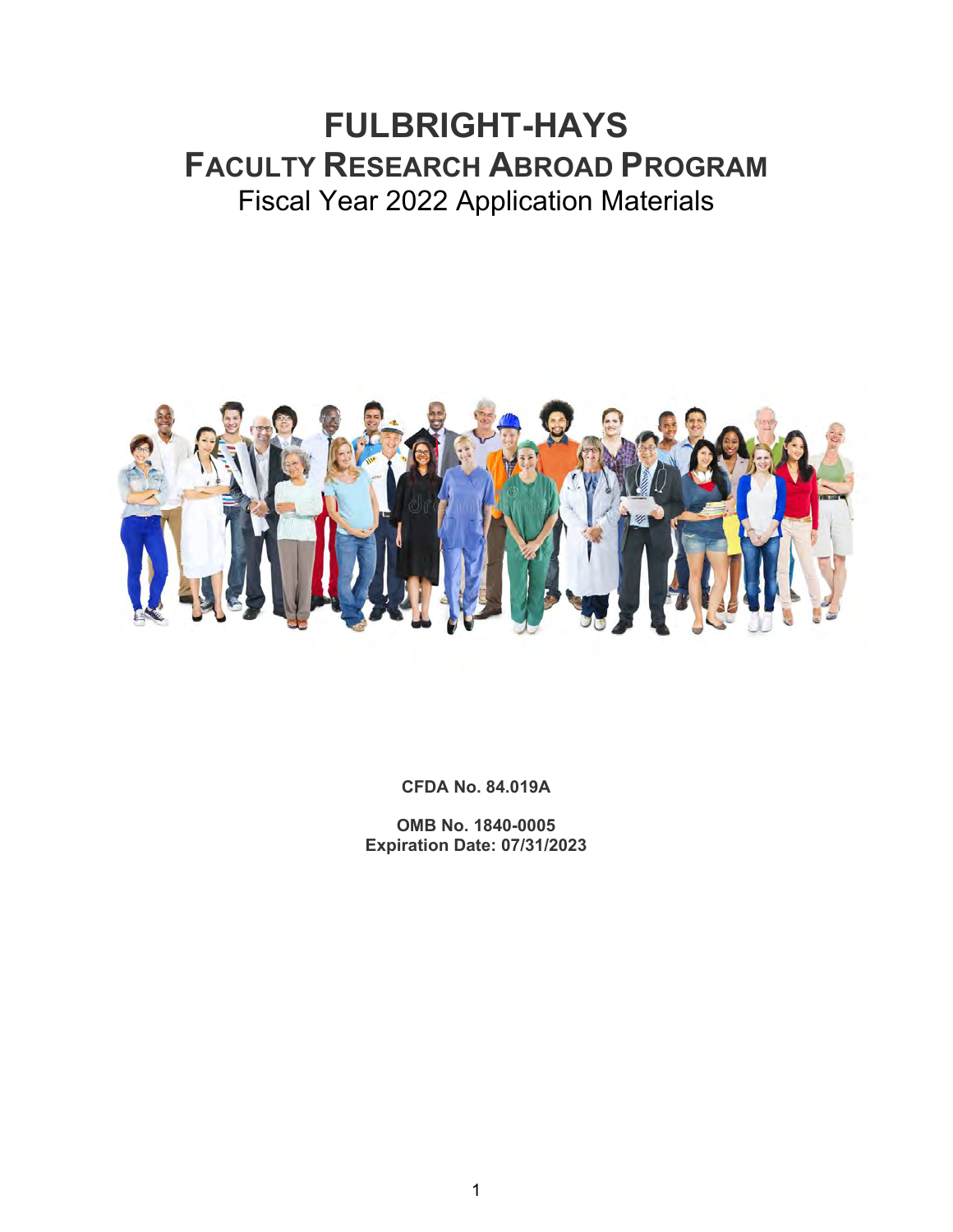# FULBRIGHT-HAYS

## FACULTY RESEARCH ABROAD PROGRAM

Fiscal Year 2022 Application Materials

**CFDA No. 84.019A**

**OMB No. 1840-0005**
**Expiration Date: 07/31/2023**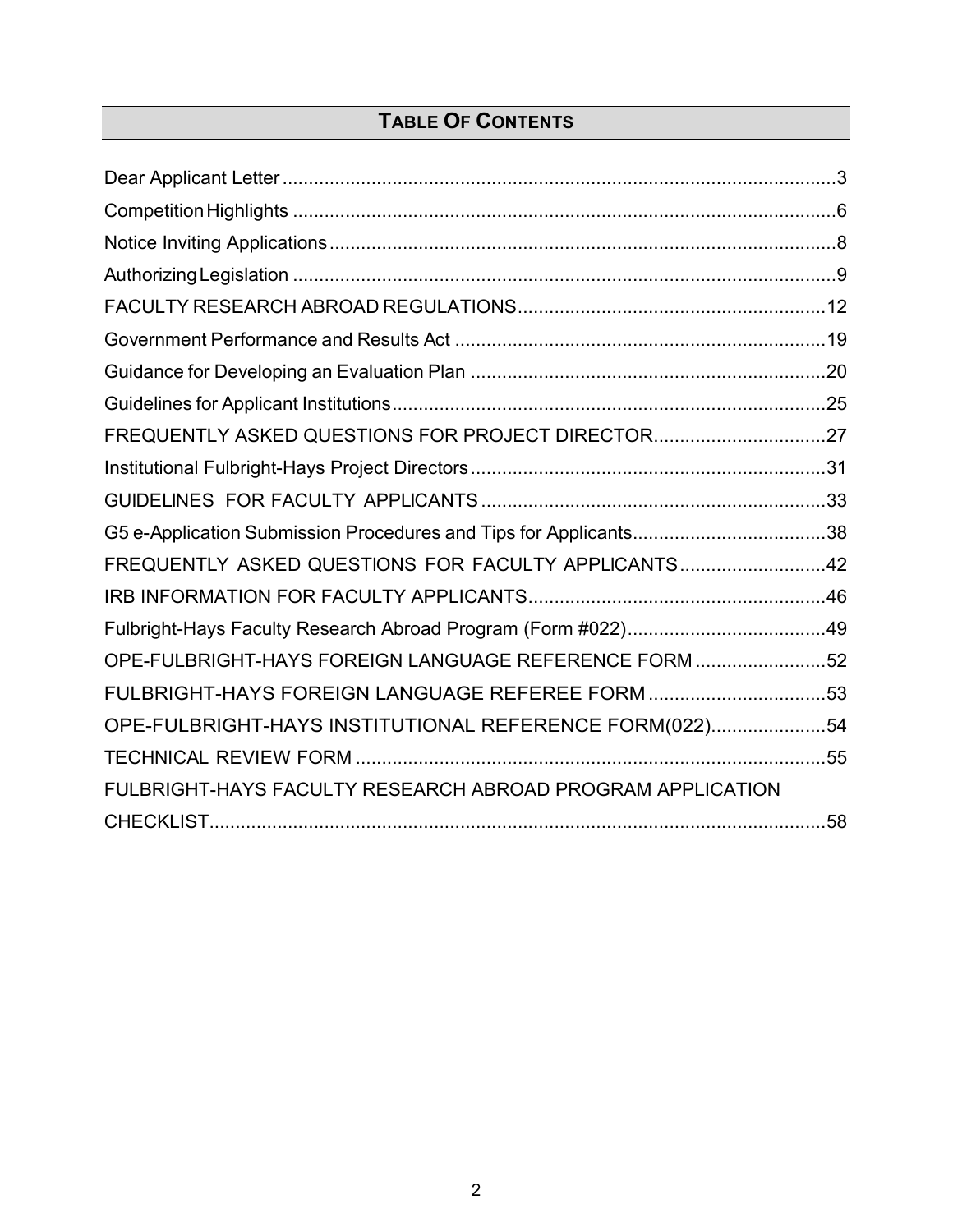## TABLE OF CONTENTS

Dear Applicant Letter ........................................................................................................3
Competition Highlights ......................................................................................................6
Notice Inviting Applications ...............................................................................................8
Authorizing Legislation ......................................................................................................9
FACULTY RESEARCH ABROAD REGULATIONS..........................................................12
Government Performance and Results Act ......................................................................19
Guidance for Developing an Evaluation Plan ...................................................................20
Guidelines for Applicant Institutions .................................................................................25
FREQUENTLY ASKED QUESTIONS FOR PROJECT DIRECTOR.................................27
Institutional Fulbright-Hays Project Directors ...................................................................31
GUIDELINES FOR FACULTY APPLICANTS ..................................................................33
G5 e-Application Submission Procedures and Tips for Applicants.....................................38
FREQUENTLY ASKED QUESTIONS FOR FACULTY APPLICANTS ............................42
IRB INFORMATION FOR FACULTY APPLICANTS.........................................................46
Fulbright-Hays Faculty Research Abroad Program (Form #022)......................................49
OPE-FULBRIGHT-HAYS FOREIGN LANGUAGE REFERENCE FORM .........................52
FULBRIGHT-HAYS FOREIGN LANGUAGE REFEREE FORM ..................................53
OPE-FULBRIGHT-HAYS INSTITUTIONAL REFERENCE FORM(022)......................54
TECHNICAL REVIEW FORM ..........................................................................................55
FULBRIGHT-HAYS FACULTY RESEARCH ABROAD PROGRAM APPLICATION CHECKLIST.......................................................................................................................58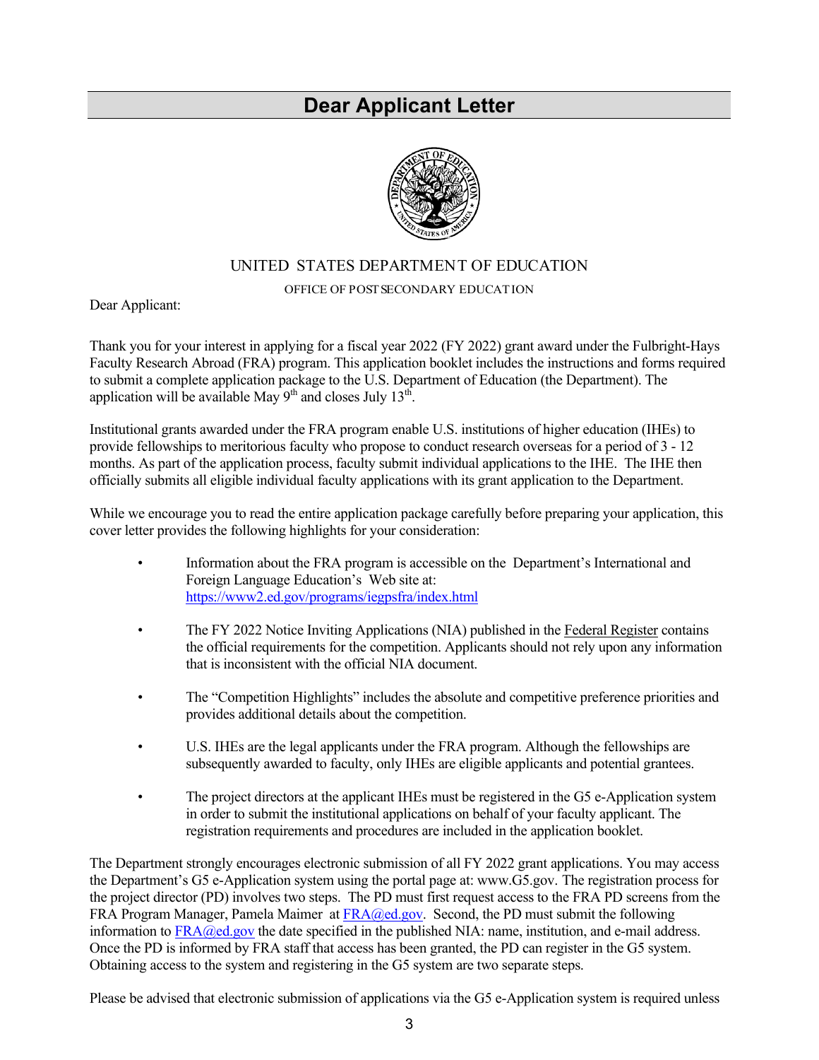# Dear Applicant Letter

UNITED STATES DEPARTMENT OF EDUCATION

OFFICE OF POSTSECONDARY EDUCATION

Dear Applicant:

Thank you for your interest in applying for a fiscal year 2022 (FY 2022) grant award under the Fulbright-Hays Faculty Research Abroad (FRA) program. This application booklet includes the instructions and forms required to submit a complete application package to the U.S. Department of Education (the Department). The application will be available May 9th and closes July 13th.

Institutional grants awarded under the FRA program enable U.S. institutions of higher education (IHEs) to provide fellowships to meritorious faculty who propose to conduct research overseas for a period of 3 - 12 months. As part of the application process, faculty submit individual applications to the IHE. The IHE then officially submits all eligible individual faculty applications with its grant application to the Department.

While we encourage you to read the entire application package carefully before preparing your application, this cover letter provides the following highlights for your consideration:

- Information about the FRA program is accessible on the Department's International and Foreign Language Education's Web site at: https://www2.ed.gov/programs/iegpsfra/index.html
- The FY 2022 Notice Inviting Applications (NIA) published in the Federal Register contains the official requirements for the competition. Applicants should not rely upon any information that is inconsistent with the official NIA document.
- The "Competition Highlights" includes the absolute and competitive preference priorities and provides additional details about the competition.
- U.S. IHEs are the legal applicants under the FRA program. Although the fellowships are subsequently awarded to faculty, only IHEs are eligible applicants and potential grantees.
- The project directors at the applicant IHEs must be registered in the G5 e-Application system in order to submit the institutional applications on behalf of your faculty applicant. The registration requirements and procedures are included in the application booklet.

The Department strongly encourages electronic submission of all FY 2022 grant applications. You may access the Department's G5 e-Application system using the portal page at: www.G5.gov. The registration process for the project director (PD) involves two steps. The PD must first request access to the FRA PD screens from the FRA Program Manager, Pamela Maimer at FRA@ed.gov. Second, the PD must submit the following information to FRA@ed.gov the date specified in the published NIA: name, institution, and e-mail address. Once the PD is informed by FRA staff that access has been granted, the PD can register in the G5 system. Obtaining access to the system and registering in the G5 system are two separate steps.

Please be advised that electronic submission of applications via the G5 e-Application system is required unless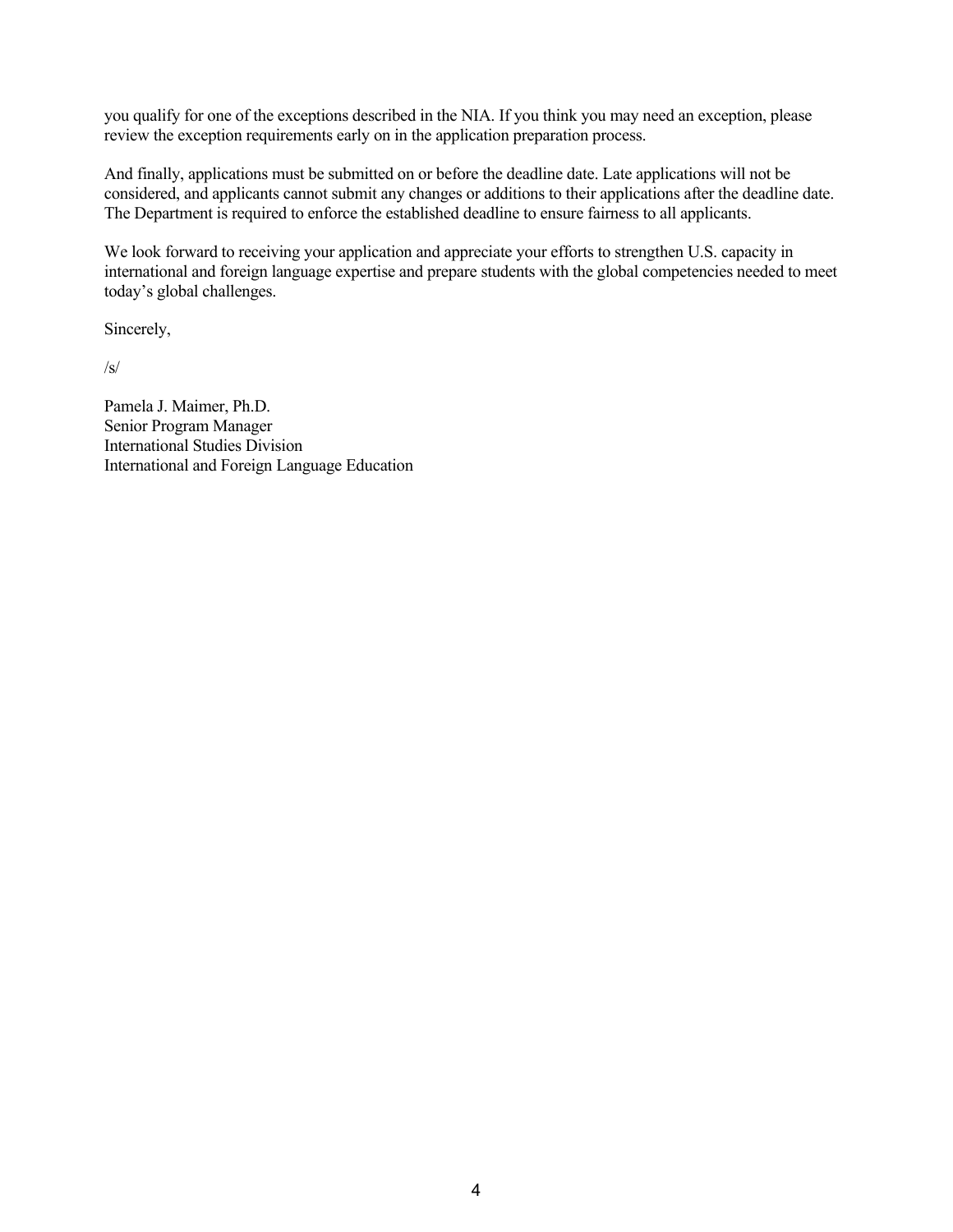you qualify for one of the exceptions described in the NIA. If you think you may need an exception, please review the exception requirements early on in the application preparation process.

And finally, applications must be submitted on or before the deadline date. Late applications will not be considered, and applicants cannot submit any changes or additions to their applications after the deadline date. The Department is required to enforce the established deadline to ensure fairness to all applicants.

We look forward to receiving your application and appreciate your efforts to strengthen U.S. capacity in international and foreign language expertise and prepare students with the global competencies needed to meet today's global challenges.

Sincerely,

/s/

Pamela J. Maimer, Ph.D.
Senior Program Manager
International Studies Division
International and Foreign Language Education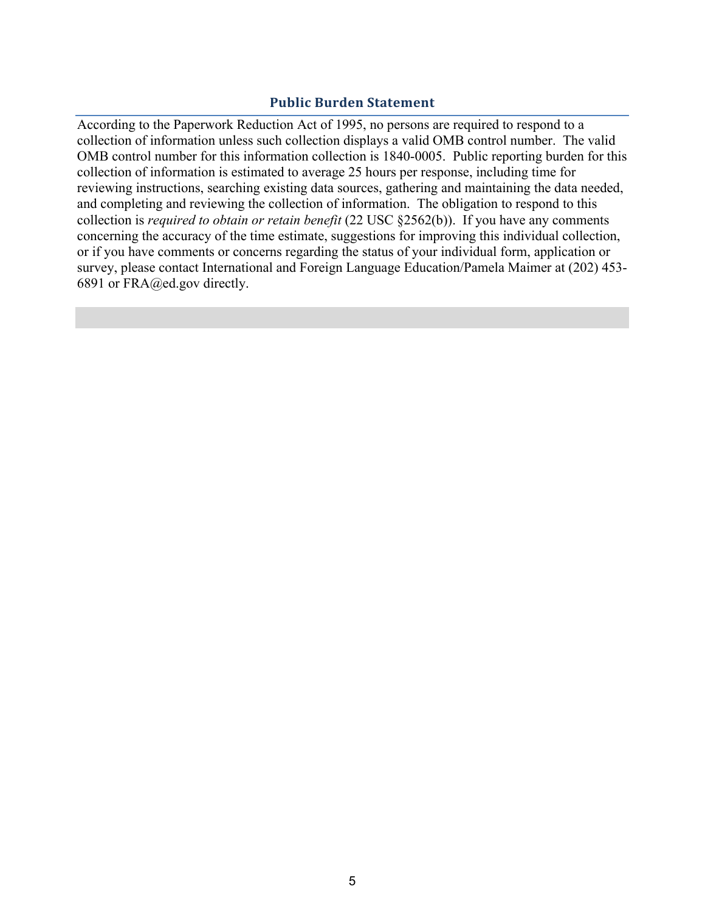## Public Burden Statement

According to the Paperwork Reduction Act of 1995, no persons are required to respond to a collection of information unless such collection displays a valid OMB control number. The valid OMB control number for this information collection is 1840-0005. Public reporting burden for this collection of information is estimated to average 25 hours per response, including time for reviewing instructions, searching existing data sources, gathering and maintaining the data needed, and completing and reviewing the collection of information. The obligation to respond to this collection is *required to obtain or retain benefit* (22 USC §2562(b)). If you have any comments concerning the accuracy of the time estimate, suggestions for improving this individual collection, or if you have comments or concerns regarding the status of your individual form, application or survey, please contact International and Foreign Language Education/Pamela Maimer at (202) 453-6891 or FRA@ed.gov directly.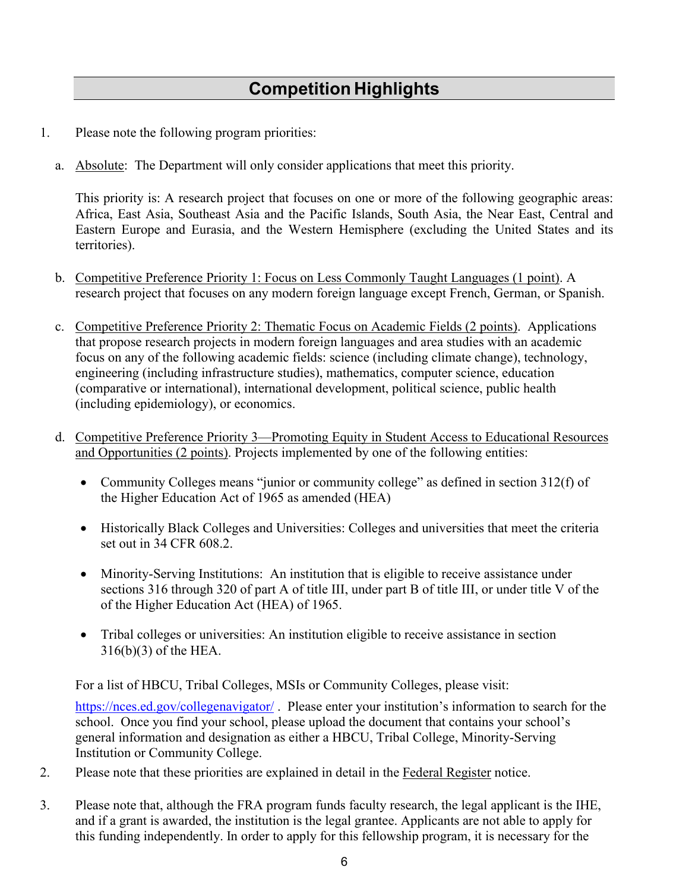## Competition Highlights

1. Please note the following program priorities:

   a. Absolute: The Department will only consider applications that meet this priority.

      This priority is: A research project that focuses on one or more of the following geographic areas: Africa, East Asia, Southeast Asia and the Pacific Islands, South Asia, the Near East, Central and Eastern Europe and Eurasia, and the Western Hemisphere (excluding the United States and its territories).

   b. Competitive Preference Priority 1: Focus on Less Commonly Taught Languages (1 point). A research project that focuses on any modern foreign language except French, German, or Spanish.

   c. Competitive Preference Priority 2: Thematic Focus on Academic Fields (2 points). Applications that propose research projects in modern foreign languages and area studies with an academic focus on any of the following academic fields: science (including climate change), technology, engineering (including infrastructure studies), mathematics, computer science, education (comparative or international), international development, political science, public health (including epidemiology), or economics.

   d. Competitive Preference Priority 3—Promoting Equity in Student Access to Educational Resources and Opportunities (2 points). Projects implemented by one of the following entities:

      - Community Colleges means "junior or community college" as defined in section 312(f) of the Higher Education Act of 1965 as amended (HEA)
      - Historically Black Colleges and Universities: Colleges and universities that meet the criteria set out in 34 CFR 608.2.
      - Minority-Serving Institutions: An institution that is eligible to receive assistance under sections 316 through 320 of part A of title III, under part B of title III, or under title V of the of the Higher Education Act (HEA) of 1965.
      - Tribal colleges or universities: An institution eligible to receive assistance in section 316(b)(3) of the HEA.

      For a list of HBCU, Tribal Colleges, MSIs or Community Colleges, please visit:

      https://nces.ed.gov/collegenavigator/ . Please enter your institution's information to search for the school. Once you find your school, please upload the document that contains your school's general information and designation as either a HBCU, Tribal College, Minority-Serving Institution or Community College.

2. Please note that these priorities are explained in detail in the Federal Register notice.

3. Please note that, although the FRA program funds faculty research, the legal applicant is the IHE, and if a grant is awarded, the institution is the legal grantee. Applicants are not able to apply for this funding independently. In order to apply for this fellowship program, it is necessary for the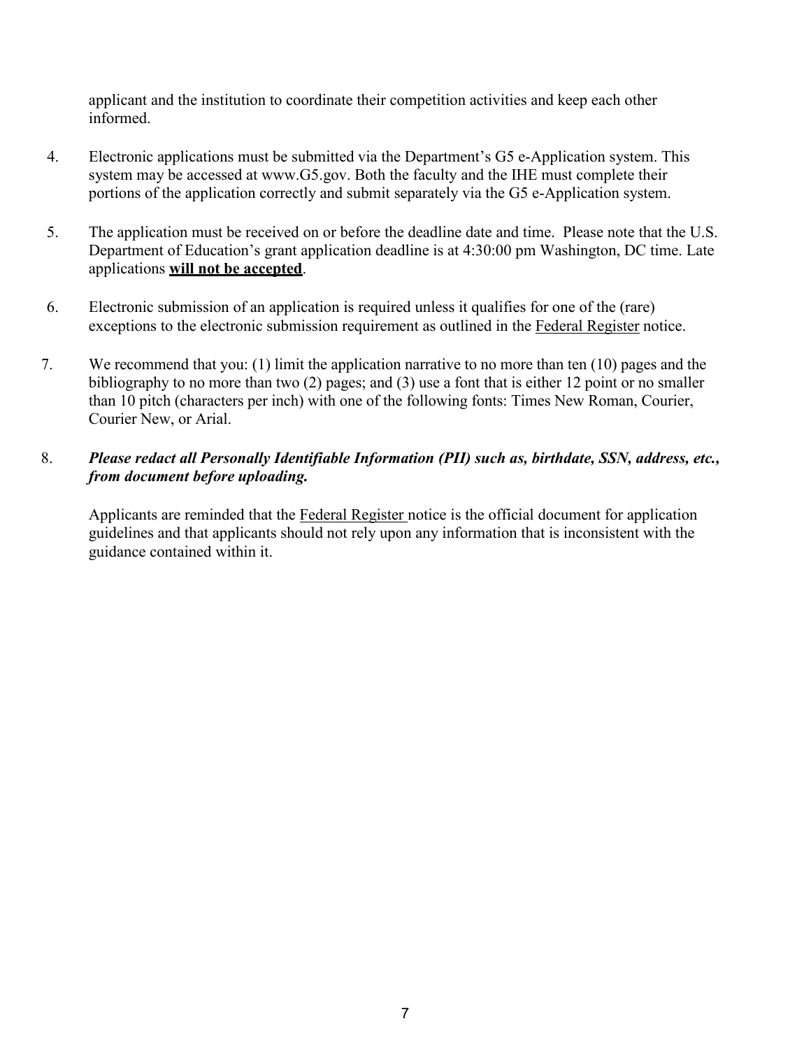applicant and the institution to coordinate their competition activities and keep each other informed.

4. Electronic applications must be submitted via the Department's G5 e-Application system. This system may be accessed at www.G5.gov. Both the faculty and the IHE must complete their portions of the application correctly and submit separately via the G5 e-Application system.

5. The application must be received on or before the deadline date and time. Please note that the U.S. Department of Education's grant application deadline is at 4:30:00 pm Washington, DC time. Late applications **<u>will not be accepted</u>**.

6. Electronic submission of an application is required unless it qualifies for one of the (rare) exceptions to the electronic submission requirement as outlined in the <u>Federal Register</u> notice.

7. We recommend that you: (1) limit the application narrative to no more than ten (10) pages and the bibliography to no more than two (2) pages; and (3) use a font that is either 12 point or no smaller than 10 pitch (characters per inch) with one of the following fonts: Times New Roman, Courier, Courier New, or Arial.

8. ***Please redact all Personally Identifiable Information (PII) such as, birthdate, SSN, address, etc., from document before uploading.***

   Applicants are reminded that the <u>Federal Register</u> notice is the official document for application guidelines and that applicants should not rely upon any information that is inconsistent with the guidance contained within it.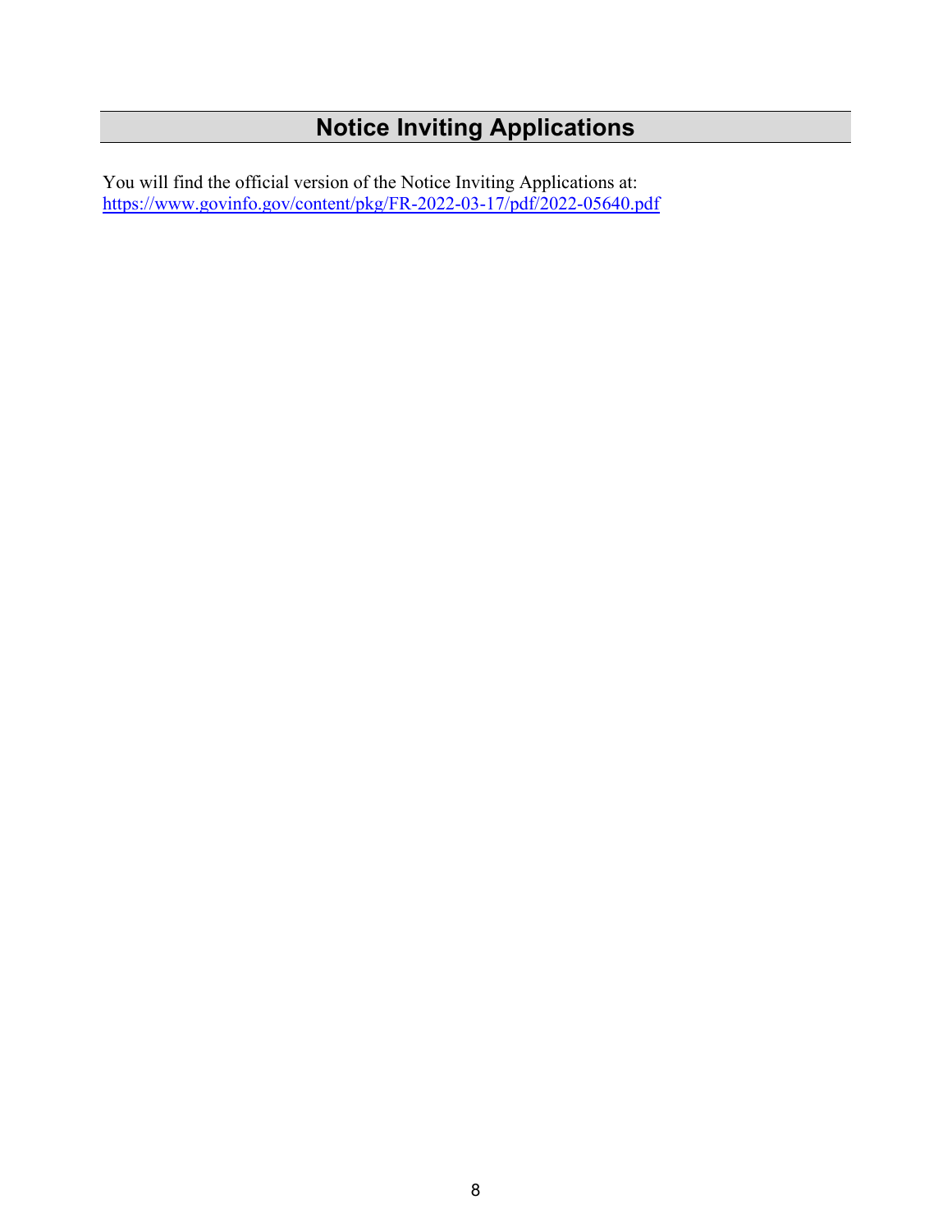# Notice Inviting Applications

You will find the official version of the Notice Inviting Applications at:
[https://www.govinfo.gov/content/pkg/FR-2022-03-17/pdf/2022-05640.pdf](https://www.govinfo.gov/content/pkg/FR-2022-03-17/pdf/2022-05640.pdf)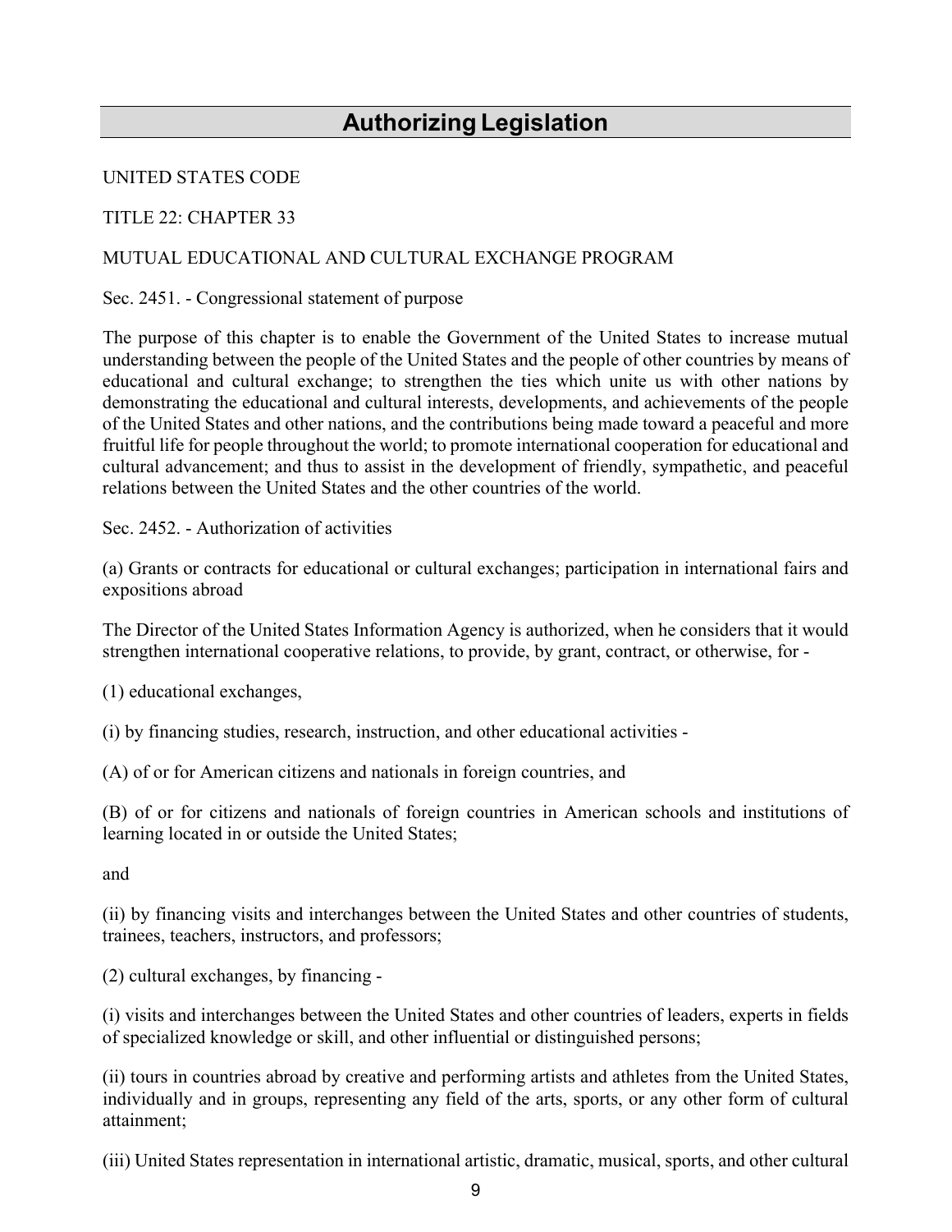## Authorizing Legislation

UNITED STATES CODE

TITLE 22: CHAPTER 33

MUTUAL EDUCATIONAL AND CULTURAL EXCHANGE PROGRAM

Sec. 2451. - Congressional statement of purpose

The purpose of this chapter is to enable the Government of the United States to increase mutual understanding between the people of the United States and the people of other countries by means of educational and cultural exchange; to strengthen the ties which unite us with other nations by demonstrating the educational and cultural interests, developments, and achievements of the people of the United States and other nations, and the contributions being made toward a peaceful and more fruitful life for people throughout the world; to promote international cooperation for educational and cultural advancement; and thus to assist in the development of friendly, sympathetic, and peaceful relations between the United States and the other countries of the world.

Sec. 2452. - Authorization of activities

(a) Grants or contracts for educational or cultural exchanges; participation in international fairs and expositions abroad

The Director of the United States Information Agency is authorized, when he considers that it would strengthen international cooperative relations, to provide, by grant, contract, or otherwise, for -

(1) educational exchanges,

(i) by financing studies, research, instruction, and other educational activities -

(A) of or for American citizens and nationals in foreign countries, and

(B) of or for citizens and nationals of foreign countries in American schools and institutions of learning located in or outside the United States;

and

(ii) by financing visits and interchanges between the United States and other countries of students, trainees, teachers, instructors, and professors;

(2) cultural exchanges, by financing -

(i) visits and interchanges between the United States and other countries of leaders, experts in fields of specialized knowledge or skill, and other influential or distinguished persons;

(ii) tours in countries abroad by creative and performing artists and athletes from the United States, individually and in groups, representing any field of the arts, sports, or any other form of cultural attainment;

(iii) United States representation in international artistic, dramatic, musical, sports, and other cultural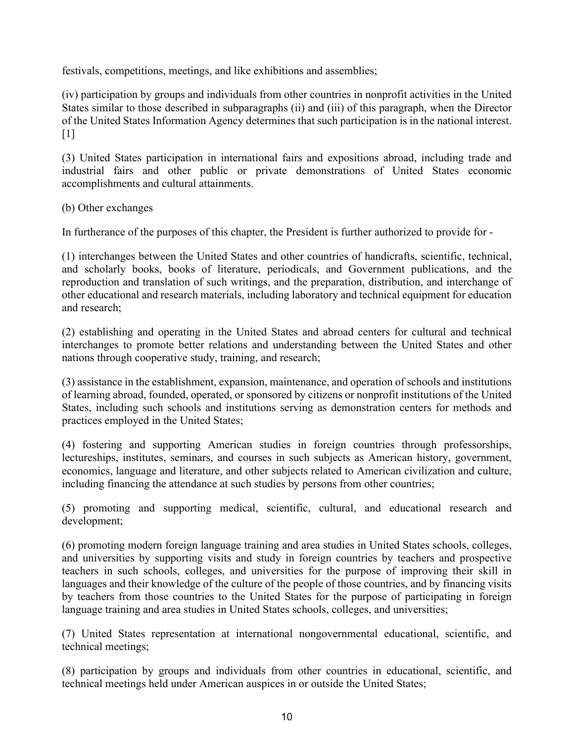festivals, competitions, meetings, and like exhibitions and assemblies;

(iv) participation by groups and individuals from other countries in nonprofit activities in the United States similar to those described in subparagraphs (ii) and (iii) of this paragraph, when the Director of the United States Information Agency determines that such participation is in the national interest. [1]

(3) United States participation in international fairs and expositions abroad, including trade and industrial fairs and other public or private demonstrations of United States economic accomplishments and cultural attainments.

(b) Other exchanges

In furtherance of the purposes of this chapter, the President is further authorized to provide for -

(1) interchanges between the United States and other countries of handicrafts, scientific, technical, and scholarly books, books of literature, periodicals, and Government publications, and the reproduction and translation of such writings, and the preparation, distribution, and interchange of other educational and research materials, including laboratory and technical equipment for education and research;

(2) establishing and operating in the United States and abroad centers for cultural and technical interchanges to promote better relations and understanding between the United States and other nations through cooperative study, training, and research;

(3) assistance in the establishment, expansion, maintenance, and operation of schools and institutions of learning abroad, founded, operated, or sponsored by citizens or nonprofit institutions of the United States, including such schools and institutions serving as demonstration centers for methods and practices employed in the United States;

(4) fostering and supporting American studies in foreign countries through professorships, lectureships, institutes, seminars, and courses in such subjects as American history, government, economics, language and literature, and other subjects related to American civilization and culture, including financing the attendance at such studies by persons from other countries;

(5) promoting and supporting medical, scientific, cultural, and educational research and development;

(6) promoting modern foreign language training and area studies in United States schools, colleges, and universities by supporting visits and study in foreign countries by teachers and prospective teachers in such schools, colleges, and universities for the purpose of improving their skill in languages and their knowledge of the culture of the people of those countries, and by financing visits by teachers from those countries to the United States for the purpose of participating in foreign language training and area studies in United States schools, colleges, and universities;

(7) United States representation at international nongovernmental educational, scientific, and technical meetings;

(8) participation by groups and individuals from other countries in educational, scientific, and technical meetings held under American auspices in or outside the United States;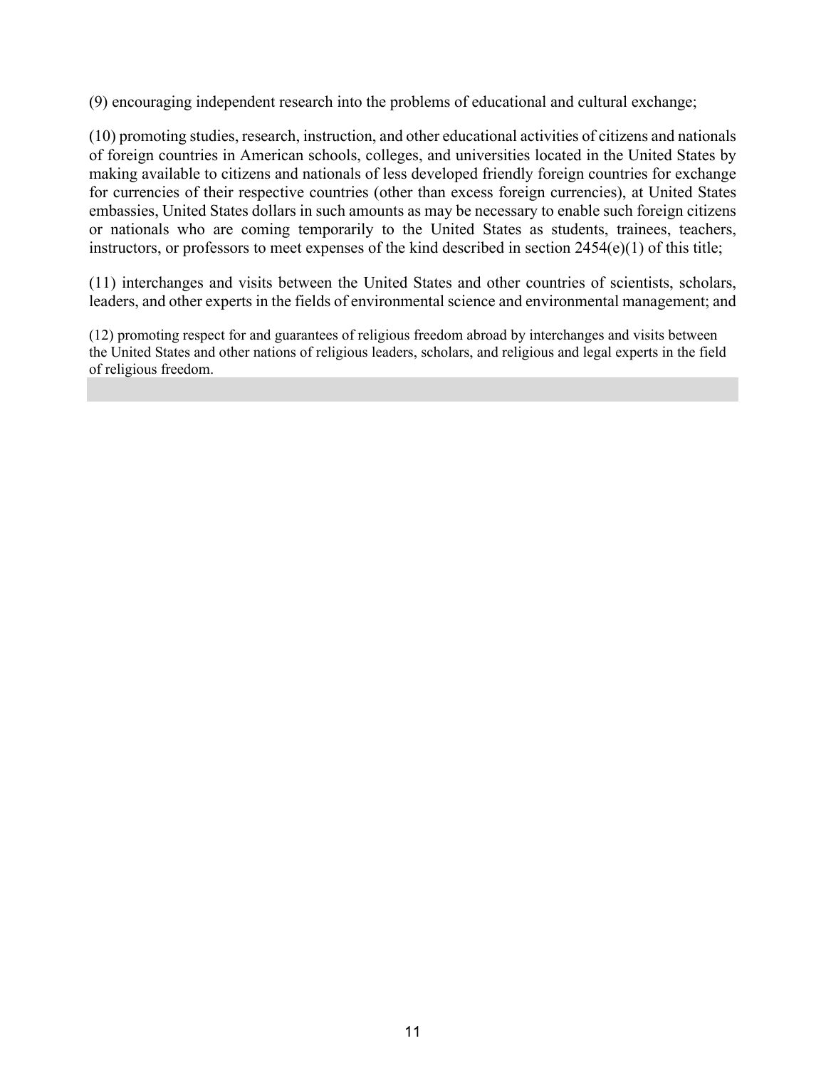(9) encouraging independent research into the problems of educational and cultural exchange;

(10) promoting studies, research, instruction, and other educational activities of citizens and nationals of foreign countries in American schools, colleges, and universities located in the United States by making available to citizens and nationals of less developed friendly foreign countries for exchange for currencies of their respective countries (other than excess foreign currencies), at United States embassies, United States dollars in such amounts as may be necessary to enable such foreign citizens or nationals who are coming temporarily to the United States as students, trainees, teachers, instructors, or professors to meet expenses of the kind described in section 2454(e)(1) of this title;

(11) interchanges and visits between the United States and other countries of scientists, scholars, leaders, and other experts in the fields of environmental science and environmental management; and

(12) promoting respect for and guarantees of religious freedom abroad by interchanges and visits between the United States and other nations of religious leaders, scholars, and religious and legal experts in the field of religious freedom.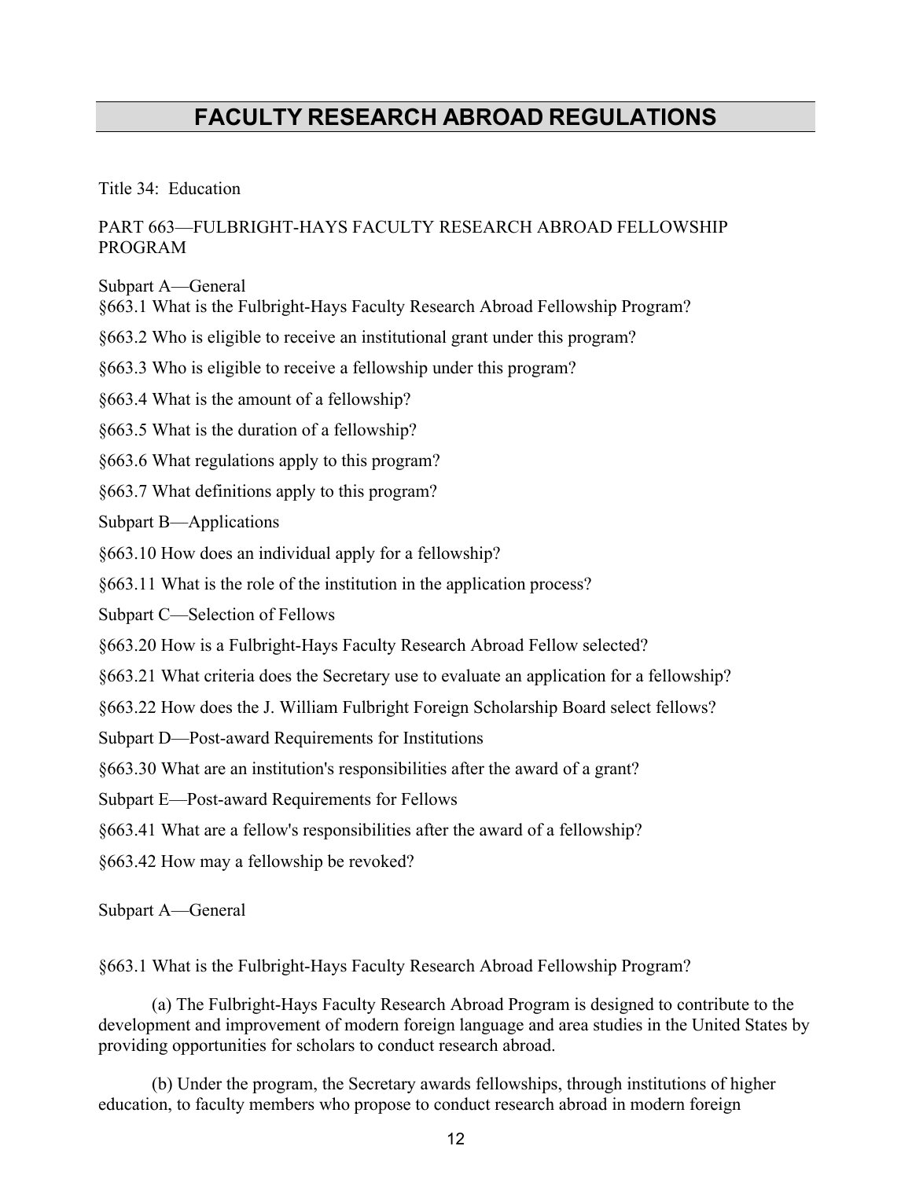# FACULTY RESEARCH ABROAD REGULATIONS

Title 34: Education

PART 663—FULBRIGHT-HAYS FACULTY RESEARCH ABROAD FELLOWSHIP PROGRAM

Subpart A—General

§663.1 What is the Fulbright-Hays Faculty Research Abroad Fellowship Program?

§663.2 Who is eligible to receive an institutional grant under this program?

§663.3 Who is eligible to receive a fellowship under this program?

§663.4 What is the amount of a fellowship?

§663.5 What is the duration of a fellowship?

§663.6 What regulations apply to this program?

§663.7 What definitions apply to this program?

Subpart B—Applications

§663.10 How does an individual apply for a fellowship?

§663.11 What is the role of the institution in the application process?

Subpart C—Selection of Fellows

§663.20 How is a Fulbright-Hays Faculty Research Abroad Fellow selected?

§663.21 What criteria does the Secretary use to evaluate an application for a fellowship?

§663.22 How does the J. William Fulbright Foreign Scholarship Board select fellows?

Subpart D—Post-award Requirements for Institutions

§663.30 What are an institution's responsibilities after the award of a grant?

Subpart E—Post-award Requirements for Fellows

§663.41 What are a fellow's responsibilities after the award of a fellowship?

§663.42 How may a fellowship be revoked?

Subpart A—General

§663.1 What is the Fulbright-Hays Faculty Research Abroad Fellowship Program?

(a) The Fulbright-Hays Faculty Research Abroad Program is designed to contribute to the development and improvement of modern foreign language and area studies in the United States by providing opportunities for scholars to conduct research abroad.

(b) Under the program, the Secretary awards fellowships, through institutions of higher education, to faculty members who propose to conduct research abroad in modern foreign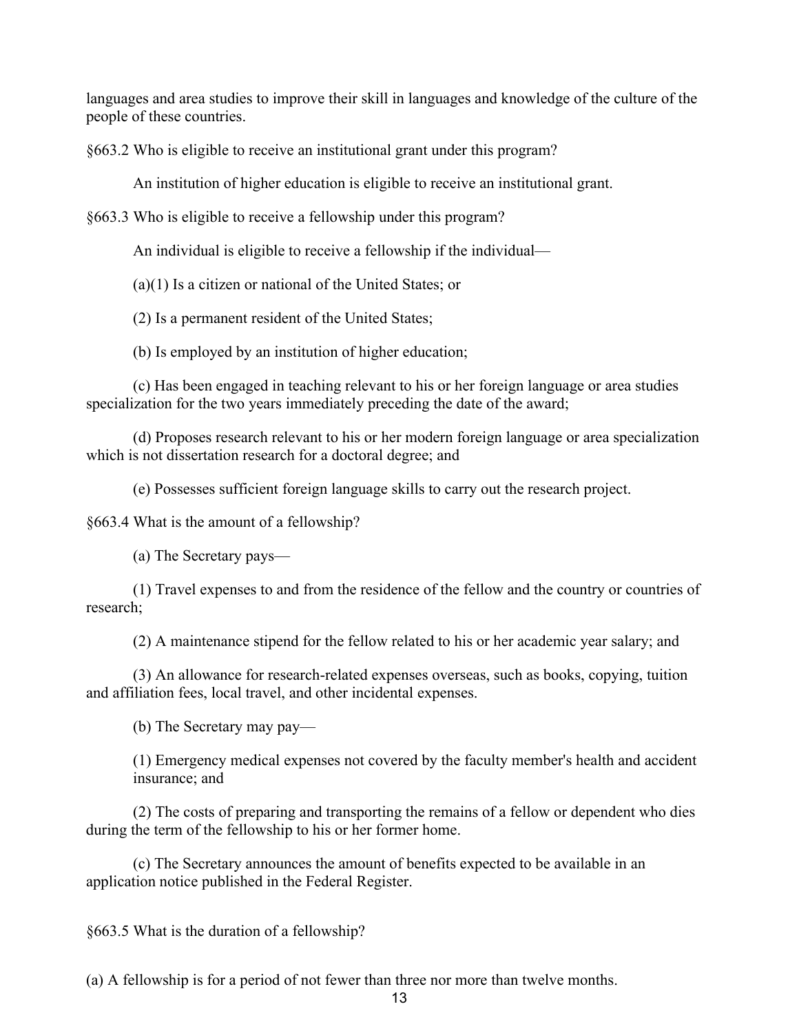languages and area studies to improve their skill in languages and knowledge of the culture of the people of these countries.

§663.2 Who is eligible to receive an institutional grant under this program?

An institution of higher education is eligible to receive an institutional grant.

§663.3 Who is eligible to receive a fellowship under this program?

An individual is eligible to receive a fellowship if the individual—

(a)(1) Is a citizen or national of the United States; or

(2) Is a permanent resident of the United States;

(b) Is employed by an institution of higher education;

(c) Has been engaged in teaching relevant to his or her foreign language or area studies specialization for the two years immediately preceding the date of the award;

(d) Proposes research relevant to his or her modern foreign language or area specialization which is not dissertation research for a doctoral degree; and

(e) Possesses sufficient foreign language skills to carry out the research project.

§663.4 What is the amount of a fellowship?

(a) The Secretary pays—

(1) Travel expenses to and from the residence of the fellow and the country or countries of research;

(2) A maintenance stipend for the fellow related to his or her academic year salary; and

(3) An allowance for research-related expenses overseas, such as books, copying, tuition and affiliation fees, local travel, and other incidental expenses.

(b) The Secretary may pay—

(1) Emergency medical expenses not covered by the faculty member's health and accident insurance; and

(2) The costs of preparing and transporting the remains of a fellow or dependent who dies during the term of the fellowship to his or her former home.

(c) The Secretary announces the amount of benefits expected to be available in an application notice published in the Federal Register.

§663.5 What is the duration of a fellowship?

(a) A fellowship is for a period of not fewer than three nor more than twelve months.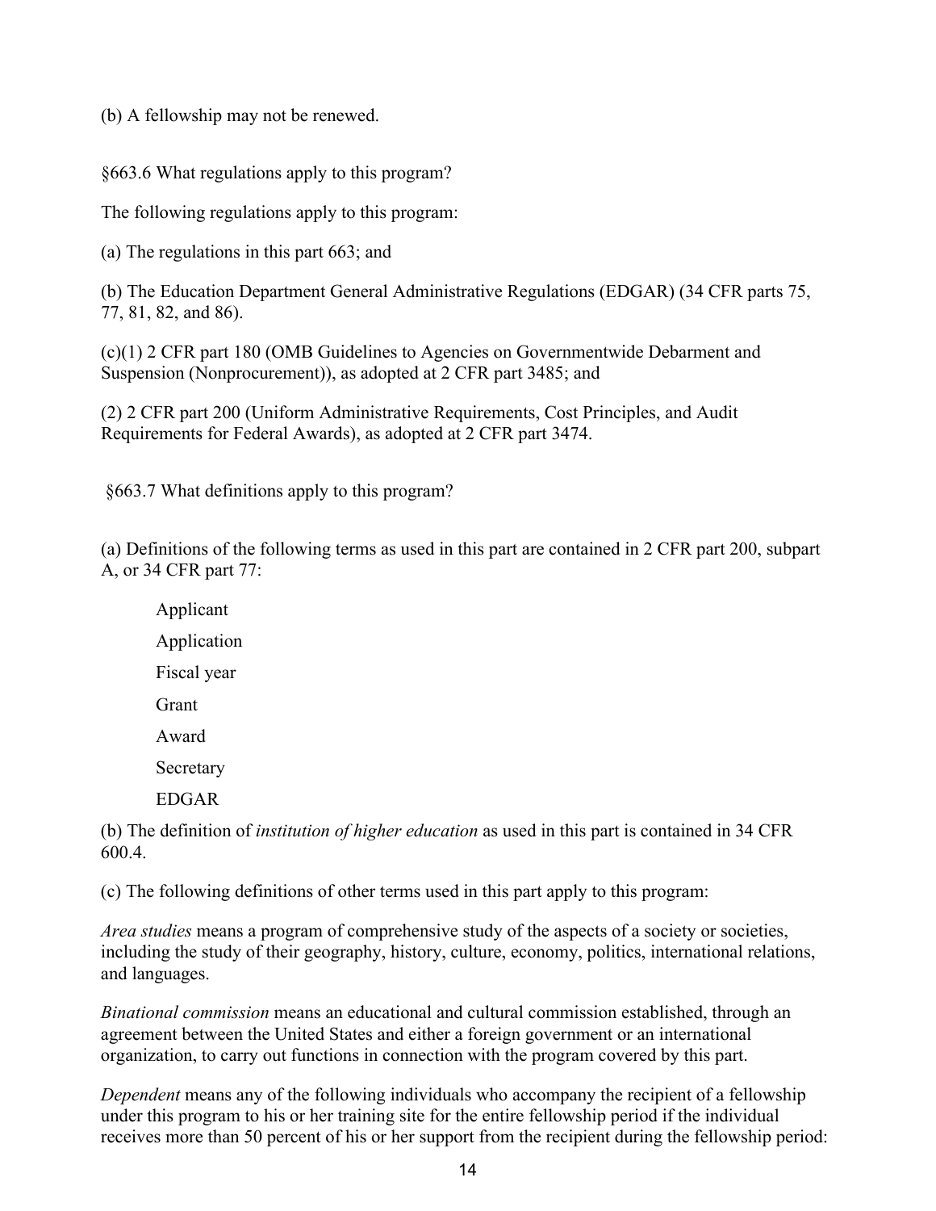(b) A fellowship may not be renewed.

§663.6 What regulations apply to this program?

The following regulations apply to this program:

(a) The regulations in this part 663; and

(b) The Education Department General Administrative Regulations (EDGAR) (34 CFR parts 75, 77, 81, 82, and 86).

(c)(1) 2 CFR part 180 (OMB Guidelines to Agencies on Governmentwide Debarment and Suspension (Nonprocurement)), as adopted at 2 CFR part 3485; and

(2) 2 CFR part 200 (Uniform Administrative Requirements, Cost Principles, and Audit Requirements for Federal Awards), as adopted at 2 CFR part 3474.

§663.7 What definitions apply to this program?

(a) Definitions of the following terms as used in this part are contained in 2 CFR part 200, subpart A, or 34 CFR part 77:

Applicant

Application

Fiscal year

Grant

Award

Secretary

EDGAR

(b) The definition of *institution of higher education* as used in this part is contained in 34 CFR 600.4.

(c) The following definitions of other terms used in this part apply to this program:

*Area studies* means a program of comprehensive study of the aspects of a society or societies, including the study of their geography, history, culture, economy, politics, international relations, and languages.

*Binational commission* means an educational and cultural commission established, through an agreement between the United States and either a foreign government or an international organization, to carry out functions in connection with the program covered by this part.

*Dependent* means any of the following individuals who accompany the recipient of a fellowship under this program to his or her training site for the entire fellowship period if the individual receives more than 50 percent of his or her support from the recipient during the fellowship period: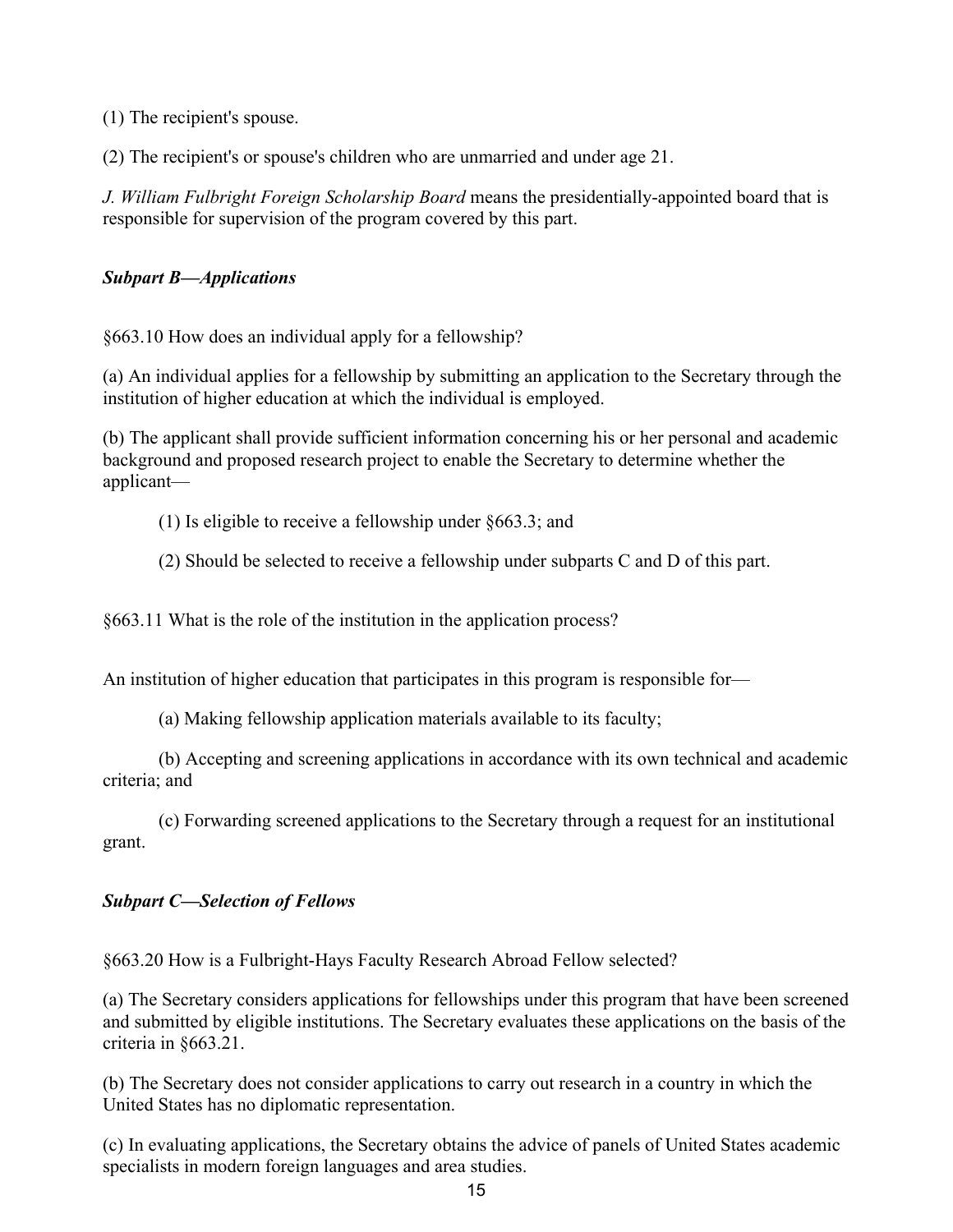(1) The recipient's spouse.

(2) The recipient's or spouse's children who are unmarried and under age 21.

*J. William Fulbright Foreign Scholarship Board* means the presidentially-appointed board that is responsible for supervision of the program covered by this part.

### *Subpart B—Applications*

§663.10 How does an individual apply for a fellowship?

(a) An individual applies for a fellowship by submitting an application to the Secretary through the institution of higher education at which the individual is employed.

(b) The applicant shall provide sufficient information concerning his or her personal and academic background and proposed research project to enable the Secretary to determine whether the applicant—

(1) Is eligible to receive a fellowship under §663.3; and

(2) Should be selected to receive a fellowship under subparts C and D of this part.

§663.11 What is the role of the institution in the application process?

An institution of higher education that participates in this program is responsible for—

(a) Making fellowship application materials available to its faculty;

(b) Accepting and screening applications in accordance with its own technical and academic criteria; and

(c) Forwarding screened applications to the Secretary through a request for an institutional grant.

### *Subpart C—Selection of Fellows*

§663.20 How is a Fulbright-Hays Faculty Research Abroad Fellow selected?

(a) The Secretary considers applications for fellowships under this program that have been screened and submitted by eligible institutions. The Secretary evaluates these applications on the basis of the criteria in §663.21.

(b) The Secretary does not consider applications to carry out research in a country in which the United States has no diplomatic representation.

(c) In evaluating applications, the Secretary obtains the advice of panels of United States academic specialists in modern foreign languages and area studies.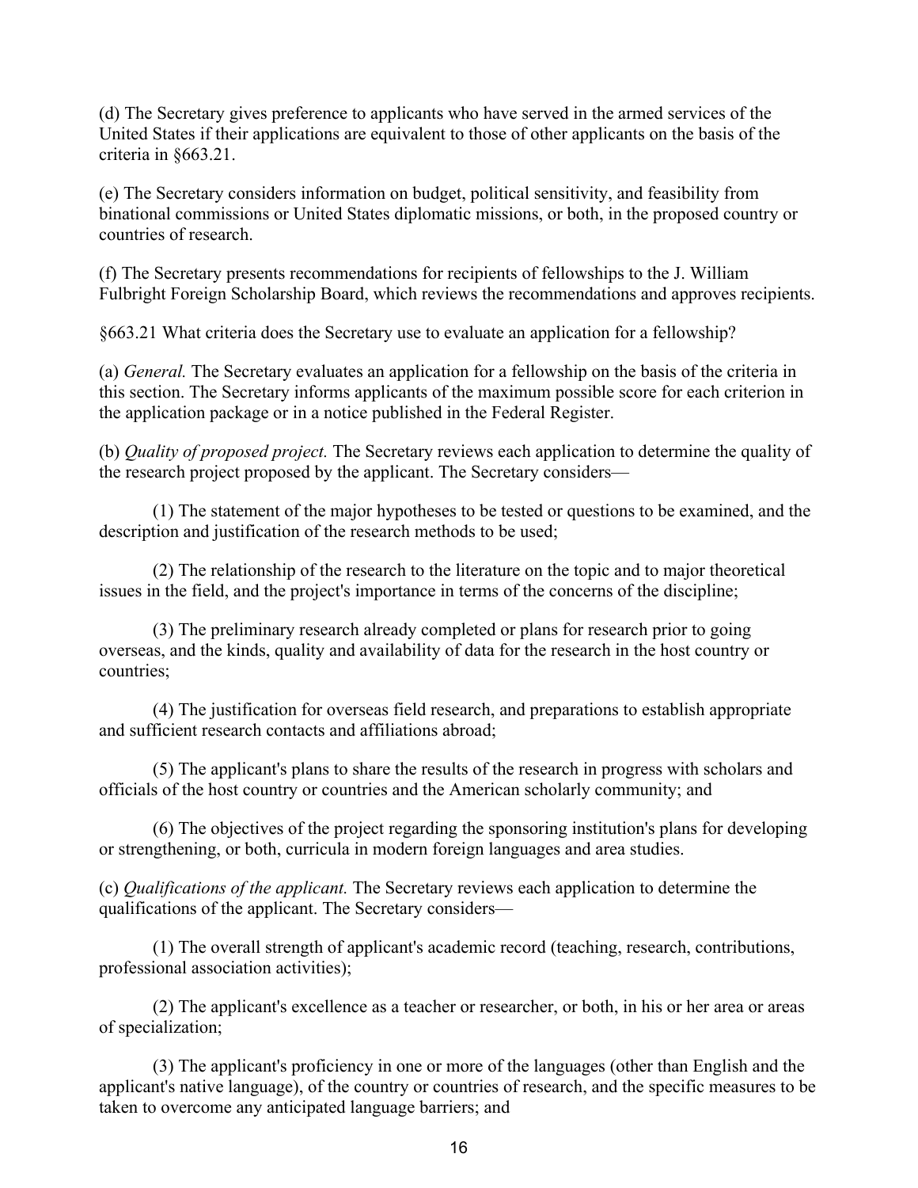(d) The Secretary gives preference to applicants who have served in the armed services of the United States if their applications are equivalent to those of other applicants on the basis of the criteria in §663.21.

(e) The Secretary considers information on budget, political sensitivity, and feasibility from binational commissions or United States diplomatic missions, or both, in the proposed country or countries of research.

(f) The Secretary presents recommendations for recipients of fellowships to the J. William Fulbright Foreign Scholarship Board, which reviews the recommendations and approves recipients.

§663.21 What criteria does the Secretary use to evaluate an application for a fellowship?

(a) *General.* The Secretary evaluates an application for a fellowship on the basis of the criteria in this section. The Secretary informs applicants of the maximum possible score for each criterion in the application package or in a notice published in the Federal Register.

(b) *Quality of proposed project.* The Secretary reviews each application to determine the quality of the research project proposed by the applicant. The Secretary considers—

(1) The statement of the major hypotheses to be tested or questions to be examined, and the description and justification of the research methods to be used;

(2) The relationship of the research to the literature on the topic and to major theoretical issues in the field, and the project's importance in terms of the concerns of the discipline;

(3) The preliminary research already completed or plans for research prior to going overseas, and the kinds, quality and availability of data for the research in the host country or countries;

(4) The justification for overseas field research, and preparations to establish appropriate and sufficient research contacts and affiliations abroad;

(5) The applicant's plans to share the results of the research in progress with scholars and officials of the host country or countries and the American scholarly community; and

(6) The objectives of the project regarding the sponsoring institution's plans for developing or strengthening, or both, curricula in modern foreign languages and area studies.

(c) *Qualifications of the applicant.* The Secretary reviews each application to determine the qualifications of the applicant. The Secretary considers—

(1) The overall strength of applicant's academic record (teaching, research, contributions, professional association activities);

(2) The applicant's excellence as a teacher or researcher, or both, in his or her area or areas of specialization;

(3) The applicant's proficiency in one or more of the languages (other than English and the applicant's native language), of the country or countries of research, and the specific measures to be taken to overcome any anticipated language barriers; and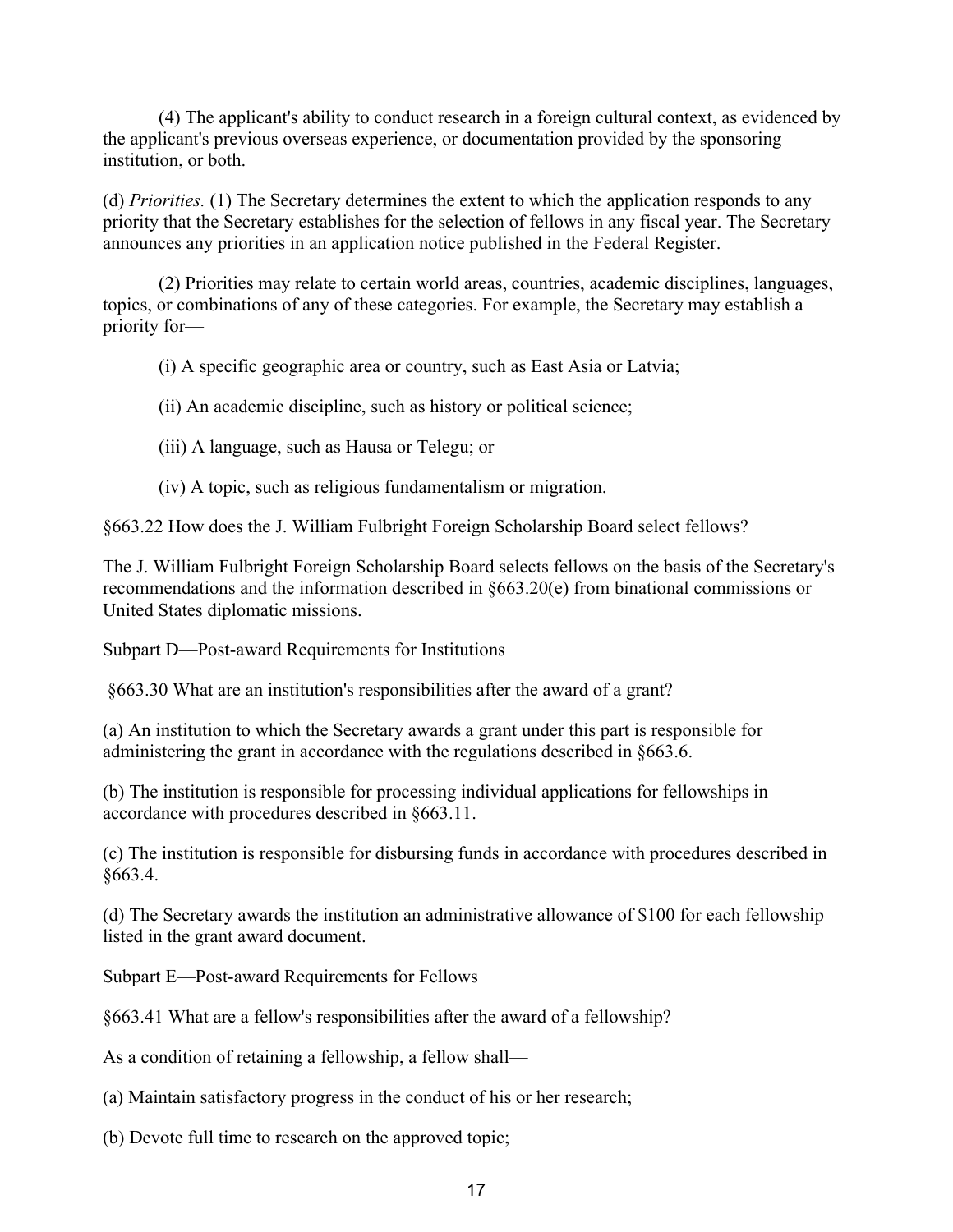(4) The applicant's ability to conduct research in a foreign cultural context, as evidenced by the applicant's previous overseas experience, or documentation provided by the sponsoring institution, or both.

(d) *Priorities.* (1) The Secretary determines the extent to which the application responds to any priority that the Secretary establishes for the selection of fellows in any fiscal year. The Secretary announces any priorities in an application notice published in the Federal Register.

(2) Priorities may relate to certain world areas, countries, academic disciplines, languages, topics, or combinations of any of these categories. For example, the Secretary may establish a priority for—

(i) A specific geographic area or country, such as East Asia or Latvia;

(ii) An academic discipline, such as history or political science;

(iii) A language, such as Hausa or Telegu; or

(iv) A topic, such as religious fundamentalism or migration.

§663.22 How does the J. William Fulbright Foreign Scholarship Board select fellows?

The J. William Fulbright Foreign Scholarship Board selects fellows on the basis of the Secretary's recommendations and the information described in §663.20(e) from binational commissions or United States diplomatic missions.

Subpart D—Post-award Requirements for Institutions

§663.30 What are an institution's responsibilities after the award of a grant?

(a) An institution to which the Secretary awards a grant under this part is responsible for administering the grant in accordance with the regulations described in §663.6.

(b) The institution is responsible for processing individual applications for fellowships in accordance with procedures described in §663.11.

(c) The institution is responsible for disbursing funds in accordance with procedures described in §663.4.

(d) The Secretary awards the institution an administrative allowance of $100 for each fellowship listed in the grant award document.

Subpart E—Post-award Requirements for Fellows

§663.41 What are a fellow's responsibilities after the award of a fellowship?

As a condition of retaining a fellowship, a fellow shall—

(a) Maintain satisfactory progress in the conduct of his or her research;

(b) Devote full time to research on the approved topic;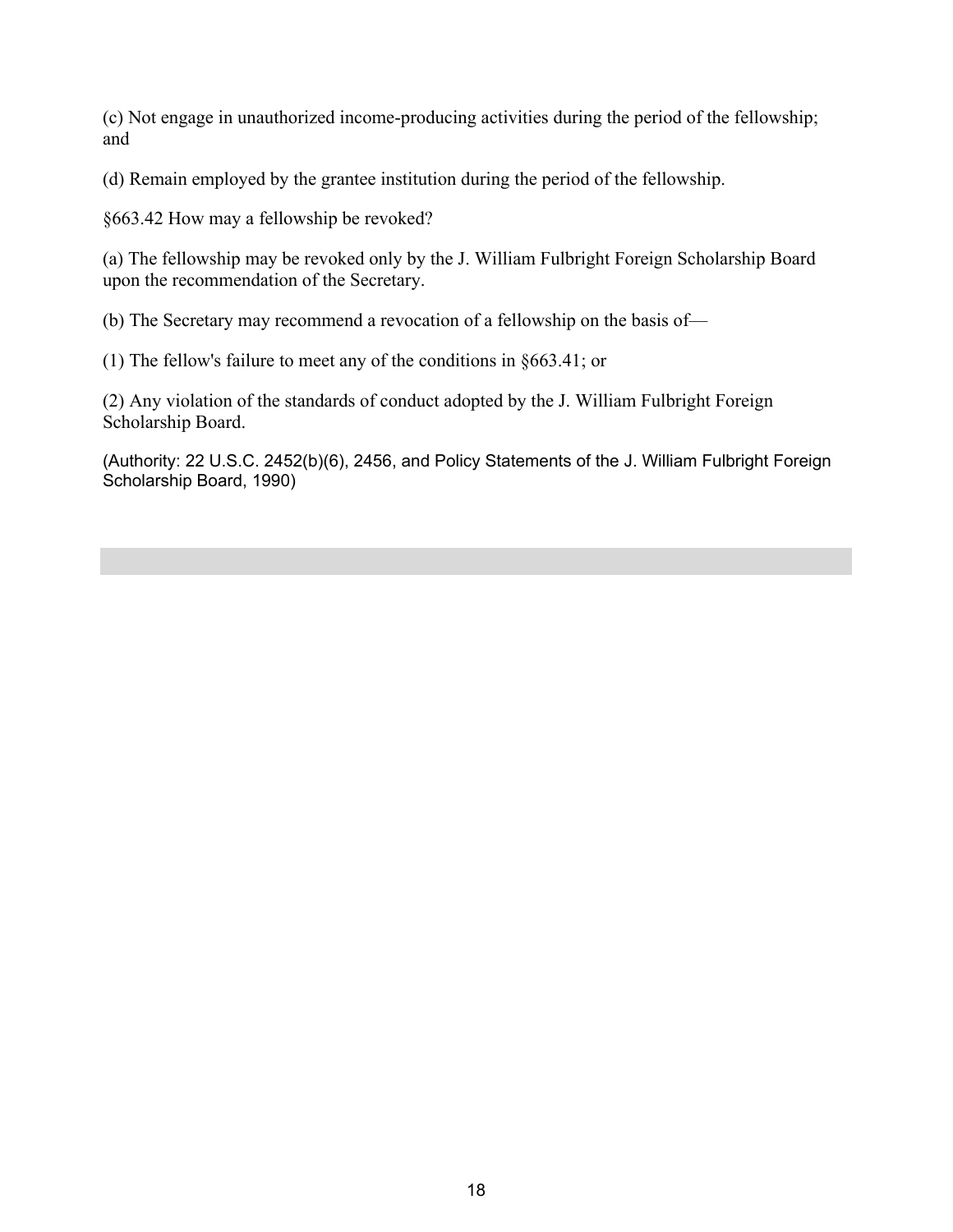(c) Not engage in unauthorized income-producing activities during the period of the fellowship; and

(d) Remain employed by the grantee institution during the period of the fellowship.

§663.42 How may a fellowship be revoked?

(a) The fellowship may be revoked only by the J. William Fulbright Foreign Scholarship Board upon the recommendation of the Secretary.

(b) The Secretary may recommend a revocation of a fellowship on the basis of—

(1) The fellow's failure to meet any of the conditions in §663.41; or

(2) Any violation of the standards of conduct adopted by the J. William Fulbright Foreign Scholarship Board.

(Authority: 22 U.S.C. 2452(b)(6), 2456, and Policy Statements of the J. William Fulbright Foreign Scholarship Board, 1990)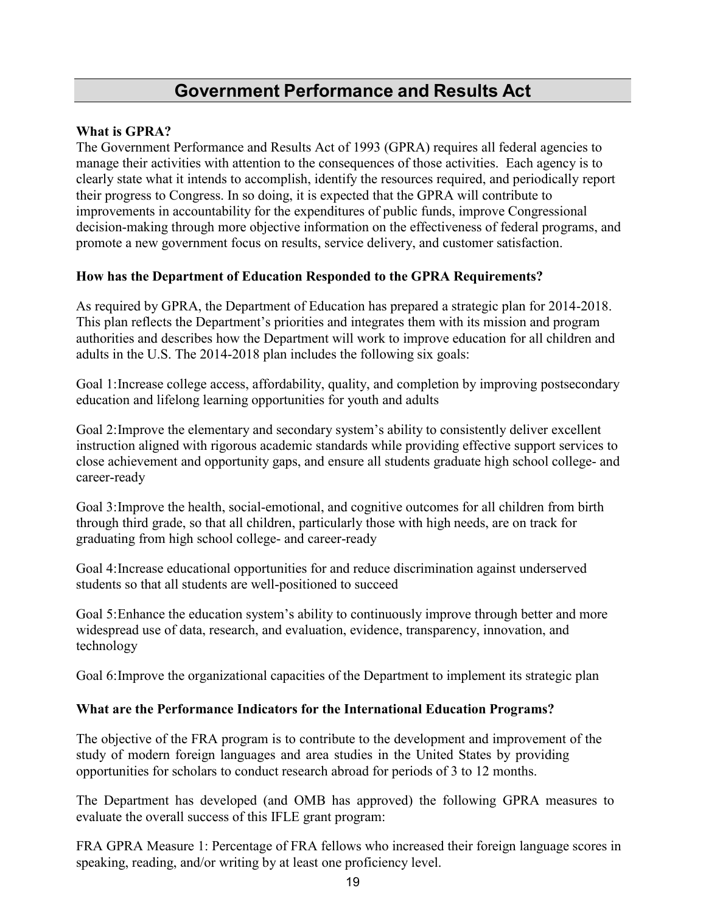## Government Performance and Results Act

**What is GPRA?**

The Government Performance and Results Act of 1993 (GPRA) requires all federal agencies to manage their activities with attention to the consequences of those activities. Each agency is to clearly state what it intends to accomplish, identify the resources required, and periodically report their progress to Congress. In so doing, it is expected that the GPRA will contribute to improvements in accountability for the expenditures of public funds, improve Congressional decision-making through more objective information on the effectiveness of federal programs, and promote a new government focus on results, service delivery, and customer satisfaction.

**How has the Department of Education Responded to the GPRA Requirements?**

As required by GPRA, the Department of Education has prepared a strategic plan for 2014-2018. This plan reflects the Department's priorities and integrates them with its mission and program authorities and describes how the Department will work to improve education for all children and adults in the U.S. The 2014-2018 plan includes the following six goals:

Goal 1: Increase college access, affordability, quality, and completion by improving postsecondary education and lifelong learning opportunities for youth and adults

Goal 2: Improve the elementary and secondary system's ability to consistently deliver excellent instruction aligned with rigorous academic standards while providing effective support services to close achievement and opportunity gaps, and ensure all students graduate high school college- and career-ready

Goal 3: Improve the health, social-emotional, and cognitive outcomes for all children from birth through third grade, so that all children, particularly those with high needs, are on track for graduating from high school college- and career-ready

Goal 4: Increase educational opportunities for and reduce discrimination against underserved students so that all students are well-positioned to succeed

Goal 5: Enhance the education system's ability to continuously improve through better and more widespread use of data, research, and evaluation, evidence, transparency, innovation, and technology

Goal 6: Improve the organizational capacities of the Department to implement its strategic plan

**What are the Performance Indicators for the International Education Programs?**

The objective of the FRA program is to contribute to the development and improvement of the study of modern foreign languages and area studies in the United States by providing opportunities for scholars to conduct research abroad for periods of 3 to 12 months.

The Department has developed (and OMB has approved) the following GPRA measures to evaluate the overall success of this IFLE grant program:

FRA GPRA Measure 1: Percentage of FRA fellows who increased their foreign language scores in speaking, reading, and/or writing by at least one proficiency level.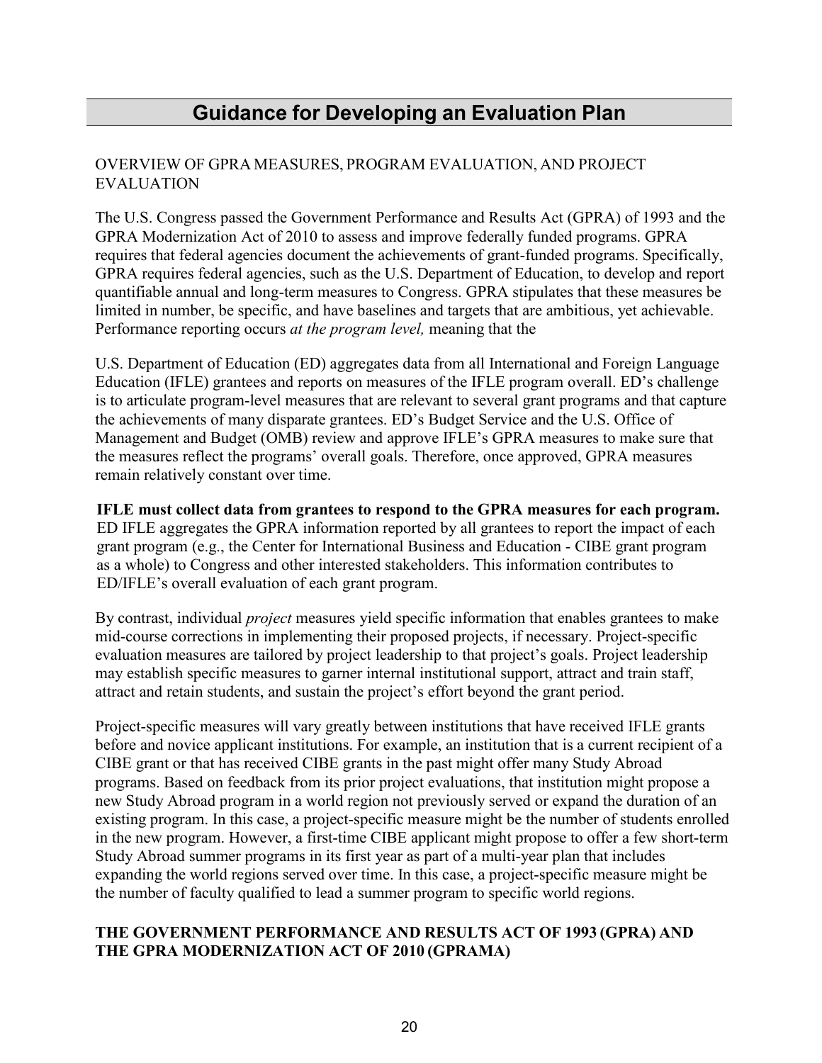# Guidance for Developing an Evaluation Plan

OVERVIEW OF GPRA MEASURES, PROGRAM EVALUATION, AND PROJECT EVALUATION

The U.S. Congress passed the Government Performance and Results Act (GPRA) of 1993 and the GPRA Modernization Act of 2010 to assess and improve federally funded programs. GPRA requires that federal agencies document the achievements of grant-funded programs. Specifically, GPRA requires federal agencies, such as the U.S. Department of Education, to develop and report quantifiable annual and long-term measures to Congress. GPRA stipulates that these measures be limited in number, be specific, and have baselines and targets that are ambitious, yet achievable. Performance reporting occurs *at the program level,* meaning that the

U.S. Department of Education (ED) aggregates data from all International and Foreign Language Education (IFLE) grantees and reports on measures of the IFLE program overall. ED's challenge is to articulate program-level measures that are relevant to several grant programs and that capture the achievements of many disparate grantees. ED's Budget Service and the U.S. Office of Management and Budget (OMB) review and approve IFLE's GPRA measures to make sure that the measures reflect the programs' overall goals. Therefore, once approved, GPRA measures remain relatively constant over time.

**IFLE must collect data from grantees to respond to the GPRA measures for each program.** ED IFLE aggregates the GPRA information reported by all grantees to report the impact of each grant program (e.g., the Center for International Business and Education - CIBE grant program as a whole) to Congress and other interested stakeholders. This information contributes to ED/IFLE's overall evaluation of each grant program.

By contrast, individual *project* measures yield specific information that enables grantees to make mid-course corrections in implementing their proposed projects, if necessary. Project-specific evaluation measures are tailored by project leadership to that project's goals. Project leadership may establish specific measures to garner internal institutional support, attract and train staff, attract and retain students, and sustain the project's effort beyond the grant period.

Project-specific measures will vary greatly between institutions that have received IFLE grants before and novice applicant institutions. For example, an institution that is a current recipient of a CIBE grant or that has received CIBE grants in the past might offer many Study Abroad programs. Based on feedback from its prior project evaluations, that institution might propose a new Study Abroad program in a world region not previously served or expand the duration of an existing program. In this case, a project-specific measure might be the number of students enrolled in the new program. However, a first-time CIBE applicant might propose to offer a few short-term Study Abroad summer programs in its first year as part of a multi-year plan that includes expanding the world regions served over time. In this case, a project-specific measure might be the number of faculty qualified to lead a summer program to specific world regions.

**THE GOVERNMENT PERFORMANCE AND RESULTS ACT OF 1993 (GPRA) AND THE GPRA MODERNIZATION ACT OF 2010 (GPRAMA)**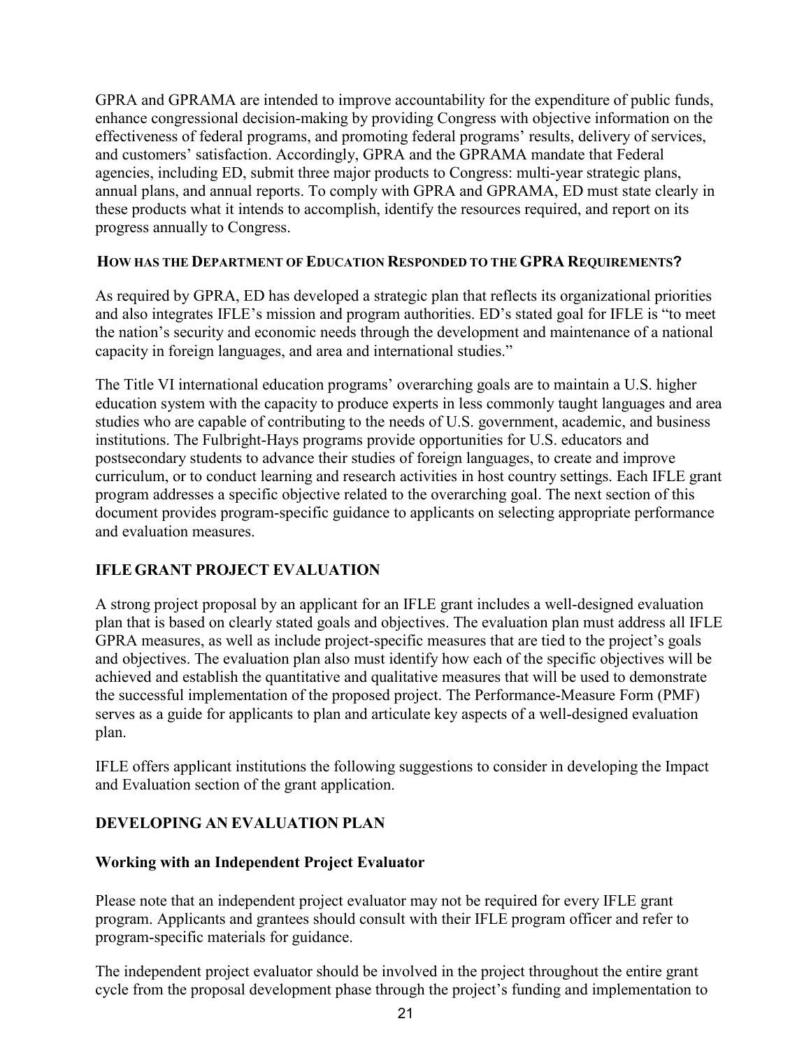GPRA and GPRAMA are intended to improve accountability for the expenditure of public funds, enhance congressional decision-making by providing Congress with objective information on the effectiveness of federal programs, and promoting federal programs' results, delivery of services, and customers' satisfaction. Accordingly, GPRA and the GPRAMA mandate that Federal agencies, including ED, submit three major products to Congress: multi-year strategic plans, annual plans, and annual reports. To comply with GPRA and GPRAMA, ED must state clearly in these products what it intends to accomplish, identify the resources required, and report on its progress annually to Congress.

### HOW HAS THE DEPARTMENT OF EDUCATION RESPONDED TO THE GPRA REQUIREMENTS?

As required by GPRA, ED has developed a strategic plan that reflects its organizational priorities and also integrates IFLE's mission and program authorities. ED's stated goal for IFLE is "to meet the nation's security and economic needs through the development and maintenance of a national capacity in foreign languages, and area and international studies."

The Title VI international education programs' overarching goals are to maintain a U.S. higher education system with the capacity to produce experts in less commonly taught languages and area studies who are capable of contributing to the needs of U.S. government, academic, and business institutions. The Fulbright-Hays programs provide opportunities for U.S. educators and postsecondary students to advance their studies of foreign languages, to create and improve curriculum, or to conduct learning and research activities in host country settings. Each IFLE grant program addresses a specific objective related to the overarching goal. The next section of this document provides program-specific guidance to applicants on selecting appropriate performance and evaluation measures.

## IFLE GRANT PROJECT EVALUATION

A strong project proposal by an applicant for an IFLE grant includes a well-designed evaluation plan that is based on clearly stated goals and objectives. The evaluation plan must address all IFLE GPRA measures, as well as include project-specific measures that are tied to the project's goals and objectives. The evaluation plan also must identify how each of the specific objectives will be achieved and establish the quantitative and qualitative measures that will be used to demonstrate the successful implementation of the proposed project. The Performance-Measure Form (PMF) serves as a guide for applicants to plan and articulate key aspects of a well-designed evaluation plan.

IFLE offers applicant institutions the following suggestions to consider in developing the Impact and Evaluation section of the grant application.

## DEVELOPING AN EVALUATION PLAN

### Working with an Independent Project Evaluator

Please note that an independent project evaluator may not be required for every IFLE grant program. Applicants and grantees should consult with their IFLE program officer and refer to program-specific materials for guidance.

The independent project evaluator should be involved in the project throughout the entire grant cycle from the proposal development phase through the project's funding and implementation to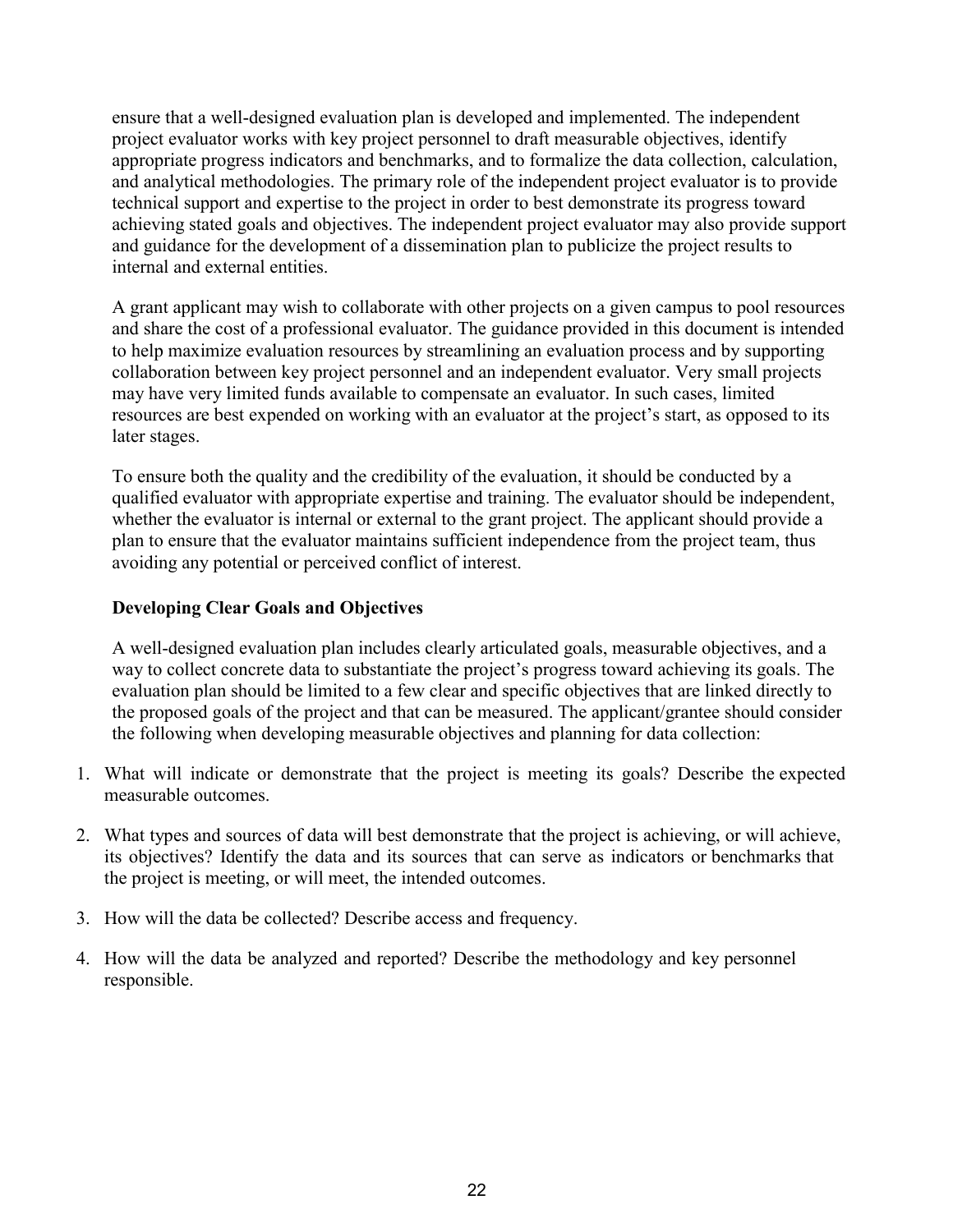ensure that a well-designed evaluation plan is developed and implemented. The independent project evaluator works with key project personnel to draft measurable objectives, identify appropriate progress indicators and benchmarks, and to formalize the data collection, calculation, and analytical methodologies. The primary role of the independent project evaluator is to provide technical support and expertise to the project in order to best demonstrate its progress toward achieving stated goals and objectives. The independent project evaluator may also provide support and guidance for the development of a dissemination plan to publicize the project results to internal and external entities.

A grant applicant may wish to collaborate with other projects on a given campus to pool resources and share the cost of a professional evaluator. The guidance provided in this document is intended to help maximize evaluation resources by streamlining an evaluation process and by supporting collaboration between key project personnel and an independent evaluator. Very small projects may have very limited funds available to compensate an evaluator. In such cases, limited resources are best expended on working with an evaluator at the project's start, as opposed to its later stages.

To ensure both the quality and the credibility of the evaluation, it should be conducted by a qualified evaluator with appropriate expertise and training. The evaluator should be independent, whether the evaluator is internal or external to the grant project. The applicant should provide a plan to ensure that the evaluator maintains sufficient independence from the project team, thus avoiding any potential or perceived conflict of interest.

**Developing Clear Goals and Objectives**

A well-designed evaluation plan includes clearly articulated goals, measurable objectives, and a way to collect concrete data to substantiate the project's progress toward achieving its goals. The evaluation plan should be limited to a few clear and specific objectives that are linked directly to the proposed goals of the project and that can be measured. The applicant/grantee should consider the following when developing measurable objectives and planning for data collection:

1. What will indicate or demonstrate that the project is meeting its goals? Describe the expected measurable outcomes.
2. What types and sources of data will best demonstrate that the project is achieving, or will achieve, its objectives? Identify the data and its sources that can serve as indicators or benchmarks that the project is meeting, or will meet, the intended outcomes.
3. How will the data be collected? Describe access and frequency.
4. How will the data be analyzed and reported? Describe the methodology and key personnel responsible.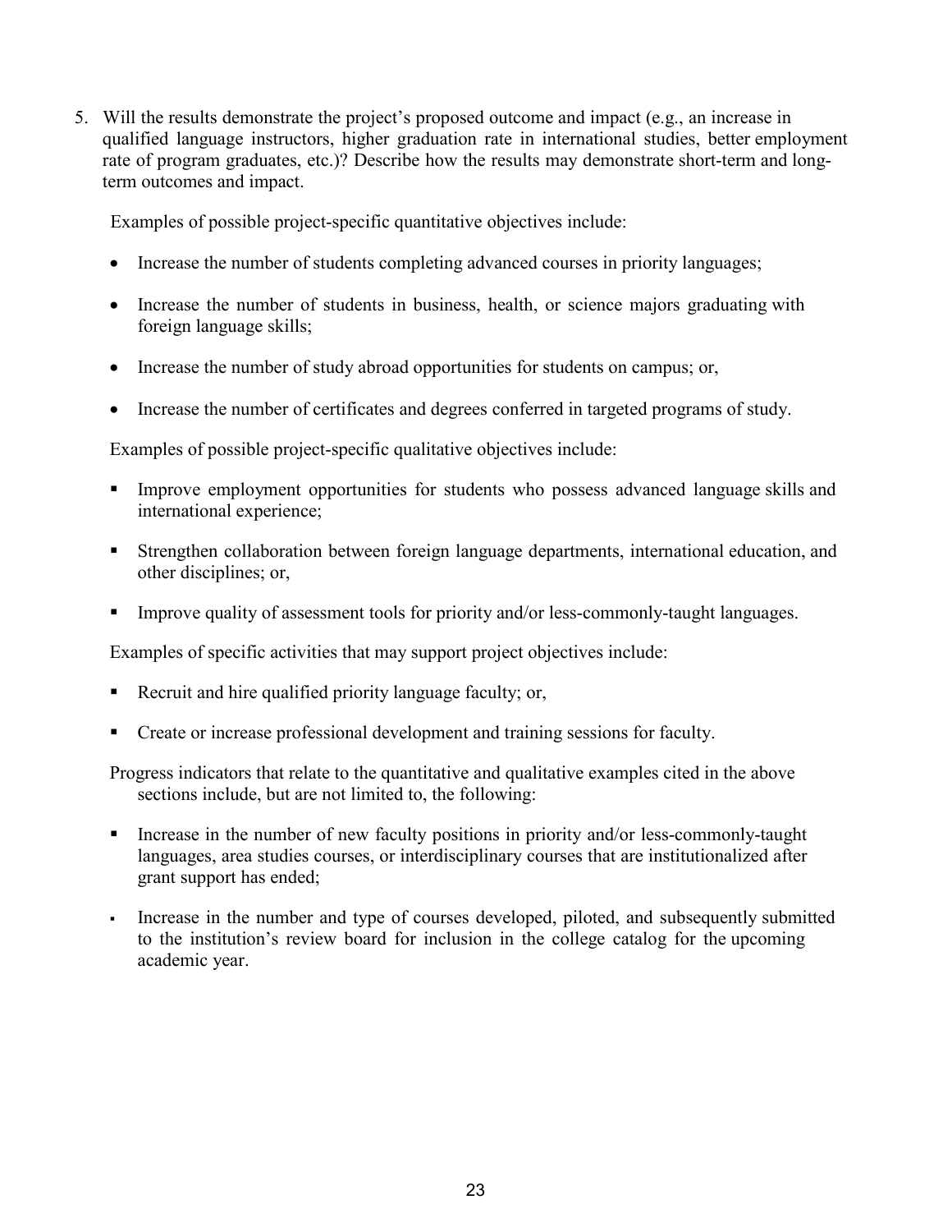5. Will the results demonstrate the project's proposed outcome and impact (e.g., an increase in qualified language instructors, higher graduation rate in international studies, better employment rate of program graduates, etc.)? Describe how the results may demonstrate short-term and long-term outcomes and impact.

   Examples of possible project-specific quantitative objectives include:

   - Increase the number of students completing advanced courses in priority languages;
   - Increase the number of students in business, health, or science majors graduating with foreign language skills;
   - Increase the number of study abroad opportunities for students on campus; or,
   - Increase the number of certificates and degrees conferred in targeted programs of study.

   Examples of possible project-specific qualitative objectives include:

   - Improve employment opportunities for students who possess advanced language skills and international experience;
   - Strengthen collaboration between foreign language departments, international education, and other disciplines; or,
   - Improve quality of assessment tools for priority and/or less-commonly-taught languages.

   Examples of specific activities that may support project objectives include:

   - Recruit and hire qualified priority language faculty; or,
   - Create or increase professional development and training sessions for faculty.

   Progress indicators that relate to the quantitative and qualitative examples cited in the above sections include, but are not limited to, the following:

   - Increase in the number of new faculty positions in priority and/or less-commonly-taught languages, area studies courses, or interdisciplinary courses that are institutionalized after grant support has ended;
   - Increase in the number and type of courses developed, piloted, and subsequently submitted to the institution's review board for inclusion in the college catalog for the upcoming academic year.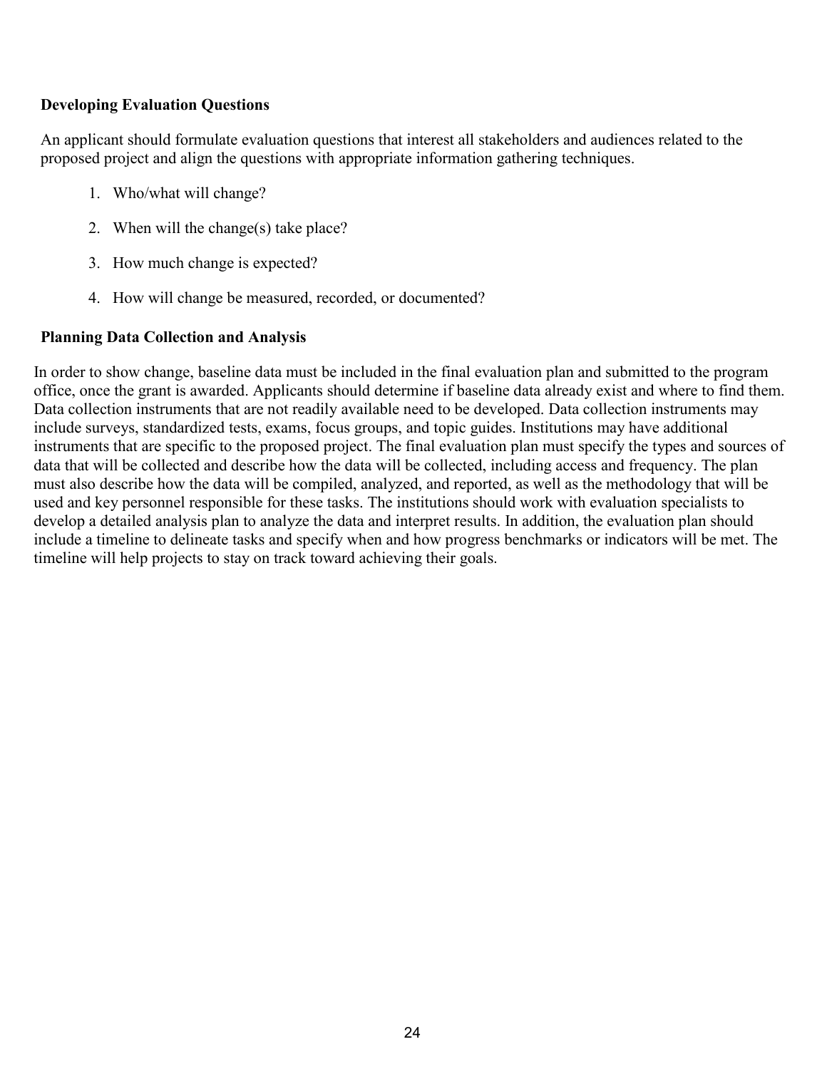**Developing Evaluation Questions**

An applicant should formulate evaluation questions that interest all stakeholders and audiences related to the proposed project and align the questions with appropriate information gathering techniques.

1. Who/what will change?
2. When will the change(s) take place?
3. How much change is expected?
4. How will change be measured, recorded, or documented?

**Planning Data Collection and Analysis**

In order to show change, baseline data must be included in the final evaluation plan and submitted to the program office, once the grant is awarded. Applicants should determine if baseline data already exist and where to find them. Data collection instruments that are not readily available need to be developed. Data collection instruments may include surveys, standardized tests, exams, focus groups, and topic guides. Institutions may have additional instruments that are specific to the proposed project. The final evaluation plan must specify the types and sources of data that will be collected and describe how the data will be collected, including access and frequency. The plan must also describe how the data will be compiled, analyzed, and reported, as well as the methodology that will be used and key personnel responsible for these tasks. The institutions should work with evaluation specialists to develop a detailed analysis plan to analyze the data and interpret results. In addition, the evaluation plan should include a timeline to delineate tasks and specify when and how progress benchmarks or indicators will be met. The timeline will help projects to stay on track toward achieving their goals.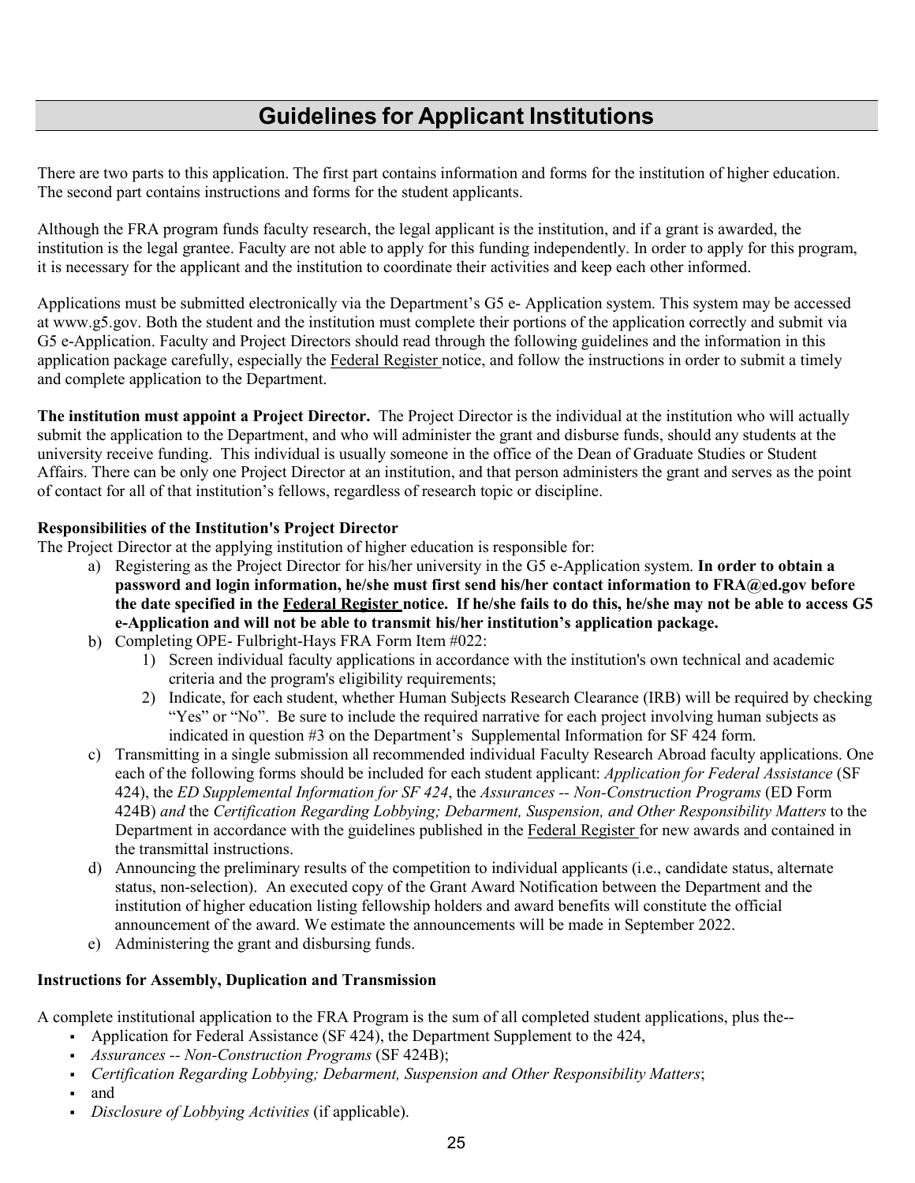# Guidelines for Applicant Institutions

There are two parts to this application. The first part contains information and forms for the institution of higher education. The second part contains instructions and forms for the student applicants.

Although the FRA program funds faculty research, the legal applicant is the institution, and if a grant is awarded, the institution is the legal grantee. Faculty are not able to apply for this funding independently. In order to apply for this program, it is necessary for the applicant and the institution to coordinate their activities and keep each other informed.

Applications must be submitted electronically via the Department's G5 e- Application system. This system may be accessed at www.g5.gov. Both the student and the institution must complete their portions of the application correctly and submit via G5 e-Application. Faculty and Project Directors should read through the following guidelines and the information in this application package carefully, especially the Federal Register notice, and follow the instructions in order to submit a timely and complete application to the Department.

**The institution must appoint a Project Director.** The Project Director is the individual at the institution who will actually submit the application to the Department, and who will administer the grant and disburse funds, should any students at the university receive funding. This individual is usually someone in the office of the Dean of Graduate Studies or Student Affairs. There can be only one Project Director at an institution, and that person administers the grant and serves as the point of contact for all of that institution's fellows, regardless of research topic or discipline.

**Responsibilities of the Institution's Project Director**

The Project Director at the applying institution of higher education is responsible for:

a) Registering as the Project Director for his/her university in the G5 e-Application system. **In order to obtain a password and login information, he/she must first send his/her contact information to FRA@ed.gov before the date specified in the Federal Register notice. If he/she fails to do this, he/she may not be able to access G5 e-Application and will not be able to transmit his/her institution's application package.**
b) Completing OPE- Fulbright-Hays FRA Form Item #022:
   1) Screen individual faculty applications in accordance with the institution's own technical and academic criteria and the program's eligibility requirements;
   2) Indicate, for each student, whether Human Subjects Research Clearance (IRB) will be required by checking "Yes" or "No". Be sure to include the required narrative for each project involving human subjects as indicated in question #3 on the Department's Supplemental Information for SF 424 form.
c) Transmitting in a single submission all recommended individual Faculty Research Abroad faculty applications. One each of the following forms should be included for each student applicant: *Application for Federal Assistance* (SF 424), the *ED Supplemental Information for SF 424*, the *Assurances -- Non-Construction Programs* (ED Form 424B) *and* the *Certification Regarding Lobbying; Debarment, Suspension, and Other Responsibility Matters* to the Department in accordance with the guidelines published in the Federal Register for new awards and contained in the transmittal instructions.
d) Announcing the preliminary results of the competition to individual applicants (i.e., candidate status, alternate status, non-selection). An executed copy of the Grant Award Notification between the Department and the institution of higher education listing fellowship holders and award benefits will constitute the official announcement of the award. We estimate the announcements will be made in September 2022.
e) Administering the grant and disbursing funds.

**Instructions for Assembly, Duplication and Transmission**

A complete institutional application to the FRA Program is the sum of all completed student applications, plus the--

- Application for Federal Assistance (SF 424), the Department Supplement to the 424,
- *Assurances -- Non-Construction Programs* (SF 424B);
- *Certification Regarding Lobbying; Debarment, Suspension and Other Responsibility Matters*;
- and
- *Disclosure of Lobbying Activities* (if applicable).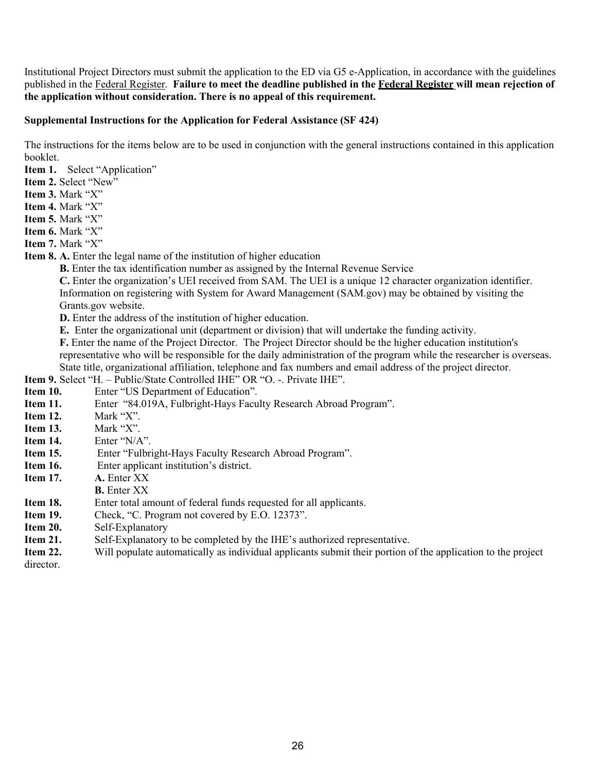Institutional Project Directors must submit the application to the ED via G5 e-Application, in accordance with the guidelines published in the Federal Register. **Failure to meet the deadline published in the Federal Register will mean rejection of the application without consideration. There is no appeal of this requirement.**

**Supplemental Instructions for the Application for Federal Assistance (SF 424)**

The instructions for the items below are to be used in conjunction with the general instructions contained in this application booklet.

**Item 1.** Select "Application"
**Item 2.** Select "New"
**Item 3.** Mark "X"
**Item 4.** Mark "X"
**Item 5.** Mark "X"
**Item 6.** Mark "X"
**Item 7.** Mark "X"
**Item 8.** **A.** Enter the legal name of the institution of higher education

**B.** Enter the tax identification number as assigned by the Internal Revenue Service

**C.** Enter the organization's UEI received from SAM. The UEI is a unique 12 character organization identifier. Information on registering with System for Award Management (SAM.gov) may be obtained by visiting the Grants.gov website.

**D.** Enter the address of the institution of higher education.

**E.** Enter the organizational unit (department or division) that will undertake the funding activity.

**F.** Enter the name of the Project Director. The Project Director should be the higher education institution's representative who will be responsible for the daily administration of the program while the researcher is overseas. State title, organizational affiliation, telephone and fax numbers and email address of the project director.

**Item 9.** Select "H. – Public/State Controlled IHE" OR "O. -. Private IHE".
**Item 10.** Enter "US Department of Education".
**Item 11.** Enter "84.019A, Fulbright-Hays Faculty Research Abroad Program".
**Item 12.** Mark "X".
**Item 13.** Mark "X".
**Item 14.** Enter "N/A".
**Item 15.** Enter "Fulbright-Hays Faculty Research Abroad Program".
**Item 16.** Enter applicant institution's district.
**Item 17.** **A.** Enter XX
**B.** Enter XX
**Item 18.** Enter total amount of federal funds requested for all applicants.
**Item 19.** Check, "C. Program not covered by E.O. 12373".
**Item 20.** Self-Explanatory
**Item 21.** Self-Explanatory to be completed by the IHE's authorized representative.
**Item 22.** Will populate automatically as individual applicants submit their portion of the application to the project director.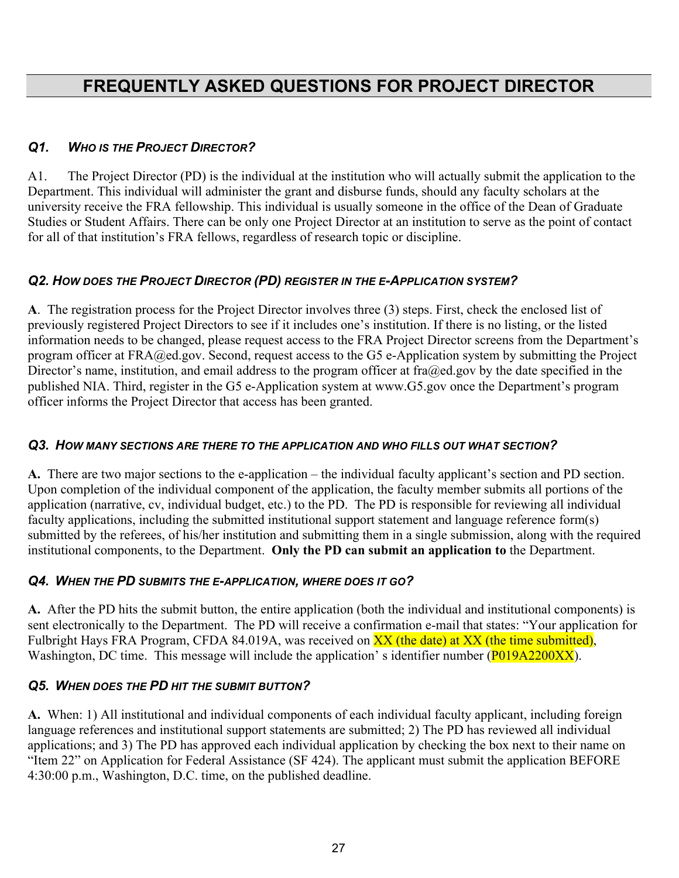# FREQUENTLY ASKED QUESTIONS FOR PROJECT DIRECTOR

### *Q1. WHO IS THE PROJECT DIRECTOR?*

A1. The Project Director (PD) is the individual at the institution who will actually submit the application to the Department. This individual will administer the grant and disburse funds, should any faculty scholars at the university receive the FRA fellowship. This individual is usually someone in the office of the Dean of Graduate Studies or Student Affairs. There can be only one Project Director at an institution to serve as the point of contact for all of that institution's FRA fellows, regardless of research topic or discipline.

### *Q2. HOW DOES THE PROJECT DIRECTOR (PD) REGISTER IN THE E-APPLICATION SYSTEM?*

**A**. The registration process for the Project Director involves three (3) steps. First, check the enclosed list of previously registered Project Directors to see if it includes one's institution. If there is no listing, or the listed information needs to be changed, please request access to the FRA Project Director screens from the Department's program officer at FRA@ed.gov. Second, request access to the G5 e-Application system by submitting the Project Director's name, institution, and email address to the program officer at fra@ed.gov by the date specified in the published NIA. Third, register in the G5 e-Application system at www.G5.gov once the Department's program officer informs the Project Director that access has been granted.

### *Q3. HOW MANY SECTIONS ARE THERE TO THE APPLICATION AND WHO FILLS OUT WHAT SECTION?*

**A.** There are two major sections to the e-application – the individual faculty applicant's section and PD section. Upon completion of the individual component of the application, the faculty member submits all portions of the application (narrative, cv, individual budget, etc.) to the PD. The PD is responsible for reviewing all individual faculty applications, including the submitted institutional support statement and language reference form(s) submitted by the referees, of his/her institution and submitting them in a single submission, along with the required institutional components, to the Department. **Only the PD can submit an application to** the Department.

### *Q4. WHEN THE PD SUBMITS THE E-APPLICATION, WHERE DOES IT GO?*

**A.** After the PD hits the submit button, the entire application (both the individual and institutional components) is sent electronically to the Department. The PD will receive a confirmation e-mail that states: "Your application for Fulbright Hays FRA Program, CFDA 84.019A, was received on XX (the date) at XX (the time submitted), Washington, DC time. This message will include the application' s identifier number (P019A2200XX).

### *Q5. WHEN DOES THE PD HIT THE SUBMIT BUTTON?*

**A.** When: 1) All institutional and individual components of each individual faculty applicant, including foreign language references and institutional support statements are submitted; 2) The PD has reviewed all individual applications; and 3) The PD has approved each individual application by checking the box next to their name on "Item 22" on Application for Federal Assistance (SF 424). The applicant must submit the application BEFORE 4:30:00 p.m., Washington, D.C. time, on the published deadline.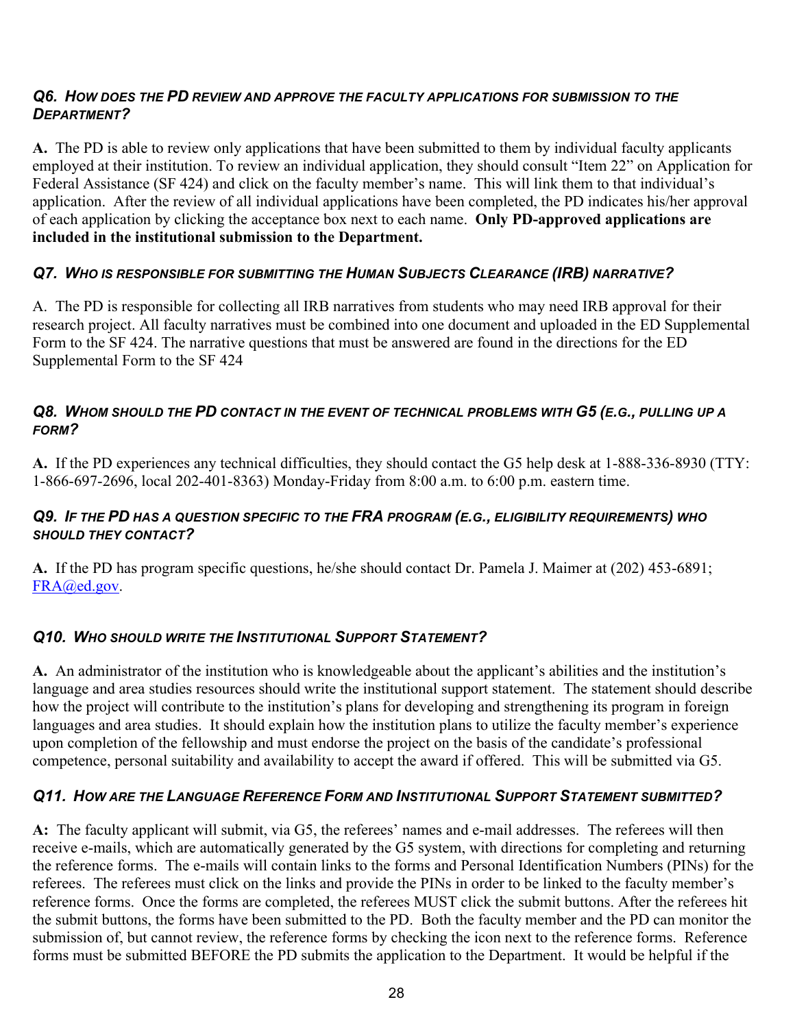### *Q6. How does the PD review and approve the faculty applications for submission to the Department?*

**A.** The PD is able to review only applications that have been submitted to them by individual faculty applicants employed at their institution. To review an individual application, they should consult "Item 22" on Application for Federal Assistance (SF 424) and click on the faculty member's name. This will link them to that individual's application. After the review of all individual applications have been completed, the PD indicates his/her approval of each application by clicking the acceptance box next to each name. **Only PD-approved applications are included in the institutional submission to the Department.**

### *Q7. Who is responsible for submitting the Human Subjects Clearance (IRB) narrative?*

A. The PD is responsible for collecting all IRB narratives from students who may need IRB approval for their research project. All faculty narratives must be combined into one document and uploaded in the ED Supplemental Form to the SF 424. The narrative questions that must be answered are found in the directions for the ED Supplemental Form to the SF 424

### *Q8. Whom should the PD contact in the event of technical problems with G5 (e.g., pulling up a form?*

**A.** If the PD experiences any technical difficulties, they should contact the G5 help desk at 1-888-336-8930 (TTY: 1-866-697-2696, local 202-401-8363) Monday-Friday from 8:00 a.m. to 6:00 p.m. eastern time.

### *Q9. If the PD has a question specific to the FRA program (e.g., eligibility requirements) who should they contact?*

**A.** If the PD has program specific questions, he/she should contact Dr. Pamela J. Maimer at (202) 453-6891; FRA@ed.gov.

### *Q10. Who should write the Institutional Support Statement?*

**A.** An administrator of the institution who is knowledgeable about the applicant's abilities and the institution's language and area studies resources should write the institutional support statement. The statement should describe how the project will contribute to the institution's plans for developing and strengthening its program in foreign languages and area studies. It should explain how the institution plans to utilize the faculty member's experience upon completion of the fellowship and must endorse the project on the basis of the candidate's professional competence, personal suitability and availability to accept the award if offered. This will be submitted via G5.

### *Q11. How are the Language Reference Form and Institutional Support Statement submitted?*

**A:** The faculty applicant will submit, via G5, the referees' names and e-mail addresses. The referees will then receive e-mails, which are automatically generated by the G5 system, with directions for completing and returning the reference forms. The e-mails will contain links to the forms and Personal Identification Numbers (PINs) for the referees. The referees must click on the links and provide the PINs in order to be linked to the faculty member's reference forms. Once the forms are completed, the referees MUST click the submit buttons. After the referees hit the submit buttons, the forms have been submitted to the PD. Both the faculty member and the PD can monitor the submission of, but cannot review, the reference forms by checking the icon next to the reference forms. Reference forms must be submitted BEFORE the PD submits the application to the Department. It would be helpful if the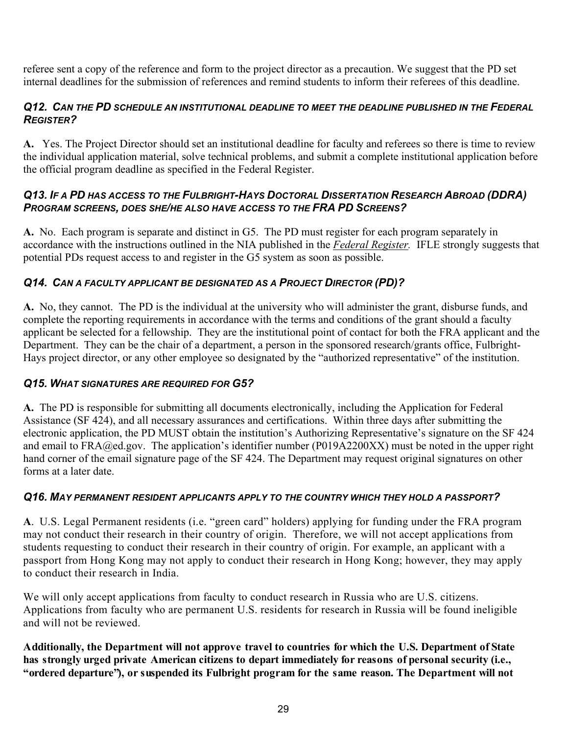referee sent a copy of the reference and form to the project director as a precaution. We suggest that the PD set internal deadlines for the submission of references and remind students to inform their referees of this deadline.

### *Q12. Can the PD schedule an institutional deadline to meet the deadline published in the Federal Register?*

**A.** Yes. The Project Director should set an institutional deadline for faculty and referees so there is time to review the individual application material, solve technical problems, and submit a complete institutional application before the official program deadline as specified in the Federal Register.

### *Q13. If a PD has access to the Fulbright-Hays Doctoral Dissertation Research Abroad (DDRA) Program screens, does she/he also have access to the FRA PD Screens?*

**A.** No. Each program is separate and distinct in G5. The PD must register for each program separately in accordance with the instructions outlined in the NIA published in the *Federal Register.* IFLE strongly suggests that potential PDs request access to and register in the G5 system as soon as possible.

### *Q14. Can a faculty applicant be designated as a Project Director (PD)?*

**A.** No, they cannot. The PD is the individual at the university who will administer the grant, disburse funds, and complete the reporting requirements in accordance with the terms and conditions of the grant should a faculty applicant be selected for a fellowship. They are the institutional point of contact for both the FRA applicant and the Department. They can be the chair of a department, a person in the sponsored research/grants office, Fulbright-Hays project director, or any other employee so designated by the "authorized representative" of the institution.

### *Q15. What signatures are required for G5?*

**A.** The PD is responsible for submitting all documents electronically, including the Application for Federal Assistance (SF 424), and all necessary assurances and certifications. Within three days after submitting the electronic application, the PD MUST obtain the institution's Authorizing Representative's signature on the SF 424 and email to FRA@ed.gov. The application's identifier number (P019A2200XX) must be noted in the upper right hand corner of the email signature page of the SF 424. The Department may request original signatures on other forms at a later date.

### *Q16. May permanent resident applicants apply to the country which they hold a passport?*

**A**. U.S. Legal Permanent residents (i.e. "green card" holders) applying for funding under the FRA program may not conduct their research in their country of origin. Therefore, we will not accept applications from students requesting to conduct their research in their country of origin. For example, an applicant with a passport from Hong Kong may not apply to conduct their research in Hong Kong; however, they may apply to conduct their research in India.

We will only accept applications from faculty to conduct research in Russia who are U.S. citizens. Applications from faculty who are permanent U.S. residents for research in Russia will be found ineligible and will not be reviewed.

**Additionally, the Department will not approve travel to countries for which the U.S. Department of State has strongly urged private American citizens to depart immediately for reasons of personal security (i.e., "ordered departure"), or suspended its Fulbright program for the same reason. The Department will not**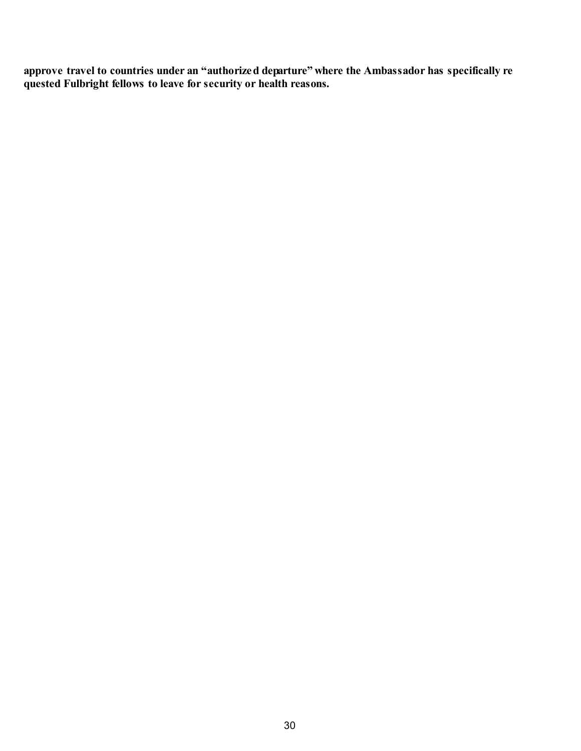**approve travel to countries under an "authorized departure" where the Ambassador has specifically requested Fulbright fellows to leave for security or health reasons.**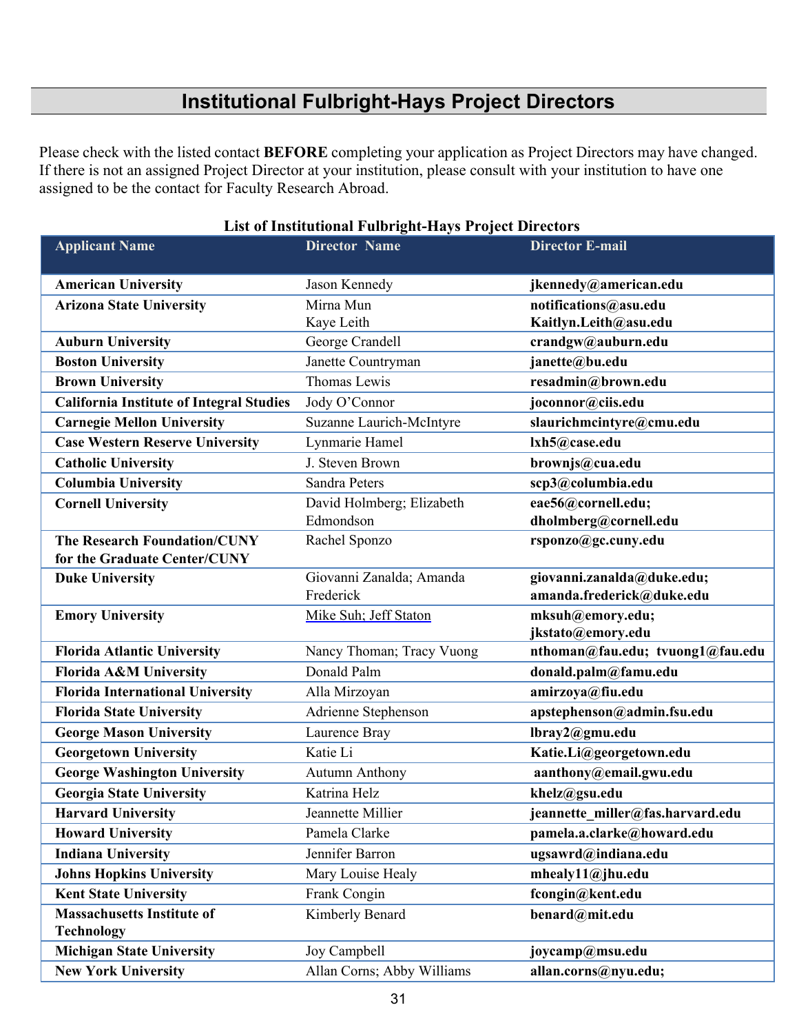# Institutional Fulbright-Hays Project Directors

Please check with the listed contact **BEFORE** completing your application as Project Directors may have changed. If there is not an assigned Project Director at your institution, please consult with your institution to have one assigned to be the contact for Faculty Research Abroad.

**List of Institutional Fulbright-Hays Project Directors**

| Applicant Name | Director Name | Director E-mail |
|---|---|---|
| **American University** | Jason Kennedy | **jkennedy@american.edu** |
| **Arizona State University** | Mirna Mun<br>Kaye Leith | **notifications@asu.edu**<br>**Kaitlyn.Leith@asu.edu** |
| **Auburn University** | George Crandell | **crandgw@auburn.edu** |
| **Boston University** | Janette Countryman | **janette@bu.edu** |
| **Brown University** | Thomas Lewis | **resadmin@brown.edu** |
| **California Institute of Integral Studies** | Jody O'Connor | **joconnor@ciis.edu** |
| **Carnegie Mellon University** | Suzanne Laurich-McIntyre | **slaurichmcintyre@cmu.edu** |
| **Case Western Reserve University** | Lynmarie Hamel | **lxh5@case.edu** |
| **Catholic University** | J. Steven Brown | **brownjs@cua.edu** |
| **Columbia University** | Sandra Peters | **scp3@columbia.edu** |
| **Cornell University** | David Holmberg; Elizabeth Edmondson | **eae56@cornell.edu; dholmberg@cornell.edu** |
| **The Research Foundation/CUNY for the Graduate Center/CUNY** | Rachel Sponzo | **rsponzo@gc.cuny.edu** |
| **Duke University** | Giovanni Zanalda; Amanda Frederick | **giovanni.zanalda@duke.edu; amanda.frederick@duke.edu** |
| **Emory University** | Mike Suh; Jeff Staton | **mksuh@emory.edu; jkstato@emory.edu** |
| **Florida Atlantic University** | Nancy Thoman; Tracy Vuong | **nthoman@fau.edu; tvuong1@fau.edu** |
| **Florida A&M University** | Donald Palm | **donald.palm@famu.edu** |
| **Florida International University** | Alla Mirzoyan | **amirzoya@fiu.edu** |
| **Florida State University** | Adrienne Stephenson | **apstephenson@admin.fsu.edu** |
| **George Mason University** | Laurence Bray | **lbray2@gmu.edu** |
| **Georgetown University** | Katie Li | **Katie.Li@georgetown.edu** |
| **George Washington University** | Autumn Anthony | **aanthony@email.gwu.edu** |
| **Georgia State University** | Katrina Helz | **khelz@gsu.edu** |
| **Harvard University** | Jeannette Millier | **jeannette_miller@fas.harvard.edu** |
| **Howard University** | Pamela Clarke | **pamela.a.clarke@howard.edu** |
| **Indiana University** | Jennifer Barron | **ugsawrd@indiana.edu** |
| **Johns Hopkins University** | Mary Louise Healy | **mhealy11@jhu.edu** |
| **Kent State University** | Frank Congin | **fcongin@kent.edu** |
| **Massachusetts Institute of Technology** | Kimberly Benard | **benard@mit.edu** |
| **Michigan State University** | Joy Campbell | **joycamp@msu.edu** |
| **New York University** | Allan Corns; Abby Williams | **allan.corns@nyu.edu;** |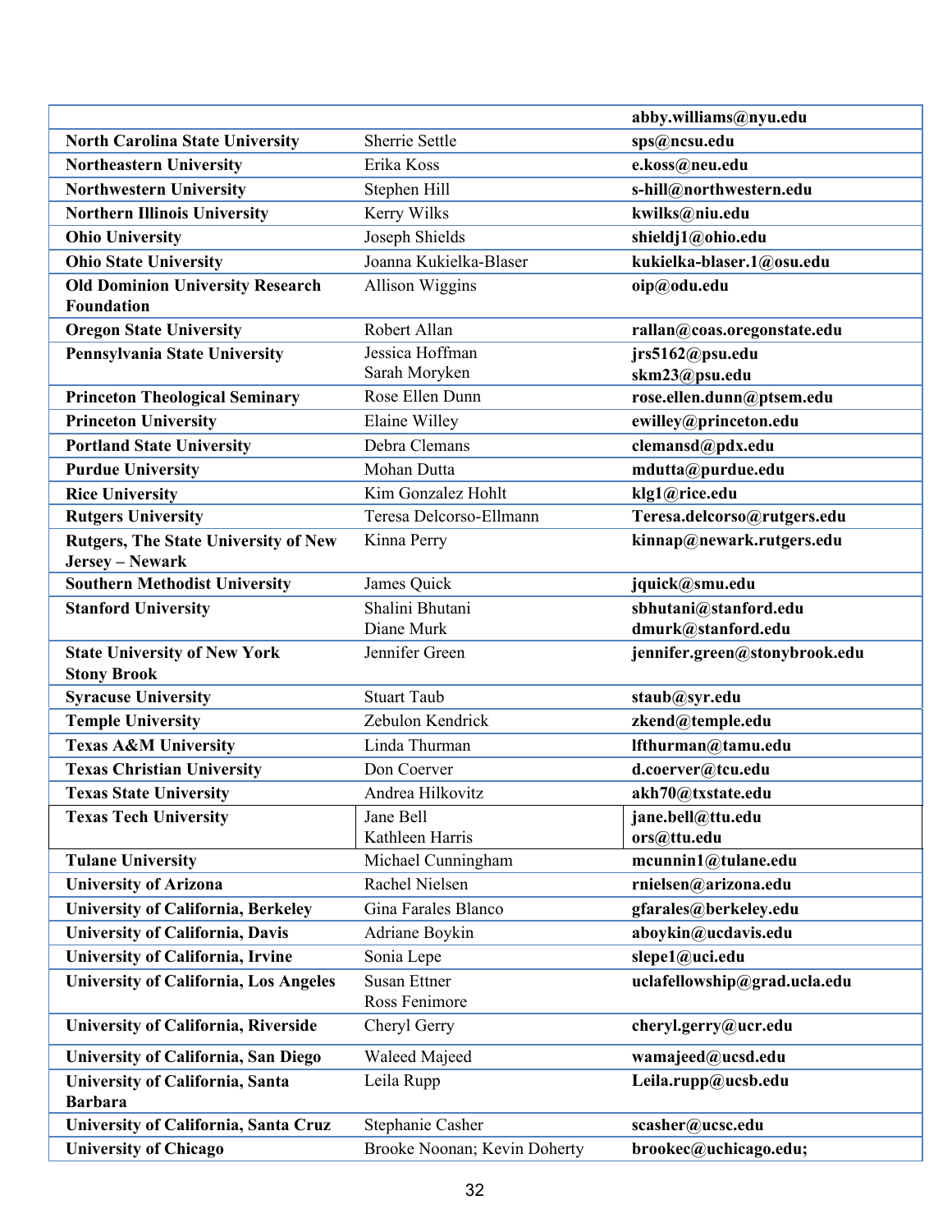| | | |
|---|---|---|
| | | **abby.williams@nyu.edu** |
| **North Carolina State University** | Sherrie Settle | **sps@ncsu.edu** |
| **Northeastern University** | Erika Koss | **e.koss@neu.edu** |
| **Northwestern University** | Stephen Hill | **s-hill@northwestern.edu** |
| **Northern Illinois University** | Kerry Wilks | **kwilks@niu.edu** |
| **Ohio University** | Joseph Shields | **shieldj1@ohio.edu** |
| **Ohio State University** | Joanna Kukielka-Blaser | **kukielka-blaser.1@osu.edu** |
| **Old Dominion University Research Foundation** | Allison Wiggins | **oip@odu.edu** |
| **Oregon State University** | Robert Allan | **rallan@coas.oregonstate.edu** |
| **Pennsylvania State University** | Jessica Hoffman<br>Sarah Moryken | **jrs5162@psu.edu**<br>**skm23@psu.edu** |
| **Princeton Theological Seminary** | Rose Ellen Dunn | **rose.ellen.dunn@ptsem.edu** |
| **Princeton University** | Elaine Willey | **ewilley@princeton.edu** |
| **Portland State University** | Debra Clemans | **clemansd@pdx.edu** |
| **Purdue University** | Mohan Dutta | **mdutta@purdue.edu** |
| **Rice University** | Kim Gonzalez Hohlt | **klg1@rice.edu** |
| **Rutgers University** | Teresa Delcorso-Ellmann | **Teresa.delcorso@rutgers.edu** |
| **Rutgers, The State University of New Jersey – Newark** | Kinna Perry | **kinnap@newark.rutgers.edu** |
| **Southern Methodist University** | James Quick | **jquick@smu.edu** |
| **Stanford University** | Shalini Bhutani<br>Diane Murk | **sbhutani@stanford.edu**<br>**dmurk@stanford.edu** |
| **State University of New York Stony Brook** | Jennifer Green | **jennifer.green@stonybrook.edu** |
| **Syracuse University** | Stuart Taub | **staub@syr.edu** |
| **Temple University** | Zebulon Kendrick | **zkend@temple.edu** |
| **Texas A&M University** | Linda Thurman | **lfthurman@tamu.edu** |
| **Texas Christian University** | Don Coerver | **d.coerver@tcu.edu** |
| **Texas State University** | Andrea Hilkovitz | **akh70@txstate.edu** |
| **Texas Tech University** | Jane Bell<br>Kathleen Harris | **jane.bell@ttu.edu**<br>**ors@ttu.edu** |
| **Tulane University** | Michael Cunningham | **mcunnin1@tulane.edu** |
| **University of Arizona** | Rachel Nielsen | **rnielsen@arizona.edu** |
| **University of California, Berkeley** | Gina Farales Blanco | **gfarales@berkeley.edu** |
| **University of California, Davis** | Adriane Boykin | **aboykin@ucdavis.edu** |
| **University of California, Irvine** | Sonia Lepe | **slepe1@uci.edu** |
| **University of California, Los Angeles** | Susan Ettner<br>Ross Fenimore | **uclafellowship@grad.ucla.edu** |
| **University of California, Riverside** | Cheryl Gerry | **cheryl.gerry@ucr.edu** |
| **University of California, San Diego** | Waleed Majeed | **wamajeed@ucsd.edu** |
| **University of California, Santa Barbara** | Leila Rupp | **Leila.rupp@ucsb.edu** |
| **University of California, Santa Cruz** | Stephanie Casher | **scasher@ucsc.edu** |
| **University of Chicago** | Brooke Noonan; Kevin Doherty | **brookec@uchicago.edu;** |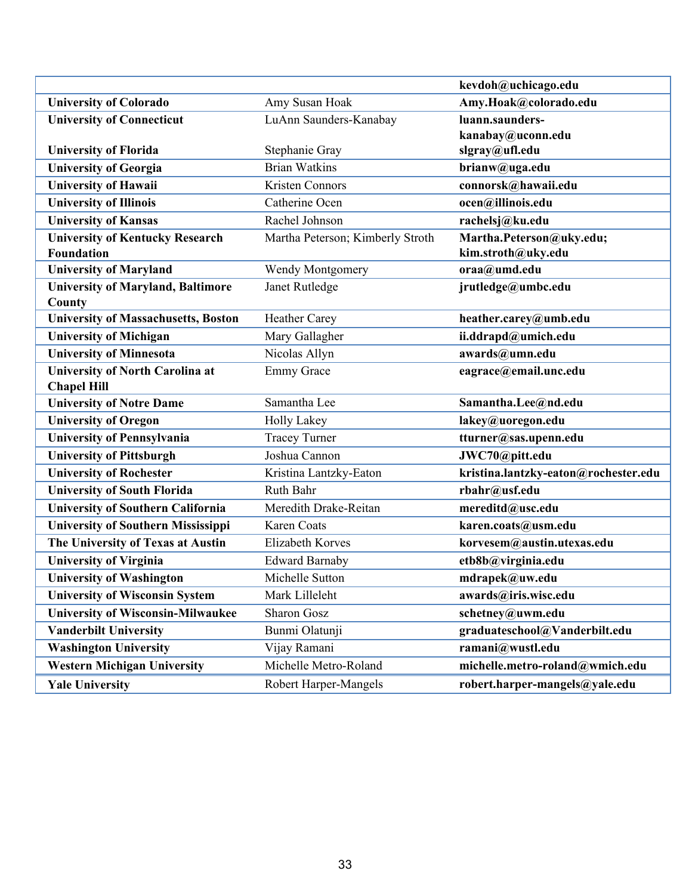| | | |
|---|---|---|
| | | **kevdoh@uchicago.edu** |
| **University of Colorado** | Amy Susan Hoak | **Amy.Hoak@colorado.edu** |
| **University of Connecticut** | LuAnn Saunders-Kanabay | **luann.saunders-kanabay@uconn.edu** |
| **University of Florida** | Stephanie Gray | **slgray@ufl.edu** |
| **University of Georgia** | Brian Watkins | **brianw@uga.edu** |
| **University of Hawaii** | Kristen Connors | **connorsk@hawaii.edu** |
| **University of Illinois** | Catherine Ocen | **ocen@illinois.edu** |
| **University of Kansas** | Rachel Johnson | **rachelsj@ku.edu** |
| **University of Kentucky Research Foundation** | Martha Peterson; Kimberly Stroth | **Martha.Peterson@uky.edu; kim.stroth@uky.edu** |
| **University of Maryland** | Wendy Montgomery | **oraa@umd.edu** |
| **University of Maryland, Baltimore County** | Janet Rutledge | **jrutledge@umbc.edu** |
| **University of Massachusetts, Boston** | Heather Carey | **heather.carey@umb.edu** |
| **University of Michigan** | Mary Gallagher | **ii.ddrapd@umich.edu** |
| **University of Minnesota** | Nicolas Allyn | **awards@umn.edu** |
| **University of North Carolina at Chapel Hill** | Emmy Grace | **eagrace@email.unc.edu** |
| **University of Notre Dame** | Samantha Lee | **Samantha.Lee@nd.edu** |
| **University of Oregon** | Holly Lakey | **lakey@uoregon.edu** |
| **University of Pennsylvania** | Tracey Turner | **tturner@sas.upenn.edu** |
| **University of Pittsburgh** | Joshua Cannon | **JWC70@pitt.edu** |
| **University of Rochester** | Kristina Lantzky-Eaton | **kristina.lantzky-eaton@rochester.edu** |
| **University of South Florida** | Ruth Bahr | **rbahr@usf.edu** |
| **University of Southern California** | Meredith Drake-Reitan | **mereditd@usc.edu** |
| **University of Southern Mississippi** | Karen Coats | **karen.coats@usm.edu** |
| **The University of Texas at Austin** | Elizabeth Korves | **korvesem@austin.utexas.edu** |
| **University of Virginia** | Edward Barnaby | **etb8b@virginia.edu** |
| **University of Washington** | Michelle Sutton | **mdrapek@uw.edu** |
| **University of Wisconsin System** | Mark Lilleleht | **awards@iris.wisc.edu** |
| **University of Wisconsin-Milwaukee** | Sharon Gosz | **schetney@uwm.edu** |
| **Vanderbilt University** | Bunmi Olatunji | **graduateschool@Vanderbilt.edu** |
| **Washington University** | Vijay Ramani | **ramani@wustl.edu** |
| **Western Michigan University** | Michelle Metro-Roland | **michelle.metro-roland@wmich.edu** |
| **Yale University** | Robert Harper-Mangels | **robert.harper-mangels@yale.edu** |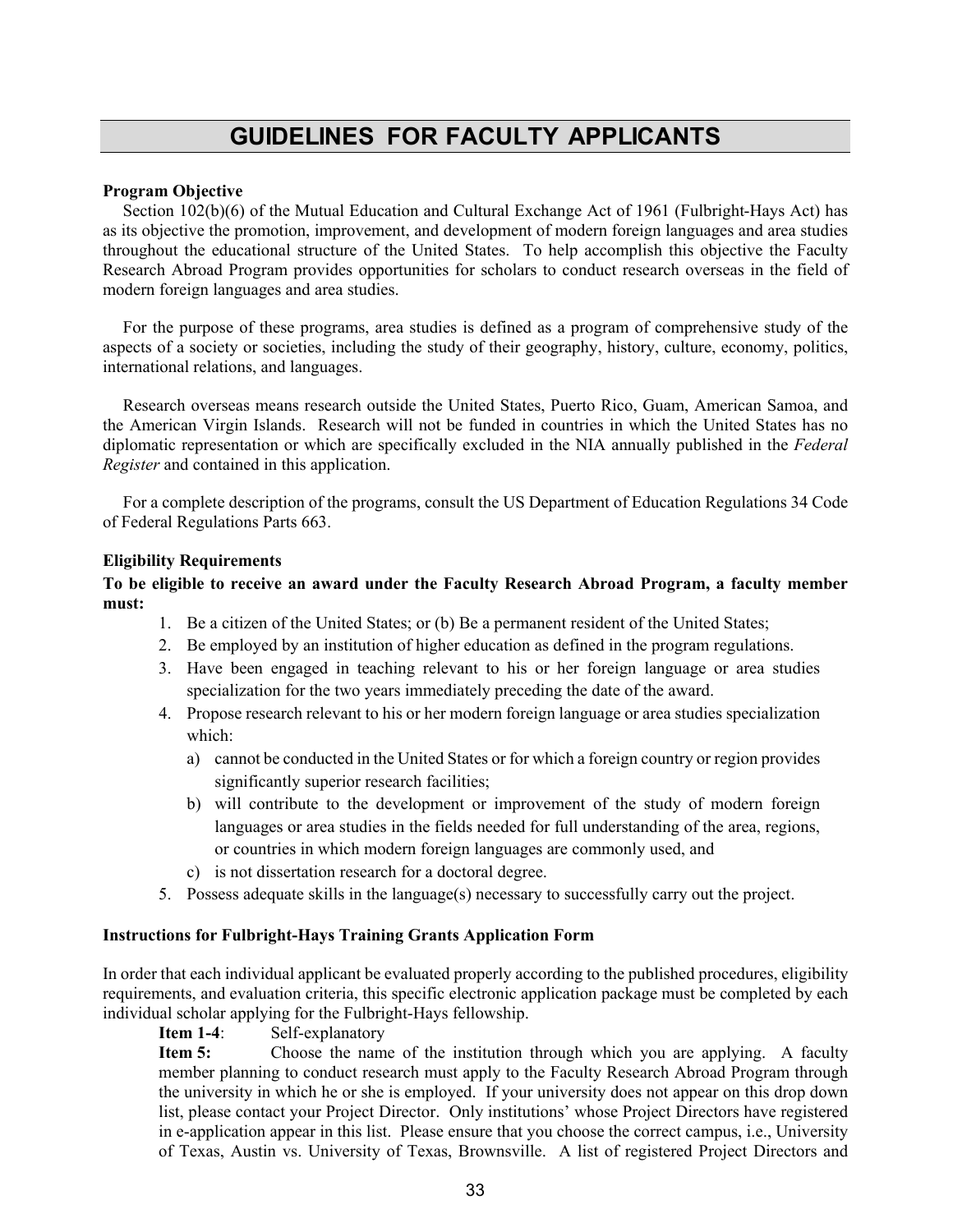# GUIDELINES FOR FACULTY APPLICANTS

**Program Objective**

Section 102(b)(6) of the Mutual Education and Cultural Exchange Act of 1961 (Fulbright-Hays Act) has as its objective the promotion, improvement, and development of modern foreign languages and area studies throughout the educational structure of the United States. To help accomplish this objective the Faculty Research Abroad Program provides opportunities for scholars to conduct research overseas in the field of modern foreign languages and area studies.

For the purpose of these programs, area studies is defined as a program of comprehensive study of the aspects of a society or societies, including the study of their geography, history, culture, economy, politics, international relations, and languages.

Research overseas means research outside the United States, Puerto Rico, Guam, American Samoa, and the American Virgin Islands. Research will not be funded in countries in which the United States has no diplomatic representation or which are specifically excluded in the NIA annually published in the *Federal Register* and contained in this application.

For a complete description of the programs, consult the US Department of Education Regulations 34 Code of Federal Regulations Parts 663.

**Eligibility Requirements**

**To be eligible to receive an award under the Faculty Research Abroad Program, a faculty member must:**

1. Be a citizen of the United States; or (b) Be a permanent resident of the United States;
2. Be employed by an institution of higher education as defined in the program regulations.
3. Have been engaged in teaching relevant to his or her foreign language or area studies specialization for the two years immediately preceding the date of the award.
4. Propose research relevant to his or her modern foreign language or area studies specialization which:
   a) cannot be conducted in the United States or for which a foreign country or region provides significantly superior research facilities;
   b) will contribute to the development or improvement of the study of modern foreign languages or area studies in the fields needed for full understanding of the area, regions, or countries in which modern foreign languages are commonly used, and
   c) is not dissertation research for a doctoral degree.
5. Possess adequate skills in the language(s) necessary to successfully carry out the project.

**Instructions for Fulbright-Hays Training Grants Application Form**

In order that each individual applicant be evaluated properly according to the published procedures, eligibility requirements, and evaluation criteria, this specific electronic application package must be completed by each individual scholar applying for the Fulbright-Hays fellowship.

**Item 1-4**: Self-explanatory

**Item 5:** Choose the name of the institution through which you are applying. A faculty member planning to conduct research must apply to the Faculty Research Abroad Program through the university in which he or she is employed. If your university does not appear on this drop down list, please contact your Project Director. Only institutions' whose Project Directors have registered in e-application appear in this list. Please ensure that you choose the correct campus, i.e., University of Texas, Austin vs. University of Texas, Brownsville. A list of registered Project Directors and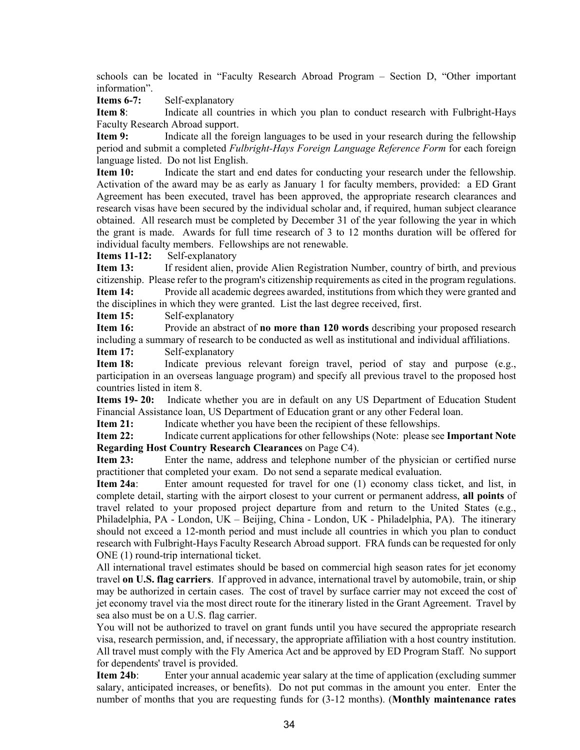schools can be located in "Faculty Research Abroad Program – Section D, "Other important information".

**Items 6-7:** Self-explanatory

**Item 8**: Indicate all countries in which you plan to conduct research with Fulbright-Hays Faculty Research Abroad support.

**Item 9:** Indicate all the foreign languages to be used in your research during the fellowship period and submit a completed *Fulbright-Hays Foreign Language Reference Form* for each foreign language listed. Do not list English.

**Item 10:** Indicate the start and end dates for conducting your research under the fellowship. Activation of the award may be as early as January 1 for faculty members, provided: a ED Grant Agreement has been executed, travel has been approved, the appropriate research clearances and research visas have been secured by the individual scholar and, if required, human subject clearance obtained. All research must be completed by December 31 of the year following the year in which the grant is made. Awards for full time research of 3 to 12 months duration will be offered for individual faculty members. Fellowships are not renewable.

**Items 11-12:** Self-explanatory

**Item 13:** If resident alien, provide Alien Registration Number, country of birth, and previous citizenship. Please refer to the program's citizenship requirements as cited in the program regulations.

**Item 14:** Provide all academic degrees awarded, institutions from which they were granted and the disciplines in which they were granted. List the last degree received, first.

**Item 15:** Self-explanatory

**Item 16:** Provide an abstract of **no more than 120 words** describing your proposed research including a summary of research to be conducted as well as institutional and individual affiliations.

**Item 17:** Self-explanatory

**Item 18:** Indicate previous relevant foreign travel, period of stay and purpose (e.g., participation in an overseas language program) and specify all previous travel to the proposed host countries listed in item 8.

**Items 19- 20:** Indicate whether you are in default on any US Department of Education Student Financial Assistance loan, US Department of Education grant or any other Federal loan.

**Item 21:** Indicate whether you have been the recipient of these fellowships.

**Item 22:** Indicate current applications for other fellowships (Note: please see **Important Note Regarding Host Country Research Clearances** on Page C4).

**Item 23:** Enter the name, address and telephone number of the physician or certified nurse practitioner that completed your exam. Do not send a separate medical evaluation.

**Item 24a**: Enter amount requested for travel for one (1) economy class ticket, and list, in complete detail, starting with the airport closest to your current or permanent address, **all points** of travel related to your proposed project departure from and return to the United States (e.g., Philadelphia, PA - London, UK – Beijing, China - London, UK - Philadelphia, PA). The itinerary should not exceed a 12-month period and must include all countries in which you plan to conduct research with Fulbright-Hays Faculty Research Abroad support. FRA funds can be requested for only ONE (1) round-trip international ticket.

All international travel estimates should be based on commercial high season rates for jet economy travel **on U.S. flag carriers**. If approved in advance, international travel by automobile, train, or ship may be authorized in certain cases. The cost of travel by surface carrier may not exceed the cost of jet economy travel via the most direct route for the itinerary listed in the Grant Agreement. Travel by sea also must be on a U.S. flag carrier.

You will not be authorized to travel on grant funds until you have secured the appropriate research visa, research permission, and, if necessary, the appropriate affiliation with a host country institution. All travel must comply with the Fly America Act and be approved by ED Program Staff. No support for dependents' travel is provided.

**Item 24b**: Enter your annual academic year salary at the time of application (excluding summer salary, anticipated increases, or benefits). Do not put commas in the amount you enter. Enter the number of months that you are requesting funds for (3-12 months). (**Monthly maintenance rates**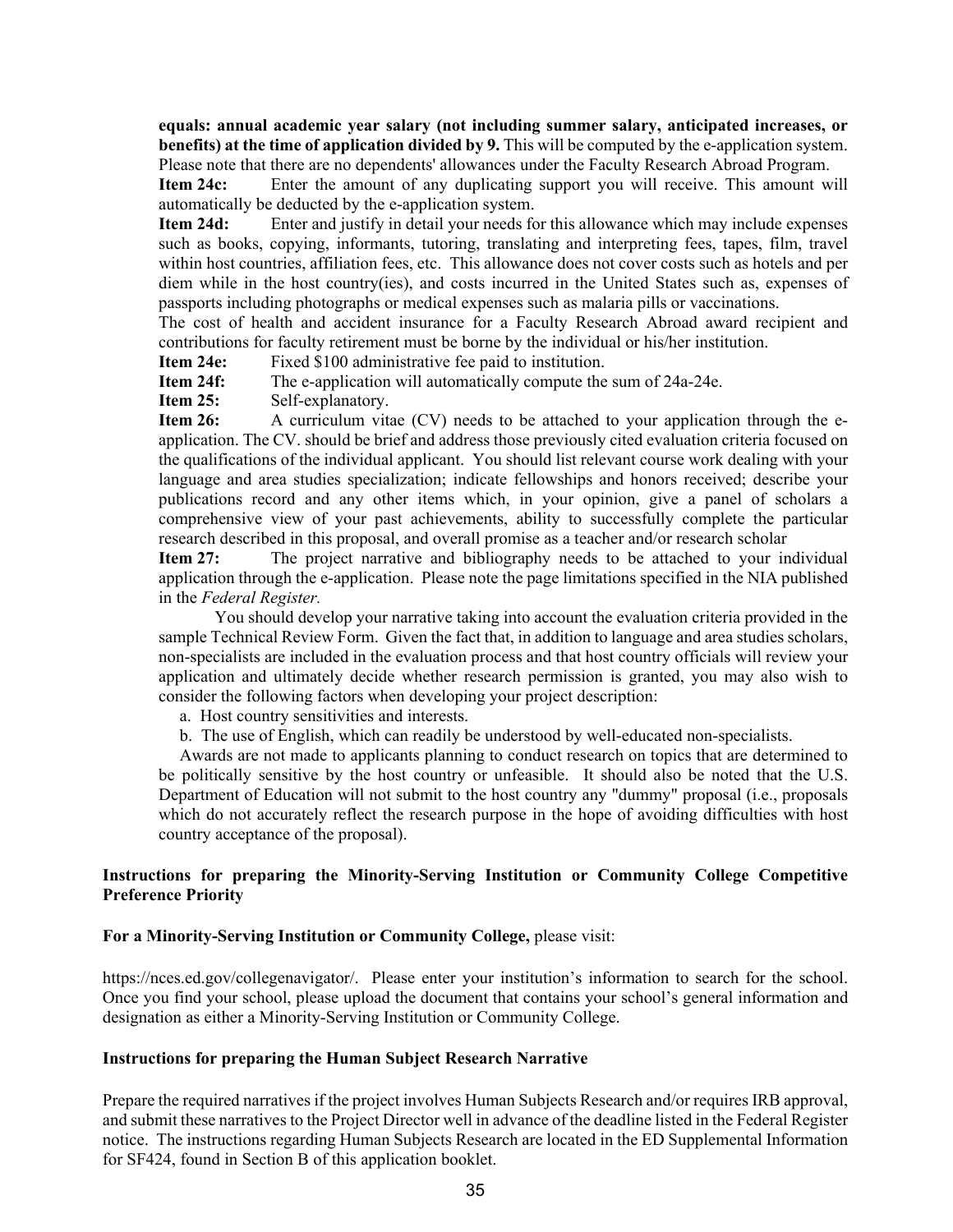**equals: annual academic year salary (not including summer salary, anticipated increases, or benefits) at the time of application divided by 9.** This will be computed by the e-application system. Please note that there are no dependents' allowances under the Faculty Research Abroad Program.

**Item 24c:** Enter the amount of any duplicating support you will receive. This amount will automatically be deducted by the e-application system.

**Item 24d:** Enter and justify in detail your needs for this allowance which may include expenses such as books, copying, informants, tutoring, translating and interpreting fees, tapes, film, travel within host countries, affiliation fees, etc. This allowance does not cover costs such as hotels and per diem while in the host country(ies), and costs incurred in the United States such as, expenses of passports including photographs or medical expenses such as malaria pills or vaccinations.

The cost of health and accident insurance for a Faculty Research Abroad award recipient and contributions for faculty retirement must be borne by the individual or his/her institution.

**Item 24e:** Fixed $100 administrative fee paid to institution.

**Item 24f:** The e-application will automatically compute the sum of 24a-24e.

**Item 25:** Self-explanatory.

**Item 26:** A curriculum vitae (CV) needs to be attached to your application through the e-application. The CV. should be brief and address those previously cited evaluation criteria focused on the qualifications of the individual applicant. You should list relevant course work dealing with your language and area studies specialization; indicate fellowships and honors received; describe your publications record and any other items which, in your opinion, give a panel of scholars a comprehensive view of your past achievements, ability to successfully complete the particular research described in this proposal, and overall promise as a teacher and/or research scholar

**Item 27:** The project narrative and bibliography needs to be attached to your individual application through the e-application. Please note the page limitations specified in the NIA published in the *Federal Register.*

You should develop your narrative taking into account the evaluation criteria provided in the sample Technical Review Form. Given the fact that, in addition to language and area studies scholars, non-specialists are included in the evaluation process and that host country officials will review your application and ultimately decide whether research permission is granted, you may also wish to consider the following factors when developing your project description:

a. Host country sensitivities and interests.

b. The use of English, which can readily be understood by well-educated non-specialists.

Awards are not made to applicants planning to conduct research on topics that are determined to be politically sensitive by the host country or unfeasible. It should also be noted that the U.S. Department of Education will not submit to the host country any "dummy" proposal (i.e., proposals which do not accurately reflect the research purpose in the hope of avoiding difficulties with host country acceptance of the proposal).

**Instructions for preparing the Minority-Serving Institution or Community College Competitive Preference Priority**

**For a Minority-Serving Institution or Community College,** please visit:

https://nces.ed.gov/collegenavigator/. Please enter your institution's information to search for the school. Once you find your school, please upload the document that contains your school's general information and designation as either a Minority-Serving Institution or Community College.

**Instructions for preparing the Human Subject Research Narrative**

Prepare the required narratives if the project involves Human Subjects Research and/or requires IRB approval, and submit these narratives to the Project Director well in advance of the deadline listed in the Federal Register notice. The instructions regarding Human Subjects Research are located in the ED Supplemental Information for SF424, found in Section B of this application booklet.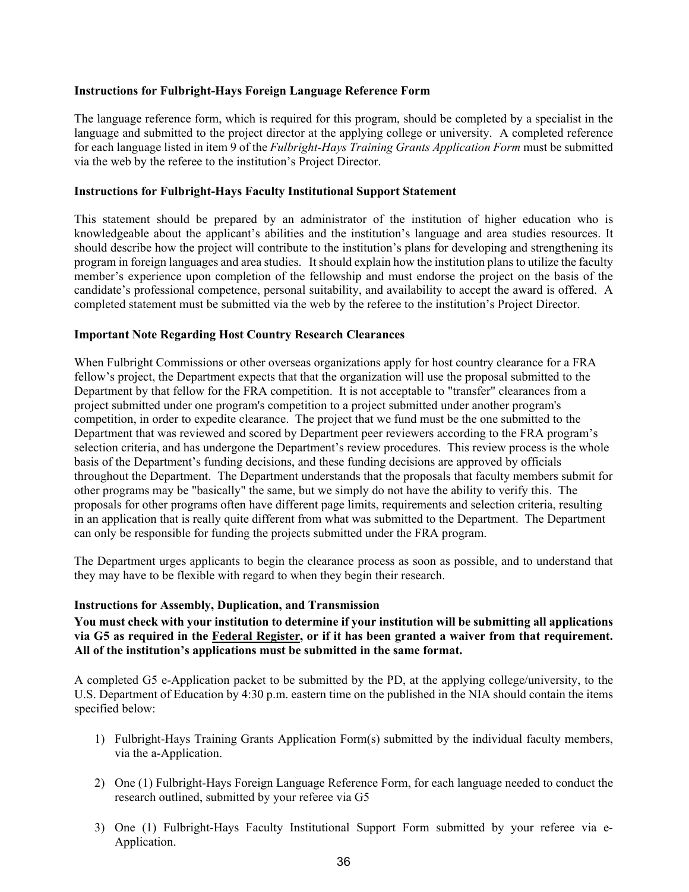**Instructions for Fulbright-Hays Foreign Language Reference Form**

The language reference form, which is required for this program, should be completed by a specialist in the language and submitted to the project director at the applying college or university. A completed reference for each language listed in item 9 of the *Fulbright-Hays Training Grants Application Form* must be submitted via the web by the referee to the institution's Project Director.

**Instructions for Fulbright-Hays Faculty Institutional Support Statement**

This statement should be prepared by an administrator of the institution of higher education who is knowledgeable about the applicant's abilities and the institution's language and area studies resources. It should describe how the project will contribute to the institution's plans for developing and strengthening its program in foreign languages and area studies. It should explain how the institution plans to utilize the faculty member's experience upon completion of the fellowship and must endorse the project on the basis of the candidate's professional competence, personal suitability, and availability to accept the award is offered. A completed statement must be submitted via the web by the referee to the institution's Project Director.

**Important Note Regarding Host Country Research Clearances**

When Fulbright Commissions or other overseas organizations apply for host country clearance for a FRA fellow's project, the Department expects that that the organization will use the proposal submitted to the Department by that fellow for the FRA competition. It is not acceptable to "transfer" clearances from a project submitted under one program's competition to a project submitted under another program's competition, in order to expedite clearance. The project that we fund must be the one submitted to the Department that was reviewed and scored by Department peer reviewers according to the FRA program's selection criteria, and has undergone the Department's review procedures. This review process is the whole basis of the Department's funding decisions, and these funding decisions are approved by officials throughout the Department. The Department understands that the proposals that faculty members submit for other programs may be "basically" the same, but we simply do not have the ability to verify this. The proposals for other programs often have different page limits, requirements and selection criteria, resulting in an application that is really quite different from what was submitted to the Department. The Department can only be responsible for funding the projects submitted under the FRA program.

The Department urges applicants to begin the clearance process as soon as possible, and to understand that they may have to be flexible with regard to when they begin their research.

**Instructions for Assembly, Duplication, and Transmission**

**You must check with your institution to determine if your institution will be submitting all applications via G5 as required in the Federal Register, or if it has been granted a waiver from that requirement. All of the institution's applications must be submitted in the same format.**

A completed G5 e-Application packet to be submitted by the PD, at the applying college/university, to the U.S. Department of Education by 4:30 p.m. eastern time on the published in the NIA should contain the items specified below:

1) Fulbright-Hays Training Grants Application Form(s) submitted by the individual faculty members, via the a-Application.

2) One (1) Fulbright-Hays Foreign Language Reference Form, for each language needed to conduct the research outlined, submitted by your referee via G5

3) One (1) Fulbright-Hays Faculty Institutional Support Form submitted by your referee via e-Application.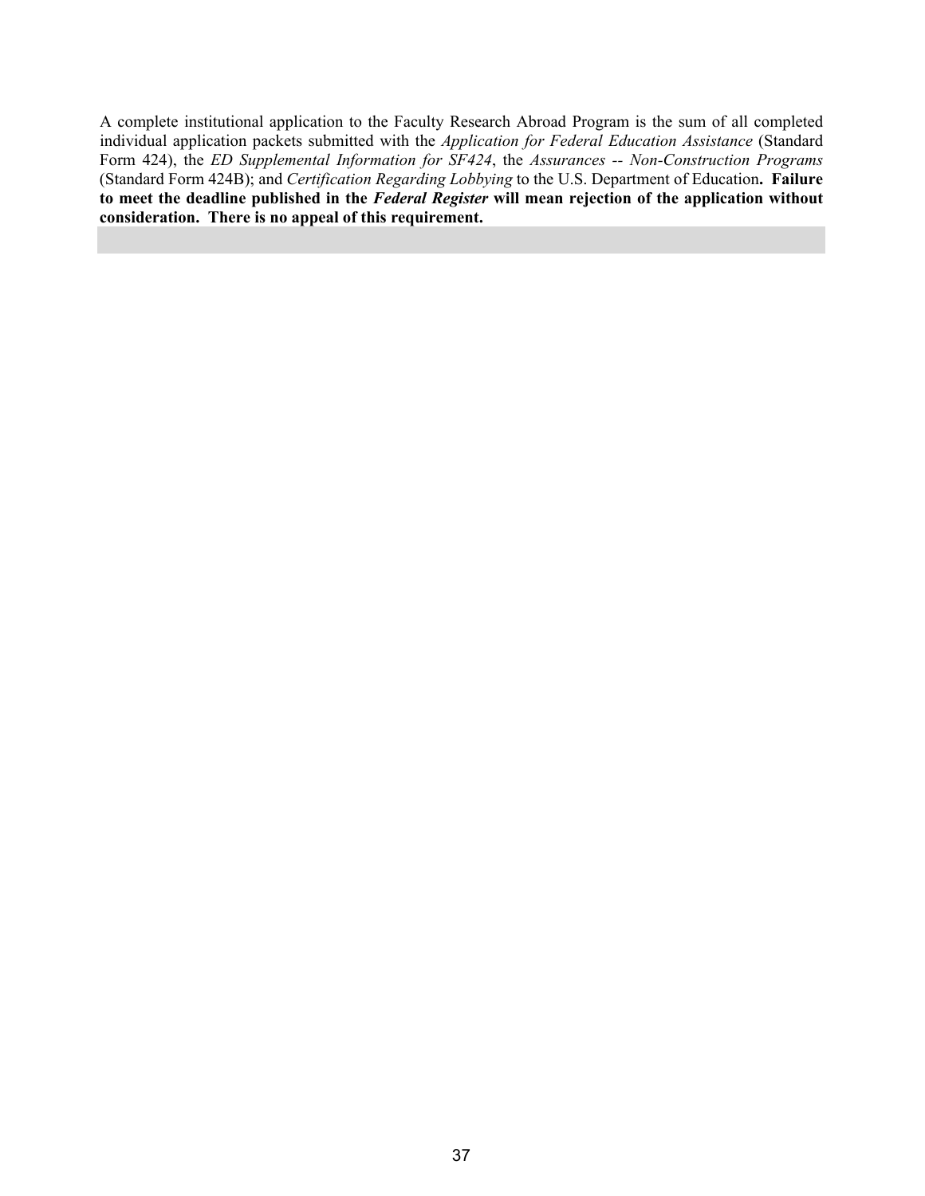A complete institutional application to the Faculty Research Abroad Program is the sum of all completed individual application packets submitted with the *Application for Federal Education Assistance* (Standard Form 424), the *ED Supplemental Information for SF424*, the *Assurances -- Non-Construction Programs* (Standard Form 424B); and *Certification Regarding Lobbying* to the U.S. Department of Education**. Failure to meet the deadline published in the *Federal Register* will mean rejection of the application without consideration. There is no appeal of this requirement.**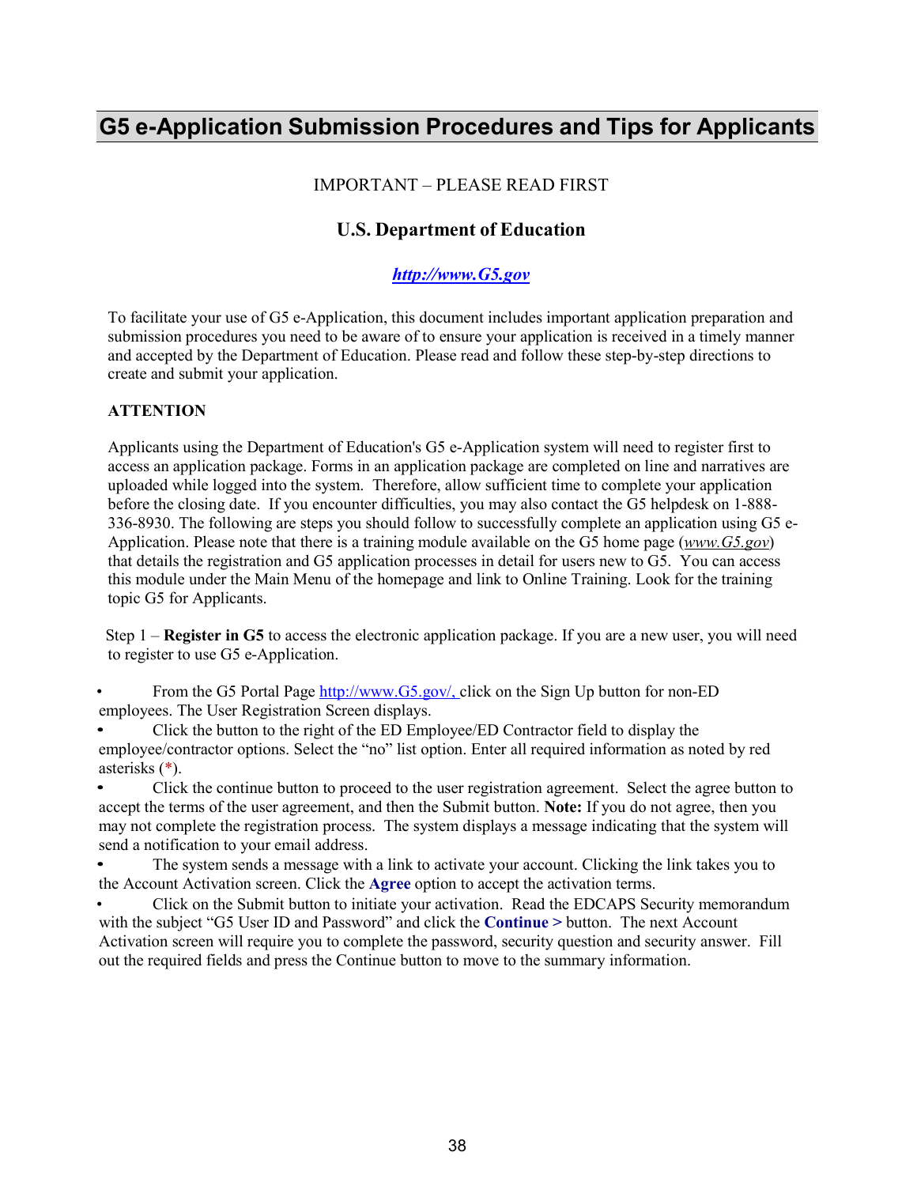# G5 e-Application Submission Procedures and Tips for Applicants

IMPORTANT – PLEASE READ FIRST

**U.S. Department of Education**

***http://www.G5.gov***

To facilitate your use of G5 e-Application, this document includes important application preparation and submission procedures you need to be aware of to ensure your application is received in a timely manner and accepted by the Department of Education. Please read and follow these step-by-step directions to create and submit your application.

**ATTENTION**

Applicants using the Department of Education's G5 e-Application system will need to register first to access an application package. Forms in an application package are completed on line and narratives are uploaded while logged into the system. Therefore, allow sufficient time to complete your application before the closing date. If you encounter difficulties, you may also contact the G5 helpdesk on 1-888-336-8930. The following are steps you should follow to successfully complete an application using G5 e-Application. Please note that there is a training module available on the G5 home page (*www.G5.gov*) that details the registration and G5 application processes in detail for users new to G5. You can access this module under the Main Menu of the homepage and link to Online Training. Look for the training topic G5 for Applicants.

Step 1 – **Register in G5** to access the electronic application package. If you are a new user, you will need to register to use G5 e-Application.

- From the G5 Portal Page http://www.G5.gov/, click on the Sign Up button for non-ED employees. The User Registration Screen displays.
- Click the button to the right of the ED Employee/ED Contractor field to display the employee/contractor options. Select the "no" list option. Enter all required information as noted by red asterisks (*).
- Click the continue button to proceed to the user registration agreement. Select the agree button to accept the terms of the user agreement, and then the Submit button. **Note:** If you do not agree, then you may not complete the registration process. The system displays a message indicating that the system will send a notification to your email address.
- The system sends a message with a link to activate your account. Clicking the link takes you to the Account Activation screen. Click the **Agree** option to accept the activation terms.
- Click on the Submit button to initiate your activation. Read the EDCAPS Security memorandum with the subject "G5 User ID and Password" and click the **Continue >** button. The next Account Activation screen will require you to complete the password, security question and security answer. Fill out the required fields and press the Continue button to move to the summary information.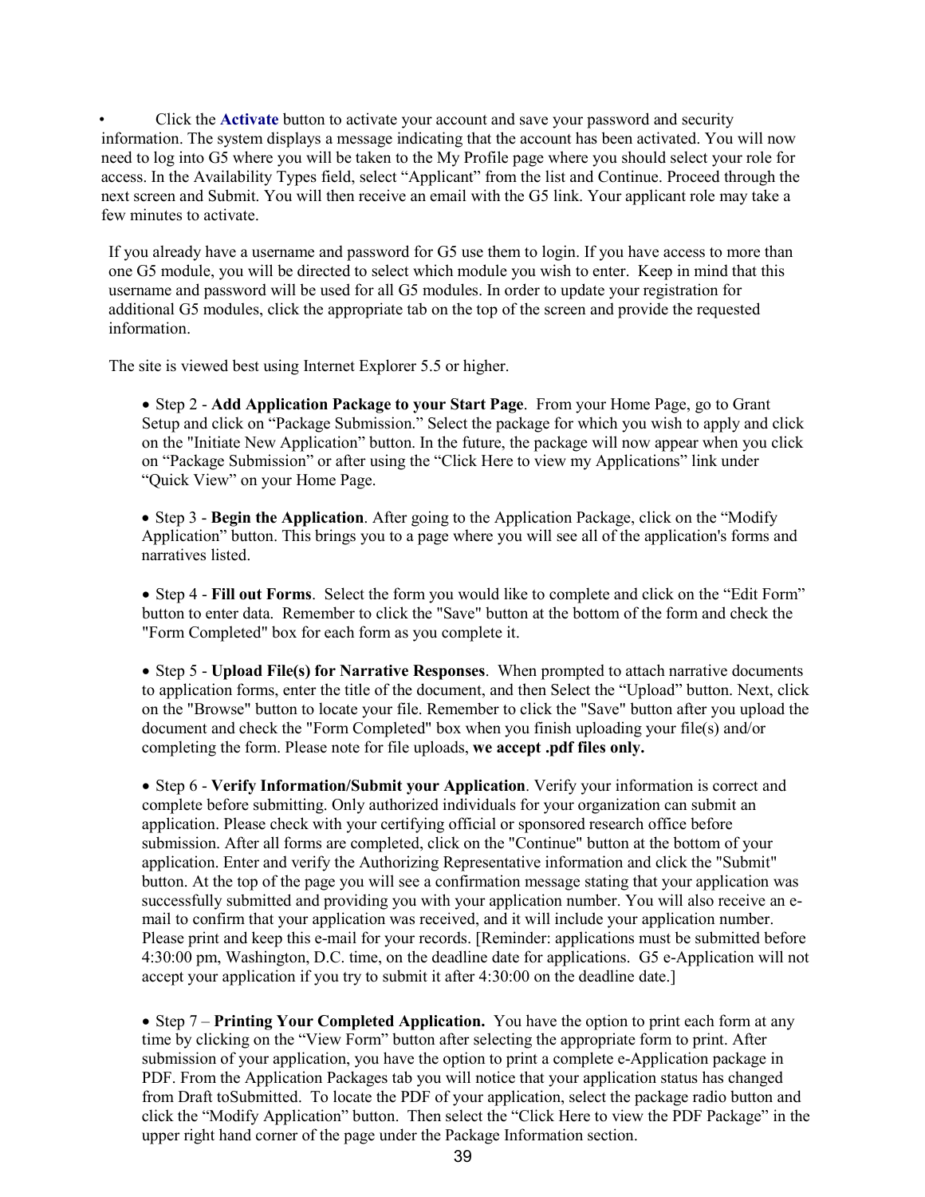- Click the **Activate** button to activate your account and save your password and security information. The system displays a message indicating that the account has been activated. You will now need to log into G5 where you will be taken to the My Profile page where you should select your role for access. In the Availability Types field, select “Applicant” from the list and Continue. Proceed through the next screen and Submit. You will then receive an email with the G5 link. Your applicant role may take a few minutes to activate.

If you already have a username and password for G5 use them to login. If you have access to more than one G5 module, you will be directed to select which module you wish to enter. Keep in mind that this username and password will be used for all G5 modules. In order to update your registration for additional G5 modules, click the appropriate tab on the top of the screen and provide the requested information.

The site is viewed best using Internet Explorer 5.5 or higher.

- Step 2 - **Add Application Package to your Start Page**. From your Home Page, go to Grant Setup and click on “Package Submission.” Select the package for which you wish to apply and click on the "Initiate New Application” button. In the future, the package will now appear when you click on “Package Submission” or after using the “Click Here to view my Applications” link under “Quick View” on your Home Page.

- Step 3 - **Begin the Application**. After going to the Application Package, click on the “Modify Application” button. This brings you to a page where you will see all of the application's forms and narratives listed.

- Step 4 - **Fill out Forms**. Select the form you would like to complete and click on the “Edit Form” button to enter data. Remember to click the "Save" button at the bottom of the form and check the "Form Completed" box for each form as you complete it.

- Step 5 - **Upload File(s) for Narrative Responses**. When prompted to attach narrative documents to application forms, enter the title of the document, and then Select the “Upload” button. Next, click on the "Browse" button to locate your file. Remember to click the "Save" button after you upload the document and check the "Form Completed" box when you finish uploading your file(s) and/or completing the form. Please note for file uploads, **we accept .pdf files only.**

- Step 6 - **Verify Information/Submit your Application**. Verify your information is correct and complete before submitting. Only authorized individuals for your organization can submit an application. Please check with your certifying official or sponsored research office before submission. After all forms are completed, click on the "Continue" button at the bottom of your application. Enter and verify the Authorizing Representative information and click the "Submit" button. At the top of the page you will see a confirmation message stating that your application was successfully submitted and providing you with your application number. You will also receive an e-mail to confirm that your application was received, and it will include your application number. Please print and keep this e-mail for your records. [Reminder: applications must be submitted before 4:30:00 pm, Washington, D.C. time, on the deadline date for applications. G5 e-Application will not accept your application if you try to submit it after 4:30:00 on the deadline date.]

- Step 7 – **Printing Your Completed Application.** You have the option to print each form at any time by clicking on the “View Form” button after selecting the appropriate form to print. After submission of your application, you have the option to print a complete e-Application package in PDF. From the Application Packages tab you will notice that your application status has changed from Draft toSubmitted. To locate the PDF of your application, select the package radio button and click the “Modify Application” button. Then select the “Click Here to view the PDF Package” in the upper right hand corner of the page under the Package Information section.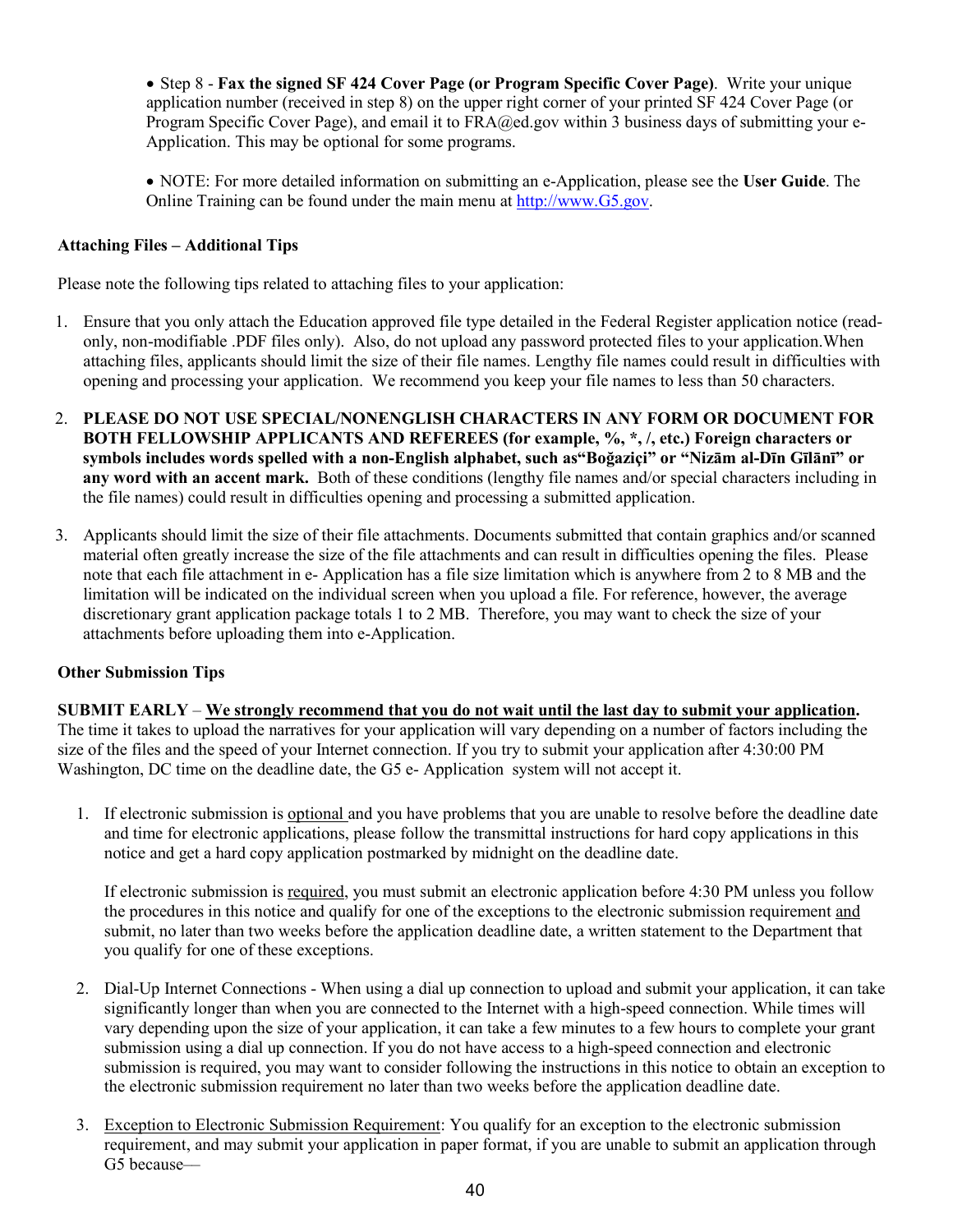- Step 8 - **Fax the signed SF 424 Cover Page (or Program Specific Cover Page)**. Write your unique application number (received in step 8) on the upper right corner of your printed SF 424 Cover Page (or Program Specific Cover Page), and email it to FRA@ed.gov within 3 business days of submitting your e-Application. This may be optional for some programs.

- NOTE: For more detailed information on submitting an e-Application, please see the **User Guide**. The Online Training can be found under the main menu at http://www.G5.gov.

**Attaching Files – Additional Tips**

Please note the following tips related to attaching files to your application:

1. Ensure that you only attach the Education approved file type detailed in the Federal Register application notice (read-only, non-modifiable .PDF files only). Also, do not upload any password protected files to your application.When attaching files, applicants should limit the size of their file names. Lengthy file names could result in difficulties with opening and processing your application. We recommend you keep your file names to less than 50 characters.

2. **PLEASE DO NOT USE SPECIAL/NONENGLISH CHARACTERS IN ANY FORM OR DOCUMENT FOR BOTH FELLOWSHIP APPLICANTS AND REFEREES (for example, %, *, /, etc.) Foreign characters or symbols includes words spelled with a non-English alphabet, such as"Boğaziçi" or "Nizām al-Dīn Gīlānī" or any word with an accent mark.** Both of these conditions (lengthy file names and/or special characters including in the file names) could result in difficulties opening and processing a submitted application.

3. Applicants should limit the size of their file attachments. Documents submitted that contain graphics and/or scanned material often greatly increase the size of the file attachments and can result in difficulties opening the files. Please note that each file attachment in e- Application has a file size limitation which is anywhere from 2 to 8 MB and the limitation will be indicated on the individual screen when you upload a file. For reference, however, the average discretionary grant application package totals 1 to 2 MB. Therefore, you may want to check the size of your attachments before uploading them into e-Application.

**Other Submission Tips**

**SUBMIT EARLY** – **<u>We strongly recommend that you do not wait until the last day to submit your application</u>.** The time it takes to upload the narratives for your application will vary depending on a number of factors including the size of the files and the speed of your Internet connection. If you try to submit your application after 4:30:00 PM Washington, DC time on the deadline date, the G5 e- Application system will not accept it.

1. If electronic submission is <u>optional</u> and you have problems that you are unable to resolve before the deadline date and time for electronic applications, please follow the transmittal instructions for hard copy applications in this notice and get a hard copy application postmarked by midnight on the deadline date.

   If electronic submission is <u>required</u>, you must submit an electronic application before 4:30 PM unless you follow the procedures in this notice and qualify for one of the exceptions to the electronic submission requirement <u>and</u> submit, no later than two weeks before the application deadline date, a written statement to the Department that you qualify for one of these exceptions.

2. Dial-Up Internet Connections - When using a dial up connection to upload and submit your application, it can take significantly longer than when you are connected to the Internet with a high-speed connection. While times will vary depending upon the size of your application, it can take a few minutes to a few hours to complete your grant submission using a dial up connection. If you do not have access to a high-speed connection and electronic submission is required, you may want to consider following the instructions in this notice to obtain an exception to the electronic submission requirement no later than two weeks before the application deadline date.

3. <u>Exception to Electronic Submission Requirement</u>: You qualify for an exception to the electronic submission requirement, and may submit your application in paper format, if you are unable to submit an application through G5 because—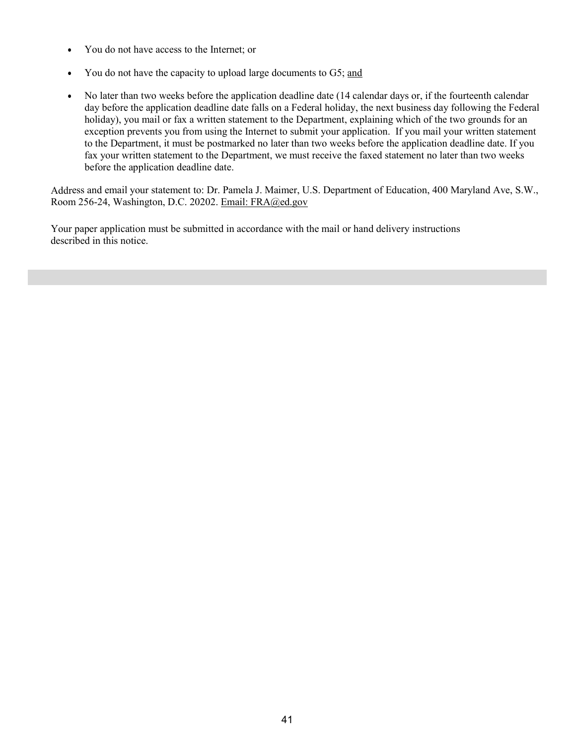- You do not have access to the Internet; or
- You do not have the capacity to upload large documents to G5; <u>and</u>
- No later than two weeks before the application deadline date (14 calendar days or, if the fourteenth calendar day before the application deadline date falls on a Federal holiday, the next business day following the Federal holiday), you mail or fax a written statement to the Department, explaining which of the two grounds for an exception prevents you from using the Internet to submit your application. If you mail your written statement to the Department, it must be postmarked no later than two weeks before the application deadline date. If you fax your written statement to the Department, we must receive the faxed statement no later than two weeks before the application deadline date.

Address and email your statement to: Dr. Pamela J. Maimer, U.S. Department of Education, 400 Maryland Ave, S.W., Room 256-24, Washington, D.C. 20202. <u>Email: FRA@ed.gov</u>

Your paper application must be submitted in accordance with the mail or hand delivery instructions described in this notice.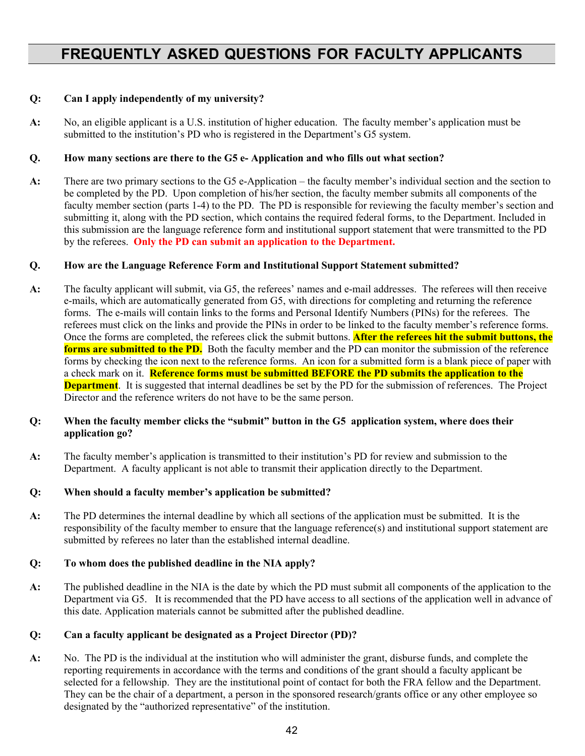# FREQUENTLY ASKED QUESTIONS FOR FACULTY APPLICANTS

**Q: Can I apply independently of my university?**

**A:** No, an eligible applicant is a U.S. institution of higher education. The faculty member's application must be submitted to the institution's PD who is registered in the Department's G5 system.

**Q. How many sections are there to the G5 e- Application and who fills out what section?**

**A:** There are two primary sections to the G5 e-Application – the faculty member's individual section and the section to be completed by the PD. Upon completion of his/her section, the faculty member submits all components of the faculty member section (parts 1-4) to the PD. The PD is responsible for reviewing the faculty member's section and submitting it, along with the PD section, which contains the required federal forms, to the Department. Included in this submission are the language reference form and institutional support statement that were transmitted to the PD by the referees. **Only the PD can submit an application to the Department.**

**Q. How are the Language Reference Form and Institutional Support Statement submitted?**

**A:** The faculty applicant will submit, via G5, the referees' names and e-mail addresses. The referees will then receive e-mails, which are automatically generated from G5, with directions for completing and returning the reference forms. The e-mails will contain links to the forms and Personal Identify Numbers (PINs) for the referees. The referees must click on the links and provide the PINs in order to be linked to the faculty member's reference forms. Once the forms are completed, the referees click the submit buttons. **After the referees hit the submit buttons, the forms are submitted to the PD.** Both the faculty member and the PD can monitor the submission of the reference forms by checking the icon next to the reference forms. An icon for a submitted form is a blank piece of paper with a check mark on it. **Reference forms must be submitted BEFORE the PD submits the application to the Department**. It is suggested that internal deadlines be set by the PD for the submission of references. The Project Director and the reference writers do not have to be the same person.

**Q: When the faculty member clicks the "submit" button in the G5 application system, where does their application go?**

**A:** The faculty member's application is transmitted to their institution's PD for review and submission to the Department. A faculty applicant is not able to transmit their application directly to the Department.

**Q: When should a faculty member's application be submitted?**

**A:** The PD determines the internal deadline by which all sections of the application must be submitted. It is the responsibility of the faculty member to ensure that the language reference(s) and institutional support statement are submitted by referees no later than the established internal deadline.

**Q: To whom does the published deadline in the NIA apply?**

**A:** The published deadline in the NIA is the date by which the PD must submit all components of the application to the Department via G5. It is recommended that the PD have access to all sections of the application well in advance of this date. Application materials cannot be submitted after the published deadline.

**Q: Can a faculty applicant be designated as a Project Director (PD)?**

**A:** No. The PD is the individual at the institution who will administer the grant, disburse funds, and complete the reporting requirements in accordance with the terms and conditions of the grant should a faculty applicant be selected for a fellowship. They are the institutional point of contact for both the FRA fellow and the Department. They can be the chair of a department, a person in the sponsored research/grants office or any other employee so designated by the "authorized representative" of the institution.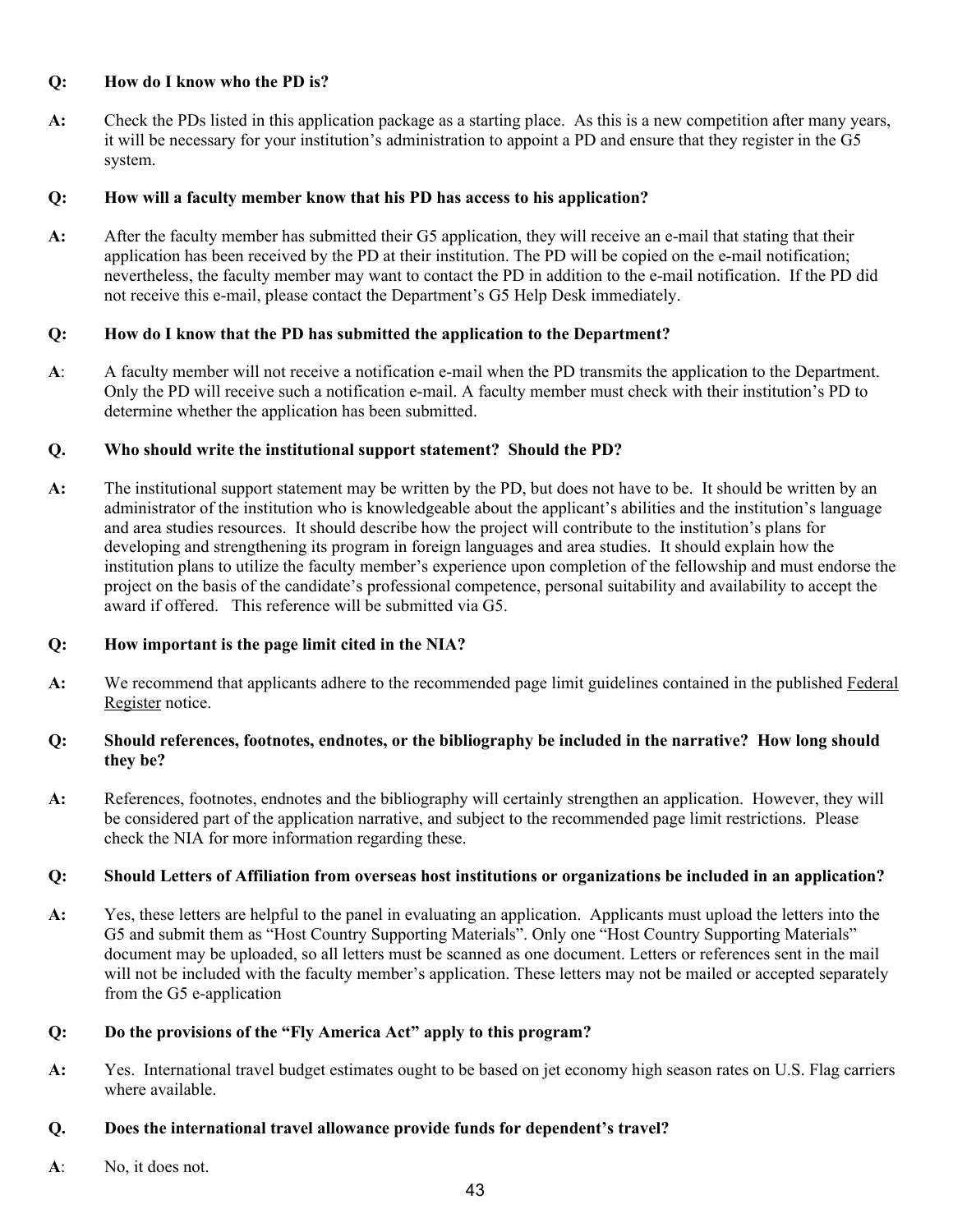**Q: How do I know who the PD is?**

**A:** Check the PDs listed in this application package as a starting place. As this is a new competition after many years, it will be necessary for your institution's administration to appoint a PD and ensure that they register in the G5 system.

**Q: How will a faculty member know that his PD has access to his application?**

**A:** After the faculty member has submitted their G5 application, they will receive an e-mail that stating that their application has been received by the PD at their institution. The PD will be copied on the e-mail notification; nevertheless, the faculty member may want to contact the PD in addition to the e-mail notification. If the PD did not receive this e-mail, please contact the Department's G5 Help Desk immediately.

**Q: How do I know that the PD has submitted the application to the Department?**

**A**: A faculty member will not receive a notification e-mail when the PD transmits the application to the Department. Only the PD will receive such a notification e-mail. A faculty member must check with their institution's PD to determine whether the application has been submitted.

**Q. Who should write the institutional support statement? Should the PD?**

**A:** The institutional support statement may be written by the PD, but does not have to be. It should be written by an administrator of the institution who is knowledgeable about the applicant's abilities and the institution's language and area studies resources. It should describe how the project will contribute to the institution's plans for developing and strengthening its program in foreign languages and area studies. It should explain how the institution plans to utilize the faculty member's experience upon completion of the fellowship and must endorse the project on the basis of the candidate's professional competence, personal suitability and availability to accept the award if offered. This reference will be submitted via G5.

**Q: How important is the page limit cited in the NIA?**

**A:** We recommend that applicants adhere to the recommended page limit guidelines contained in the published Federal Register notice.

**Q: Should references, footnotes, endnotes, or the bibliography be included in the narrative? How long should they be?**

**A:** References, footnotes, endnotes and the bibliography will certainly strengthen an application. However, they will be considered part of the application narrative, and subject to the recommended page limit restrictions. Please check the NIA for more information regarding these.

**Q: Should Letters of Affiliation from overseas host institutions or organizations be included in an application?**

**A:** Yes, these letters are helpful to the panel in evaluating an application. Applicants must upload the letters into the G5 and submit them as "Host Country Supporting Materials". Only one "Host Country Supporting Materials" document may be uploaded, so all letters must be scanned as one document. Letters or references sent in the mail will not be included with the faculty member's application. These letters may not be mailed or accepted separately from the G5 e-application

**Q: Do the provisions of the "Fly America Act" apply to this program?**

**A:** Yes. International travel budget estimates ought to be based on jet economy high season rates on U.S. Flag carriers where available.

**Q. Does the international travel allowance provide funds for dependent's travel?**

**A**: No, it does not.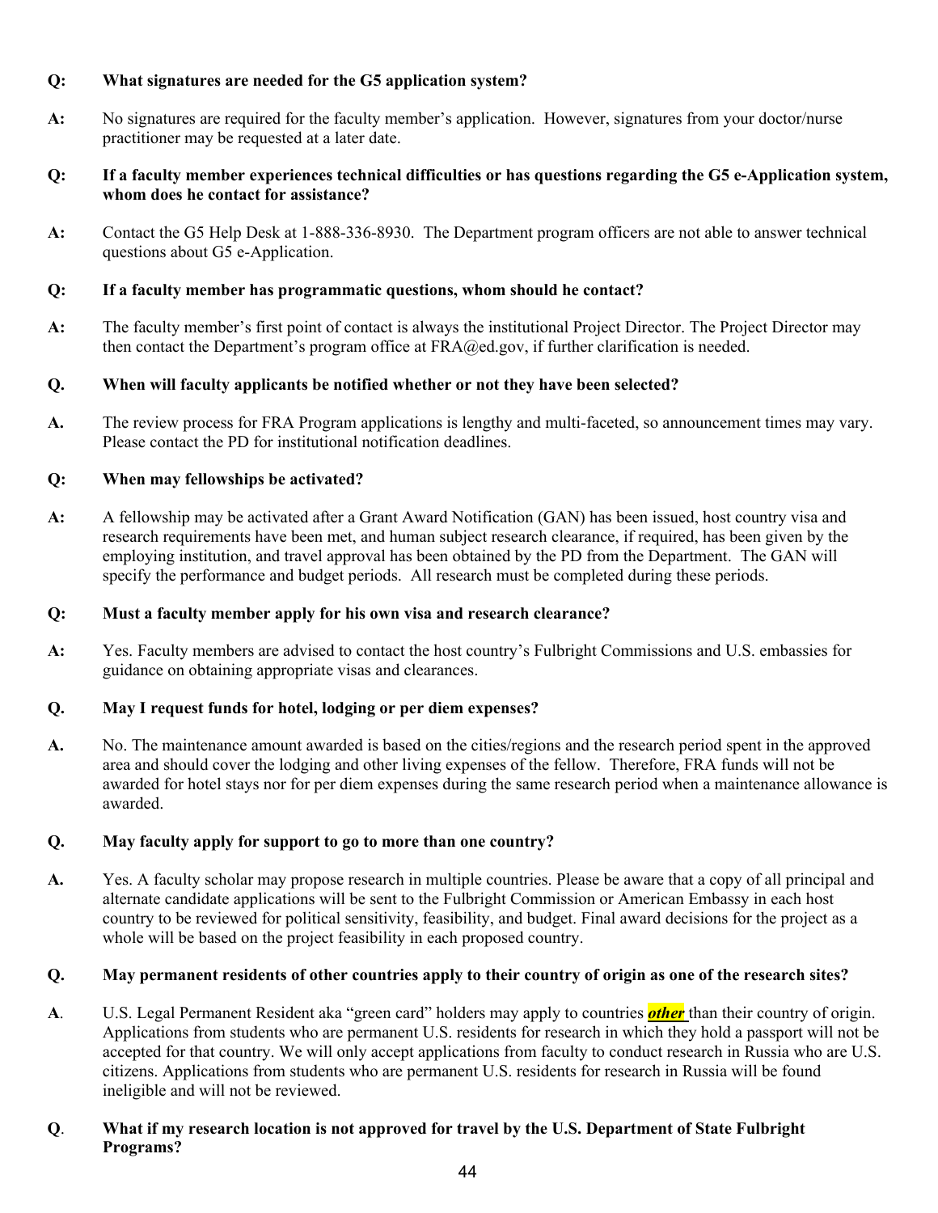**Q: What signatures are needed for the G5 application system?**

**A:** No signatures are required for the faculty member's application. However, signatures from your doctor/nurse practitioner may be requested at a later date.

**Q: If a faculty member experiences technical difficulties or has questions regarding the G5 e-Application system, whom does he contact for assistance?**

**A:** Contact the G5 Help Desk at 1-888-336-8930. The Department program officers are not able to answer technical questions about G5 e-Application.

**Q: If a faculty member has programmatic questions, whom should he contact?**

**A:** The faculty member's first point of contact is always the institutional Project Director. The Project Director may then contact the Department's program office at FRA@ed.gov, if further clarification is needed.

**Q. When will faculty applicants be notified whether or not they have been selected?**

**A.** The review process for FRA Program applications is lengthy and multi-faceted, so announcement times may vary. Please contact the PD for institutional notification deadlines.

**Q: When may fellowships be activated?**

**A:** A fellowship may be activated after a Grant Award Notification (GAN) has been issued, host country visa and research requirements have been met, and human subject research clearance, if required, has been given by the employing institution, and travel approval has been obtained by the PD from the Department. The GAN will specify the performance and budget periods. All research must be completed during these periods.

**Q: Must a faculty member apply for his own visa and research clearance?**

**A:** Yes. Faculty members are advised to contact the host country's Fulbright Commissions and U.S. embassies for guidance on obtaining appropriate visas and clearances.

**Q. May I request funds for hotel, lodging or per diem expenses?**

**A.** No. The maintenance amount awarded is based on the cities/regions and the research period spent in the approved area and should cover the lodging and other living expenses of the fellow. Therefore, FRA funds will not be awarded for hotel stays nor for per diem expenses during the same research period when a maintenance allowance is awarded.

**Q. May faculty apply for support to go to more than one country?**

**A.** Yes. A faculty scholar may propose research in multiple countries. Please be aware that a copy of all principal and alternate candidate applications will be sent to the Fulbright Commission or American Embassy in each host country to be reviewed for political sensitivity, feasibility, and budget. Final award decisions for the project as a whole will be based on the project feasibility in each proposed country.

**Q. May permanent residents of other countries apply to their country of origin as one of the research sites?**

**A**. U.S. Legal Permanent Resident aka "green card" holders may apply to countries ***other*** than their country of origin. Applications from students who are permanent U.S. residents for research in which they hold a passport will not be accepted for that country. We will only accept applications from faculty to conduct research in Russia who are U.S. citizens. Applications from students who are permanent U.S. residents for research in Russia will be found ineligible and will not be reviewed.

**Q**. **What if my research location is not approved for travel by the U.S. Department of State Fulbright Programs?**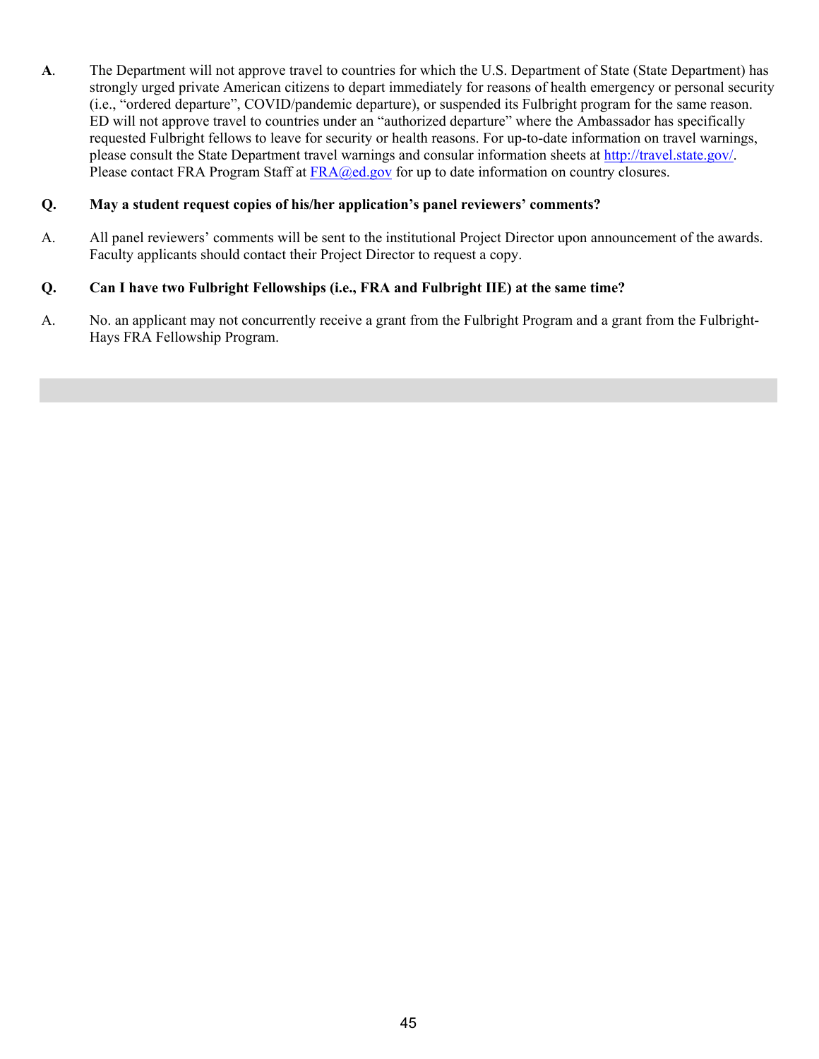**A**. The Department will not approve travel to countries for which the U.S. Department of State (State Department) has strongly urged private American citizens to depart immediately for reasons of health emergency or personal security (i.e., "ordered departure", COVID/pandemic departure), or suspended its Fulbright program for the same reason. ED will not approve travel to countries under an "authorized departure" where the Ambassador has specifically requested Fulbright fellows to leave for security or health reasons. For up-to-date information on travel warnings, please consult the State Department travel warnings and consular information sheets at [http://travel.state.gov/](http://travel.state.gov/). Please contact FRA Program Staff at [FRA@ed.gov](mailto:FRA@ed.gov) for up to date information on country closures.

**Q. May a student request copies of his/her application's panel reviewers' comments?**

A. All panel reviewers' comments will be sent to the institutional Project Director upon announcement of the awards. Faculty applicants should contact their Project Director to request a copy.

**Q. Can I have two Fulbright Fellowships (i.e., FRA and Fulbright IIE) at the same time?**

A. No. an applicant may not concurrently receive a grant from the Fulbright Program and a grant from the Fulbright-Hays FRA Fellowship Program.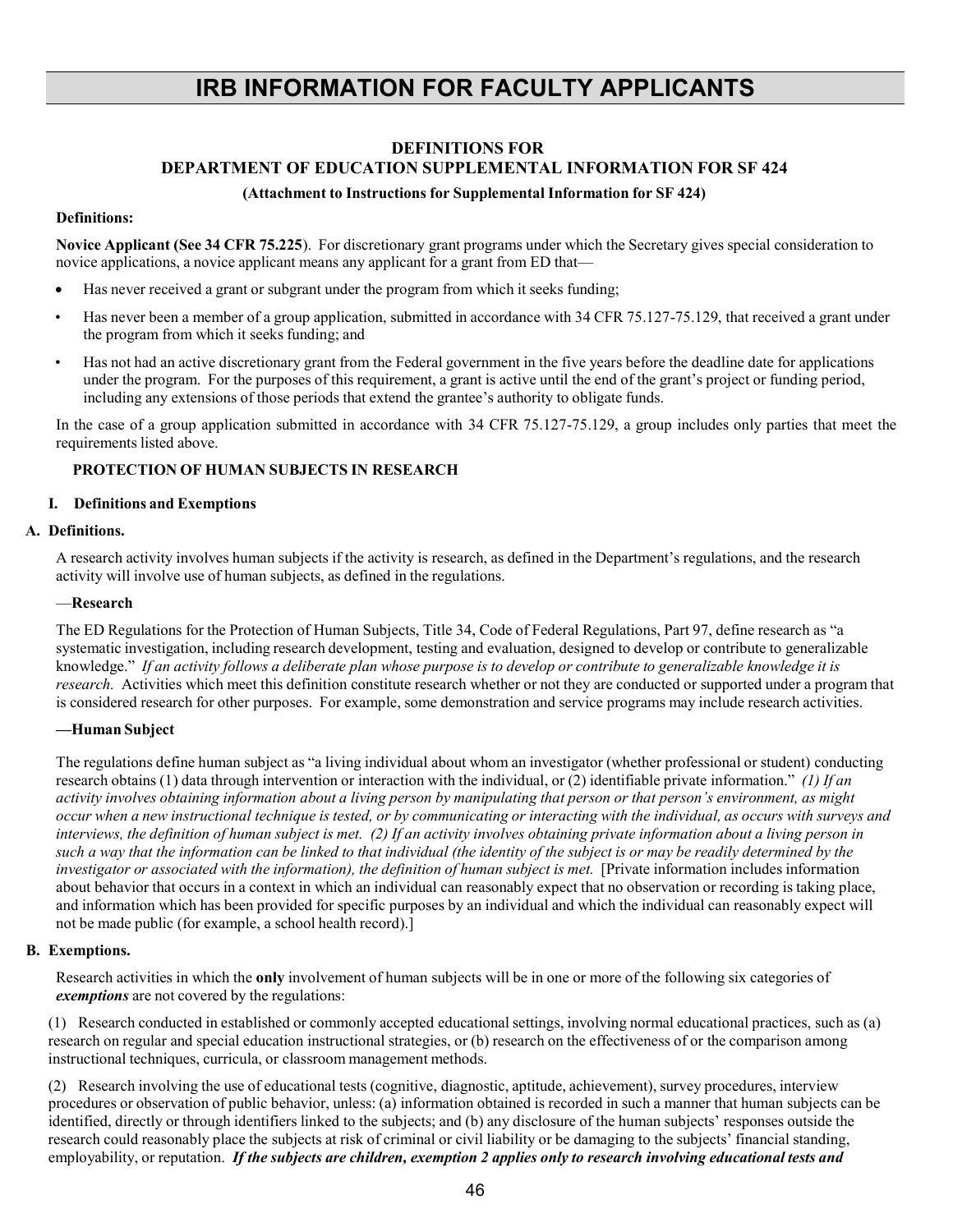# IRB INFORMATION FOR FACULTY APPLICANTS

### DEFINITIONS FOR
### DEPARTMENT OF EDUCATION SUPPLEMENTAL INFORMATION FOR SF 424

**(Attachment to Instructions for Supplemental Information for SF 424)**

**Definitions:**

**Novice Applicant (See 34 CFR 75.225**). For discretionary grant programs under which the Secretary gives special consideration to novice applications, a novice applicant means any applicant for a grant from ED that—

- Has never received a grant or subgrant under the program from which it seeks funding;
- Has never been a member of a group application, submitted in accordance with 34 CFR 75.127-75.129, that received a grant under the program from which it seeks funding; and
- Has not had an active discretionary grant from the Federal government in the five years before the deadline date for applications under the program. For the purposes of this requirement, a grant is active until the end of the grant's project or funding period, including any extensions of those periods that extend the grantee's authority to obligate funds.

In the case of a group application submitted in accordance with 34 CFR 75.127-75.129, a group includes only parties that meet the requirements listed above.

**PROTECTION OF HUMAN SUBJECTS IN RESEARCH**

**I. Definitions and Exemptions**

**A. Definitions.**

A research activity involves human subjects if the activity is research, as defined in the Department's regulations, and the research activity will involve use of human subjects, as defined in the regulations.

—**Research**

The ED Regulations for the Protection of Human Subjects, Title 34, Code of Federal Regulations, Part 97, define research as "a systematic investigation, including research development, testing and evaluation, designed to develop or contribute to generalizable knowledge." *If an activity follows a deliberate plan whose purpose is to develop or contribute to generalizable knowledge it is research.* Activities which meet this definition constitute research whether or not they are conducted or supported under a program that is considered research for other purposes. For example, some demonstration and service programs may include research activities.

**—Human Subject**

The regulations define human subject as "a living individual about whom an investigator (whether professional or student) conducting research obtains (1) data through intervention or interaction with the individual, or (2) identifiable private information." *(1) If an activity involves obtaining information about a living person by manipulating that person or that person's environment, as might occur when a new instructional technique is tested, or by communicating or interacting with the individual, as occurs with surveys and interviews, the definition of human subject is met. (2) If an activity involves obtaining private information about a living person in such a way that the information can be linked to that individual (the identity of the subject is or may be readily determined by the investigator or associated with the information), the definition of human subject is met.* [Private information includes information about behavior that occurs in a context in which an individual can reasonably expect that no observation or recording is taking place, and information which has been provided for specific purposes by an individual and which the individual can reasonably expect will not be made public (for example, a school health record).]

**B. Exemptions.**

Research activities in which the **only** involvement of human subjects will be in one or more of the following six categories of ***exemptions*** are not covered by the regulations:

(1) Research conducted in established or commonly accepted educational settings, involving normal educational practices, such as (a) research on regular and special education instructional strategies, or (b) research on the effectiveness of or the comparison among instructional techniques, curricula, or classroom management methods.

(2) Research involving the use of educational tests (cognitive, diagnostic, aptitude, achievement), survey procedures, interview procedures or observation of public behavior, unless: (a) information obtained is recorded in such a manner that human subjects can be identified, directly or through identifiers linked to the subjects; and (b) any disclosure of the human subjects' responses outside the research could reasonably place the subjects at risk of criminal or civil liability or be damaging to the subjects' financial standing, employability, or reputation. ***If the subjects are children, exemption 2 applies only to research involving educational tests and***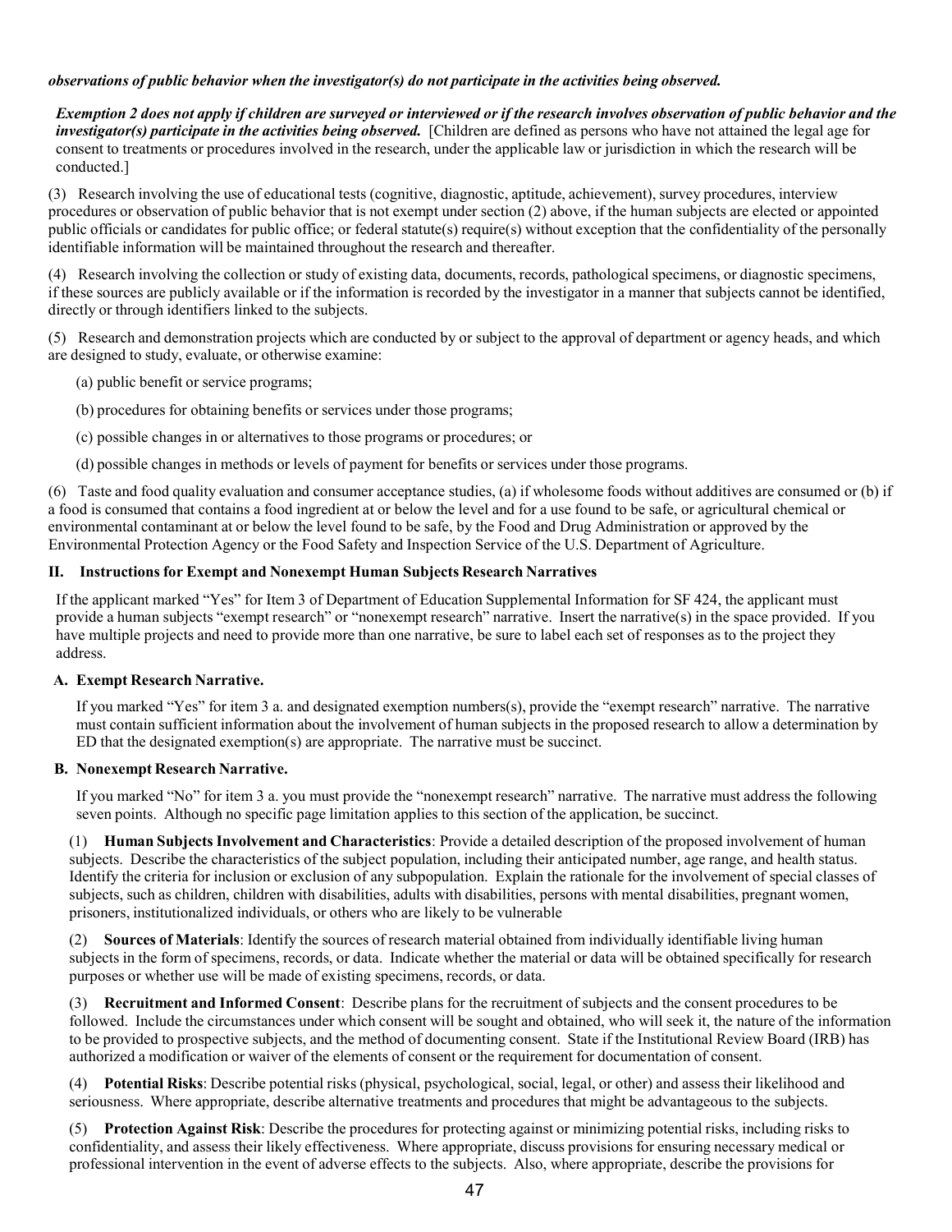***observations of public behavior when the investigator(s) do not participate in the activities being observed.***

***Exemption 2 does not apply if children are surveyed or interviewed or if the research involves observation of public behavior and the investigator(s) participate in the activities being observed.*** [Children are defined as persons who have not attained the legal age for consent to treatments or procedures involved in the research, under the applicable law or jurisdiction in which the research will be conducted.]

(3) Research involving the use of educational tests (cognitive, diagnostic, aptitude, achievement), survey procedures, interview procedures or observation of public behavior that is not exempt under section (2) above, if the human subjects are elected or appointed public officials or candidates for public office; or federal statute(s) require(s) without exception that the confidentiality of the personally identifiable information will be maintained throughout the research and thereafter.

(4) Research involving the collection or study of existing data, documents, records, pathological specimens, or diagnostic specimens, if these sources are publicly available or if the information is recorded by the investigator in a manner that subjects cannot be identified, directly or through identifiers linked to the subjects.

(5) Research and demonstration projects which are conducted by or subject to the approval of department or agency heads, and which are designed to study, evaluate, or otherwise examine:

(a) public benefit or service programs;

(b) procedures for obtaining benefits or services under those programs;

(c) possible changes in or alternatives to those programs or procedures; or

(d) possible changes in methods or levels of payment for benefits or services under those programs.

(6) Taste and food quality evaluation and consumer acceptance studies, (a) if wholesome foods without additives are consumed or (b) if a food is consumed that contains a food ingredient at or below the level and for a use found to be safe, or agricultural chemical or environmental contaminant at or below the level found to be safe, by the Food and Drug Administration or approved by the Environmental Protection Agency or the Food Safety and Inspection Service of the U.S. Department of Agriculture.

## II. Instructions for Exempt and Nonexempt Human Subjects Research Narratives

If the applicant marked "Yes" for Item 3 of Department of Education Supplemental Information for SF 424, the applicant must provide a human subjects "exempt research" or "nonexempt research" narrative. Insert the narrative(s) in the space provided. If you have multiple projects and need to provide more than one narrative, be sure to label each set of responses as to the project they address.

### A. Exempt Research Narrative.

If you marked "Yes" for item 3 a. and designated exemption numbers(s), provide the "exempt research" narrative. The narrative must contain sufficient information about the involvement of human subjects in the proposed research to allow a determination by ED that the designated exemption(s) are appropriate. The narrative must be succinct.

### B. Nonexempt Research Narrative.

If you marked "No" for item 3 a. you must provide the "nonexempt research" narrative. The narrative must address the following seven points. Although no specific page limitation applies to this section of the application, be succinct.

(1) **Human Subjects Involvement and Characteristics**: Provide a detailed description of the proposed involvement of human subjects. Describe the characteristics of the subject population, including their anticipated number, age range, and health status. Identify the criteria for inclusion or exclusion of any subpopulation. Explain the rationale for the involvement of special classes of subjects, such as children, children with disabilities, adults with disabilities, persons with mental disabilities, pregnant women, prisoners, institutionalized individuals, or others who are likely to be vulnerable

(2) **Sources of Materials**: Identify the sources of research material obtained from individually identifiable living human subjects in the form of specimens, records, or data. Indicate whether the material or data will be obtained specifically for research purposes or whether use will be made of existing specimens, records, or data.

(3) **Recruitment and Informed Consent**: Describe plans for the recruitment of subjects and the consent procedures to be followed. Include the circumstances under which consent will be sought and obtained, who will seek it, the nature of the information to be provided to prospective subjects, and the method of documenting consent. State if the Institutional Review Board (IRB) has authorized a modification or waiver of the elements of consent or the requirement for documentation of consent.

(4) **Potential Risks**: Describe potential risks (physical, psychological, social, legal, or other) and assess their likelihood and seriousness. Where appropriate, describe alternative treatments and procedures that might be advantageous to the subjects.

(5) **Protection Against Risk**: Describe the procedures for protecting against or minimizing potential risks, including risks to confidentiality, and assess their likely effectiveness. Where appropriate, discuss provisions for ensuring necessary medical or professional intervention in the event of adverse effects to the subjects. Also, where appropriate, describe the provisions for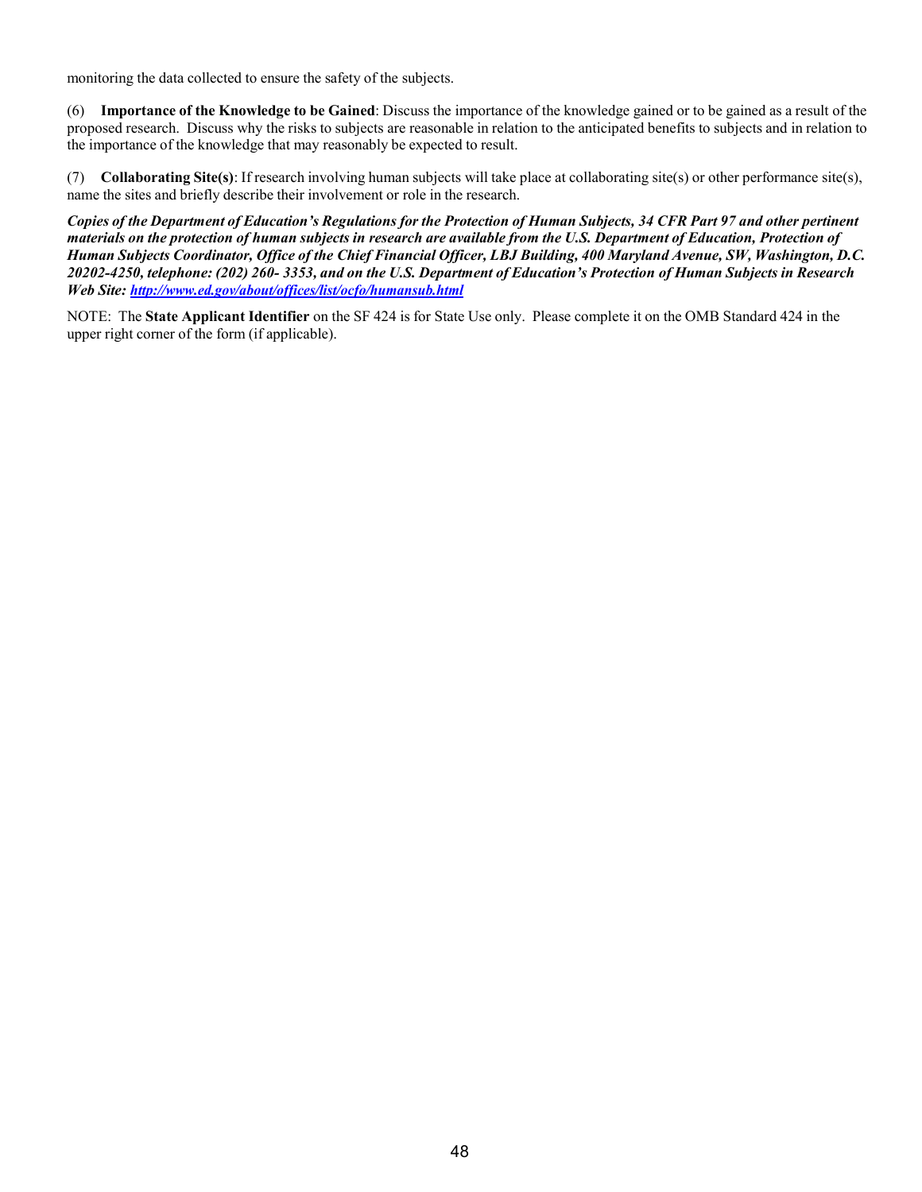monitoring the data collected to ensure the safety of the subjects.

(6) **Importance of the Knowledge to be Gained**: Discuss the importance of the knowledge gained or to be gained as a result of the proposed research. Discuss why the risks to subjects are reasonable in relation to the anticipated benefits to subjects and in relation to the importance of the knowledge that may reasonably be expected to result.

(7) **Collaborating Site(s)**: If research involving human subjects will take place at collaborating site(s) or other performance site(s), name the sites and briefly describe their involvement or role in the research.

***Copies of the Department of Education's Regulations for the Protection of Human Subjects, 34 CFR Part 97 and other pertinent materials on the protection of human subjects in research are available from the U.S. Department of Education, Protection of Human Subjects Coordinator, Office of the Chief Financial Officer, LBJ Building, 400 Maryland Avenue, SW, Washington, D.C. 20202-4250, telephone: (202) 260- 3353, and on the U.S. Department of Education's Protection of Human Subjects in Research Web Site: [http://www.ed.gov/about/offices/list/ocfo/humansub.html](http://www.ed.gov/about/offices/list/ocfo/humansub.html)***

NOTE: The **State Applicant Identifier** on the SF 424 is for State Use only. Please complete it on the OMB Standard 424 in the upper right corner of the form (if applicable).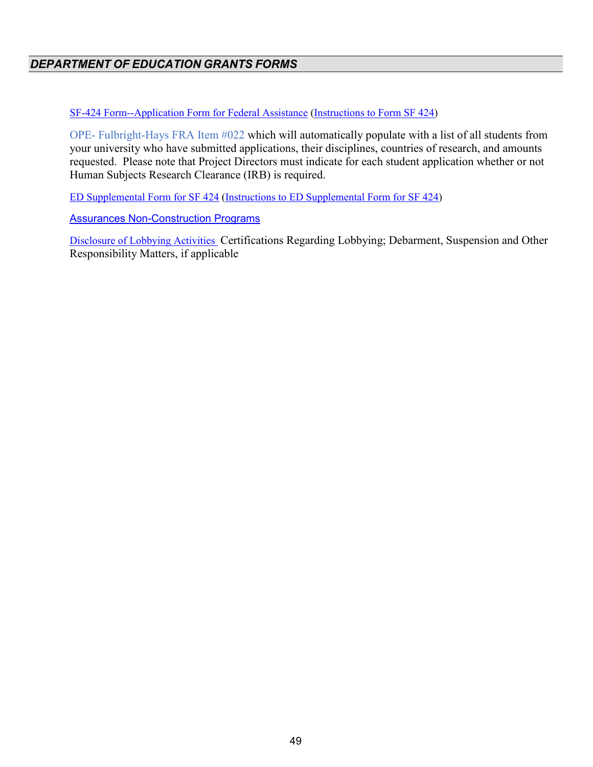## *DEPARTMENT OF EDUCATION GRANTS FORMS*

SF-424 Form--Application Form for Federal Assistance (Instructions to Form SF 424)

OPE- Fulbright-Hays FRA Item #022 which will automatically populate with a list of all students from your university who have submitted applications, their disciplines, countries of research, and amounts requested. Please note that Project Directors must indicate for each student application whether or not Human Subjects Research Clearance (IRB) is required.

ED Supplemental Form for SF 424 (Instructions to ED Supplemental Form for SF 424)

Assurances Non-Construction Programs

Disclosure of Lobbying Activities Certifications Regarding Lobbying; Debarment, Suspension and Other Responsibility Matters, if applicable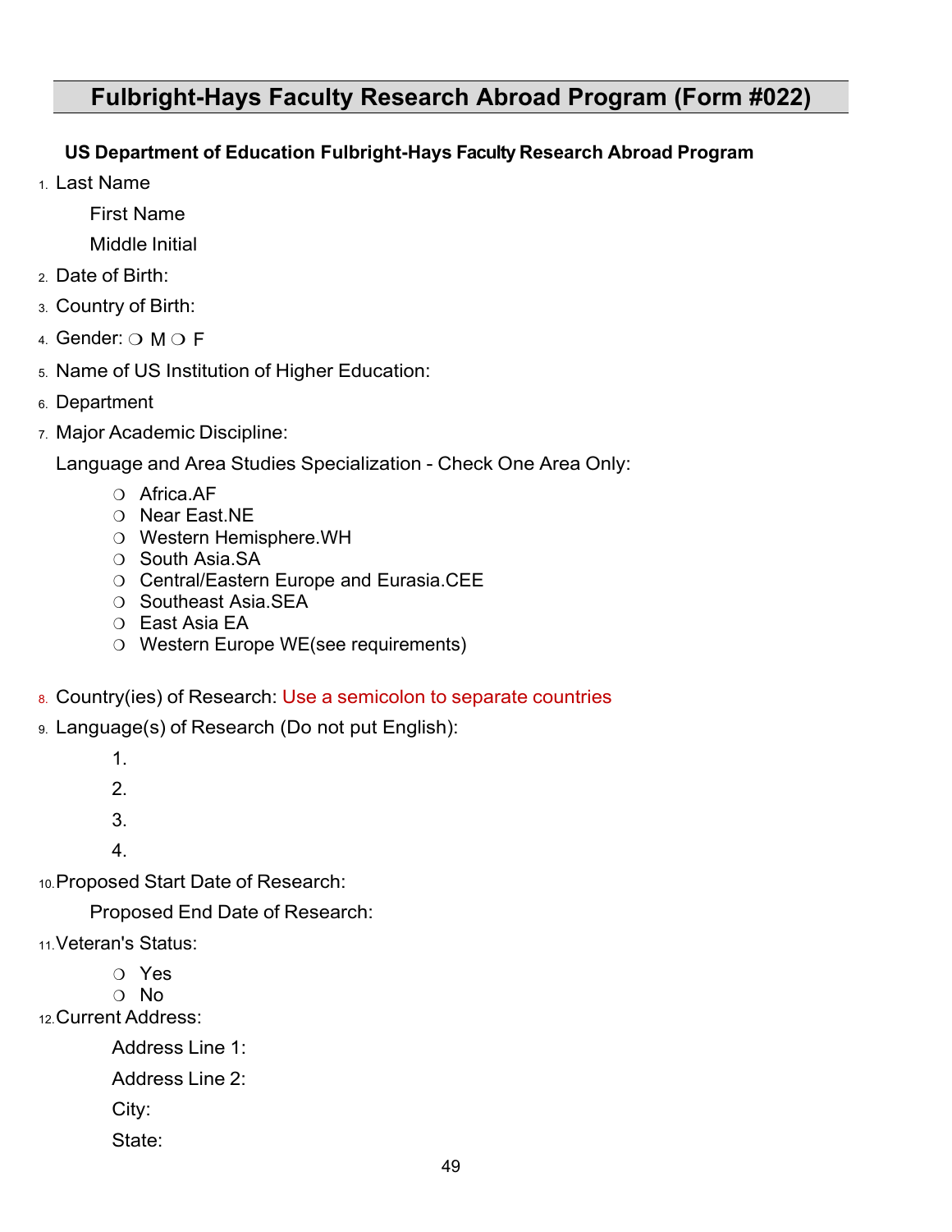# Fulbright-Hays Faculty Research Abroad Program (Form #022)

**US Department of Education Fulbright-Hays Faculty Research Abroad Program**

1. Last Name

   First Name

   Middle Initial

2. Date of Birth:
3. Country of Birth:
4. Gender: ❍ M ❍ F
5. Name of US Institution of Higher Education:
6. Department
7. Major Academic Discipline:

   Language and Area Studies Specialization - Check One Area Only:

   - ❍ Africa.AF
   - ❍ Near East.NE
   - ❍ Western Hemisphere.WH
   - ❍ South Asia.SA
   - ❍ Central/Eastern Europe and Eurasia.CEE
   - ❍ Southeast Asia.SEA
   - ❍ East Asia EA
   - ❍ Western Europe WE(see requirements)

8. Country(ies) of Research: Use a semicolon to separate countries
9. Language(s) of Research (Do not put English):

   1.

   2.

   3.

   4.

10. Proposed Start Date of Research:

    Proposed End Date of Research:

11. Veteran's Status:

    - ❍ Yes
    - ❍ No

12. Current Address:

    Address Line 1:

    Address Line 2:

    City:

    State: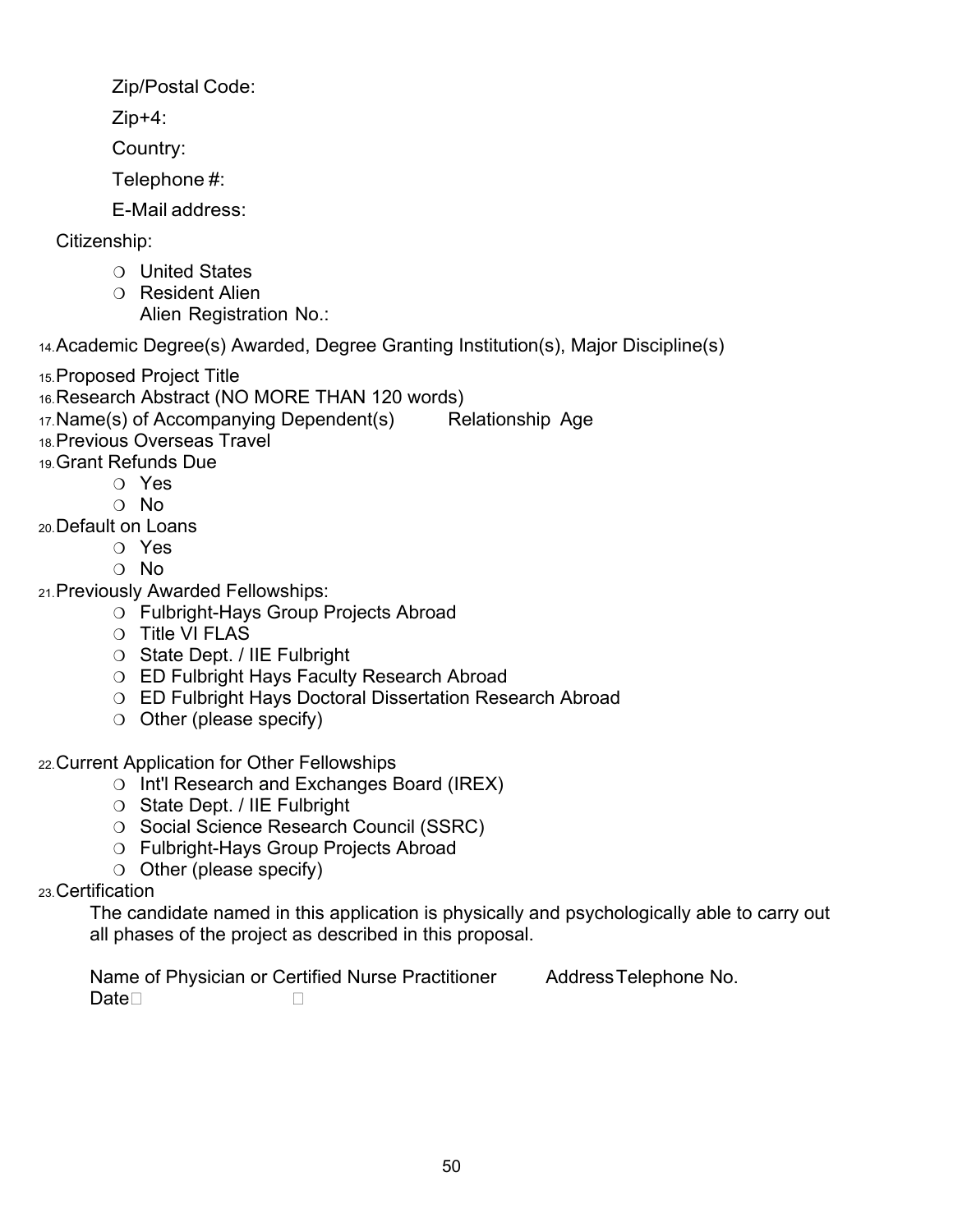Zip/Postal Code:

Zip+4:

Country:

Telephone #:

E-Mail address:

Citizenship:

- ❍ United States
- ❍ Resident Alien
  Alien Registration No.:

14. Academic Degree(s) Awarded, Degree Granting Institution(s), Major Discipline(s)
15. Proposed Project Title
16. Research Abstract (NO MORE THAN 120 words)
17. Name(s) of Accompanying Dependent(s) Relationship Age
18. Previous Overseas Travel
19. Grant Refunds Due
    - ❍ Yes
    - ❍ No
20. Default on Loans
    - ❍ Yes
    - ❍ No
21. Previously Awarded Fellowships:
    - ❍ Fulbright-Hays Group Projects Abroad
    - ❍ Title VI FLAS
    - ❍ State Dept. / IIE Fulbright
    - ❍ ED Fulbright Hays Faculty Research Abroad
    - ❍ ED Fulbright Hays Doctoral Dissertation Research Abroad
    - ❍ Other (please specify)
22. Current Application for Other Fellowships
    - ❍ Int'l Research and Exchanges Board (IREX)
    - ❍ State Dept. / IIE Fulbright
    - ❍ Social Science Research Council (SSRC)
    - ❍ Fulbright-Hays Group Projects Abroad
    - ❍ Other (please specify)
23. Certification

    The candidate named in this application is physically and psychologically able to carry out all phases of the project as described in this proposal.

    Name of Physician or Certified Nurse Practitioner Address Telephone No.
    Date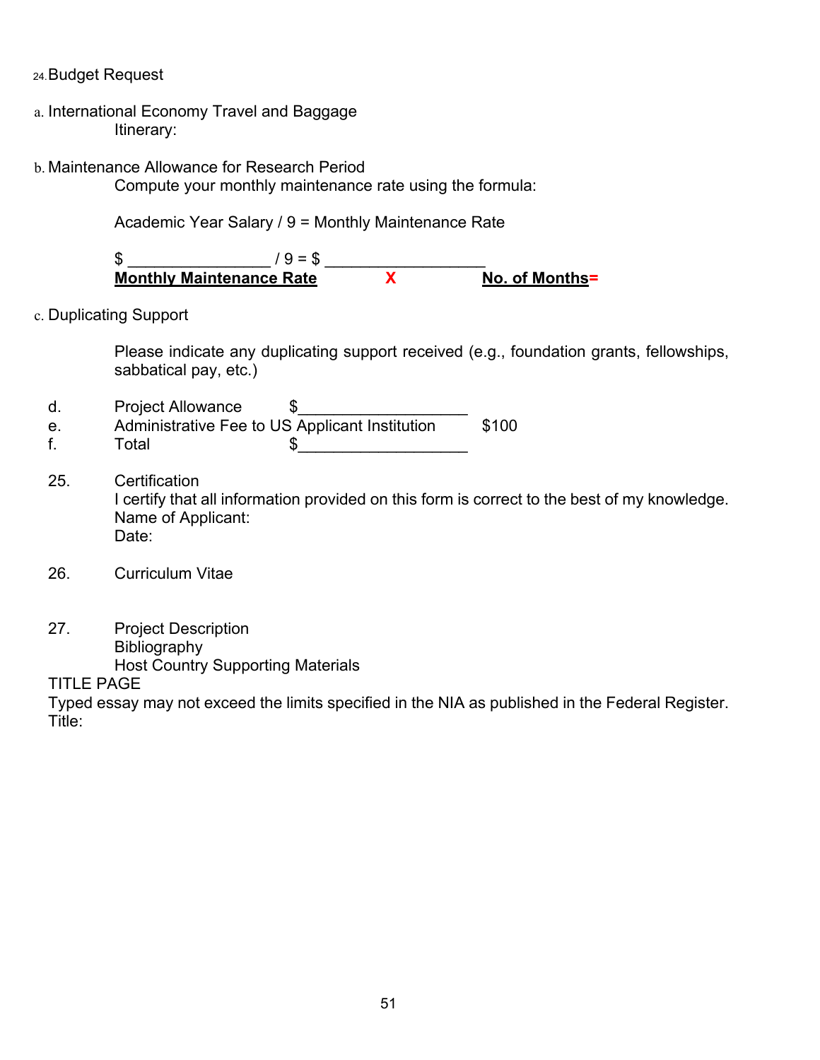24. Budget Request

a. International Economy Travel and Baggage

Itinerary:

b. Maintenance Allowance for Research Period

Compute your monthly maintenance rate using the formula:

Academic Year Salary / 9 = Monthly Maintenance Rate

$ _______________ / 9 = $ _________________

**Monthly Maintenance Rate** **X** **No. of Months=**

c. Duplicating Support

Please indicate any duplicating support received (e.g., foundation grants, fellowships, sabbatical pay, etc.)

d. Project Allowance $_________________

e. Administrative Fee to US Applicant Institution $100

f. Total $_________________

25. Certification

I certify that all information provided on this form is correct to the best of my knowledge.

Name of Applicant:

Date:

26. Curriculum Vitae

27. Project Description

Bibliography

Host Country Supporting Materials

TITLE PAGE

Typed essay may not exceed the limits specified in the NIA as published in the Federal Register.

Title: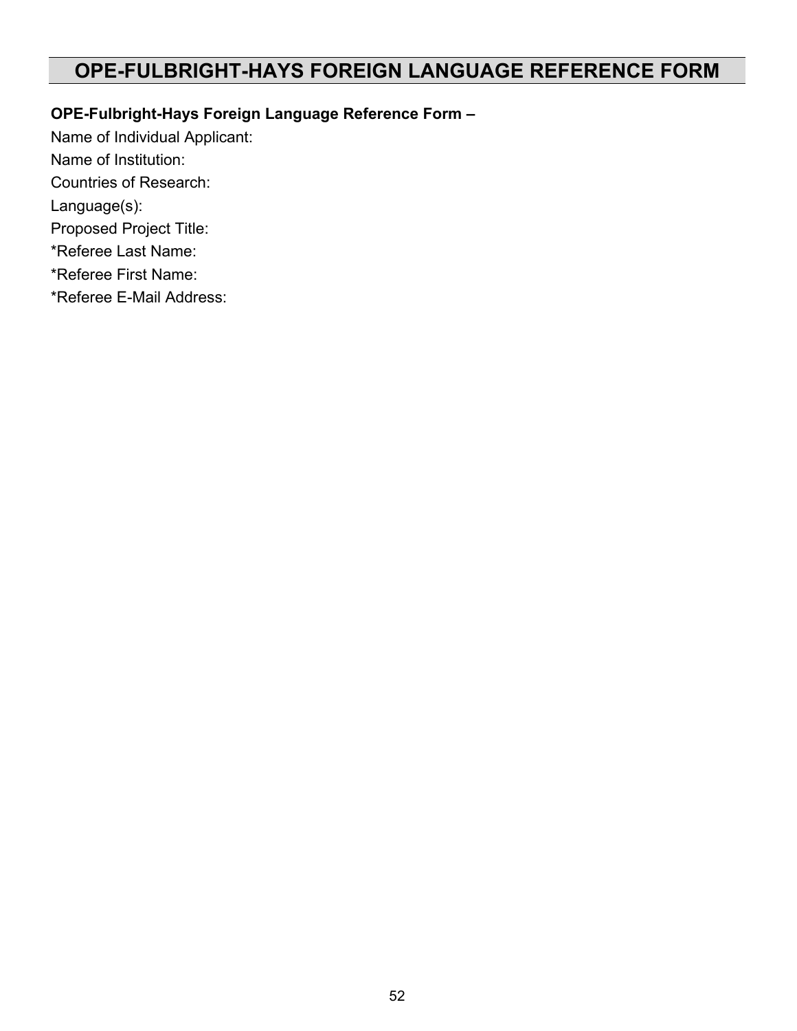# OPE-FULBRIGHT-HAYS FOREIGN LANGUAGE REFERENCE FORM

**OPE-Fulbright-Hays Foreign Language Reference Form –**

Name of Individual Applicant:

Name of Institution:

Countries of Research:

Language(s):

Proposed Project Title:

*Referee Last Name:

*Referee First Name:

*Referee E-Mail Address: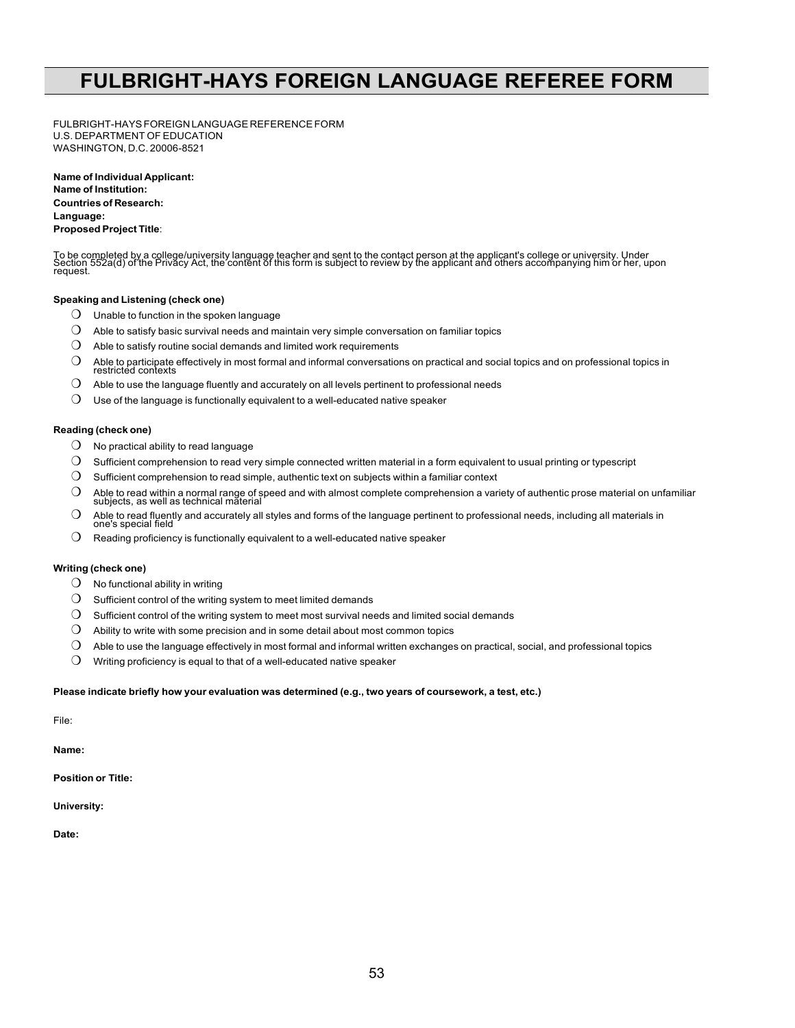# FULBRIGHT-HAYS FOREIGN LANGUAGE REFEREE FORM

FULBRIGHT-HAYS FOREIGN LANGUAGE REFERENCE FORM
U.S. DEPARTMENT OF EDUCATION
WASHINGTON, D.C. 20006-8521

**Name of Individual Applicant:**
**Name of Institution:**
**Countries of Research:**
**Language:**
**Proposed Project Title**:

To be completed by a college/university language teacher and sent to the contact person at the applicant's college or university. Under Section 552a(d) of the Privacy Act, the content of this form is subject to review by the applicant and others accompanying him or her, upon request.

**Speaking and Listening (check one)**

- ❍ Unable to function in the spoken language
- ❍ Able to satisfy basic survival needs and maintain very simple conversation on familiar topics
- ❍ Able to satisfy routine social demands and limited work requirements
- ❍ Able to participate effectively in most formal and informal conversations on practical and social topics and on professional topics in restricted contexts
- ❍ Able to use the language fluently and accurately on all levels pertinent to professional needs
- ❍ Use of the language is functionally equivalent to a well-educated native speaker

**Reading (check one)**

- ❍ No practical ability to read language
- ❍ Sufficient comprehension to read very simple connected written material in a form equivalent to usual printing or typescript
- ❍ Sufficient comprehension to read simple, authentic text on subjects within a familiar context
- ❍ Able to read within a normal range of speed and with almost complete comprehension a variety of authentic prose material on unfamiliar subjects, as well as technical material
- ❍ Able to read fluently and accurately all styles and forms of the language pertinent to professional needs, including all materials in one's special field
- ❍ Reading proficiency is functionally equivalent to a well-educated native speaker

**Writing (check one)**

- ❍ No functional ability in writing
- ❍ Sufficient control of the writing system to meet limited demands
- ❍ Sufficient control of the writing system to meet most survival needs and limited social demands
- ❍ Ability to write with some precision and in some detail about most common topics
- ❍ Able to use the language effectively in most formal and informal written exchanges on practical, social, and professional topics
- ❍ Writing proficiency is equal to that of a well-educated native speaker

**Please indicate briefly how your evaluation was determined (e.g., two years of coursework, a test, etc.)**

File:

**Name:**

**Position or Title:**

**University:**

**Date:**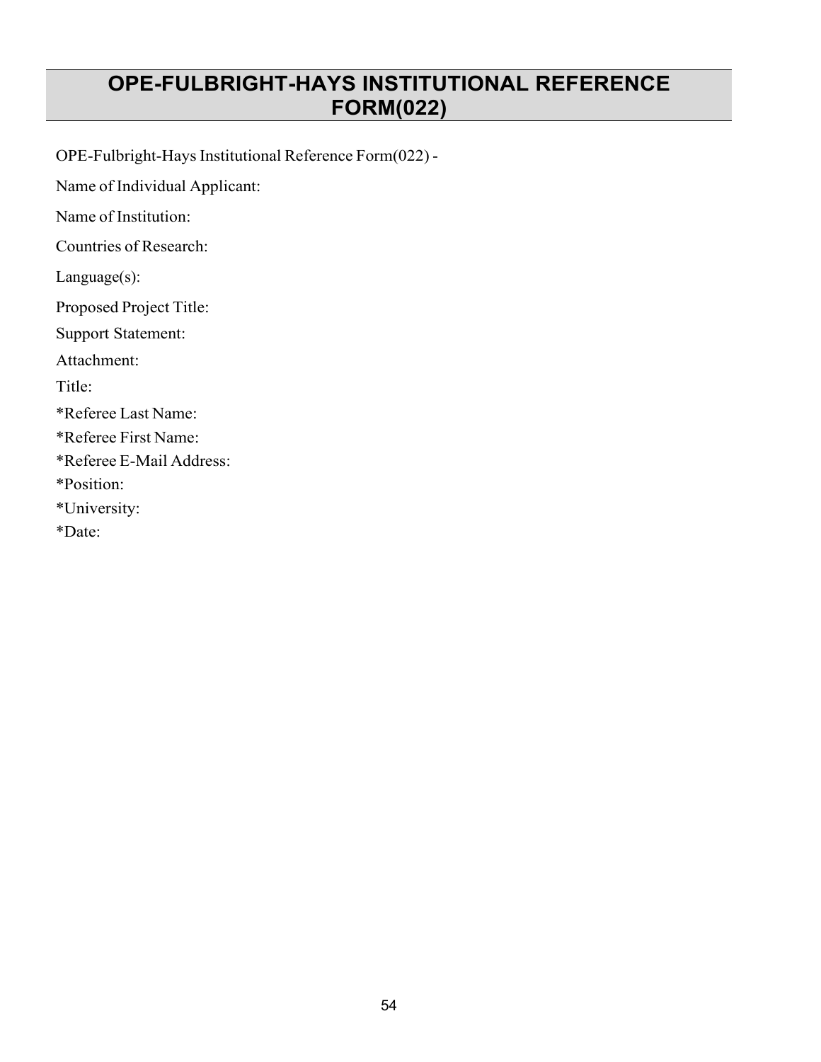# OPE-FULBRIGHT-HAYS INSTITUTIONAL REFERENCE FORM(022)

OPE-Fulbright-Hays Institutional Reference Form(022) -

Name of Individual Applicant:

Name of Institution:

Countries of Research:

Language(s):

Proposed Project Title:

Support Statement:

Attachment:

Title:

*Referee Last Name:

*Referee First Name:

*Referee E-Mail Address:

*Position:

*University:

*Date: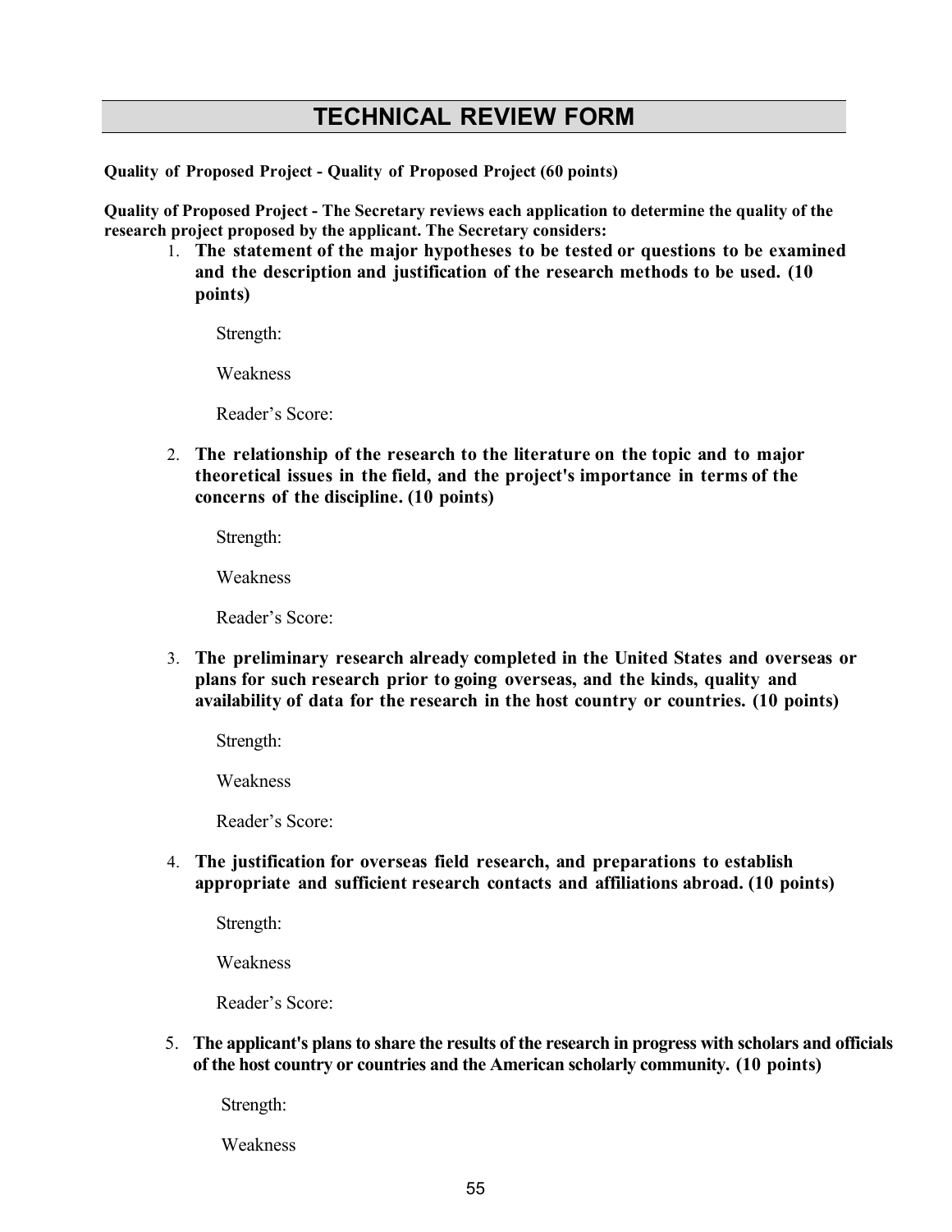# TECHNICAL REVIEW FORM

**Quality of Proposed Project - Quality of Proposed Project (60 points)**

**Quality of Proposed Project - The Secretary reviews each application to determine the quality of the research project proposed by the applicant. The Secretary considers:**

1. **The statement of the major hypotheses to be tested or questions to be examined and the description and justification of the research methods to be used. (10 points)**

   Strength:

   Weakness

   Reader's Score:

2. **The relationship of the research to the literature on the topic and to major theoretical issues in the field, and the project's importance in terms of the concerns of the discipline. (10 points)**

   Strength:

   Weakness

   Reader's Score:

3. **The preliminary research already completed in the United States and overseas or plans for such research prior to going overseas, and the kinds, quality and availability of data for the research in the host country or countries. (10 points)**

   Strength:

   Weakness

   Reader's Score:

4. **The justification for overseas field research, and preparations to establish appropriate and sufficient research contacts and affiliations abroad. (10 points)**

   Strength:

   Weakness

   Reader's Score:

5. **The applicant's plans to share the results of the research in progress with scholars and officials of the host country or countries and the American scholarly community. (10 points)**

   Strength:

   Weakness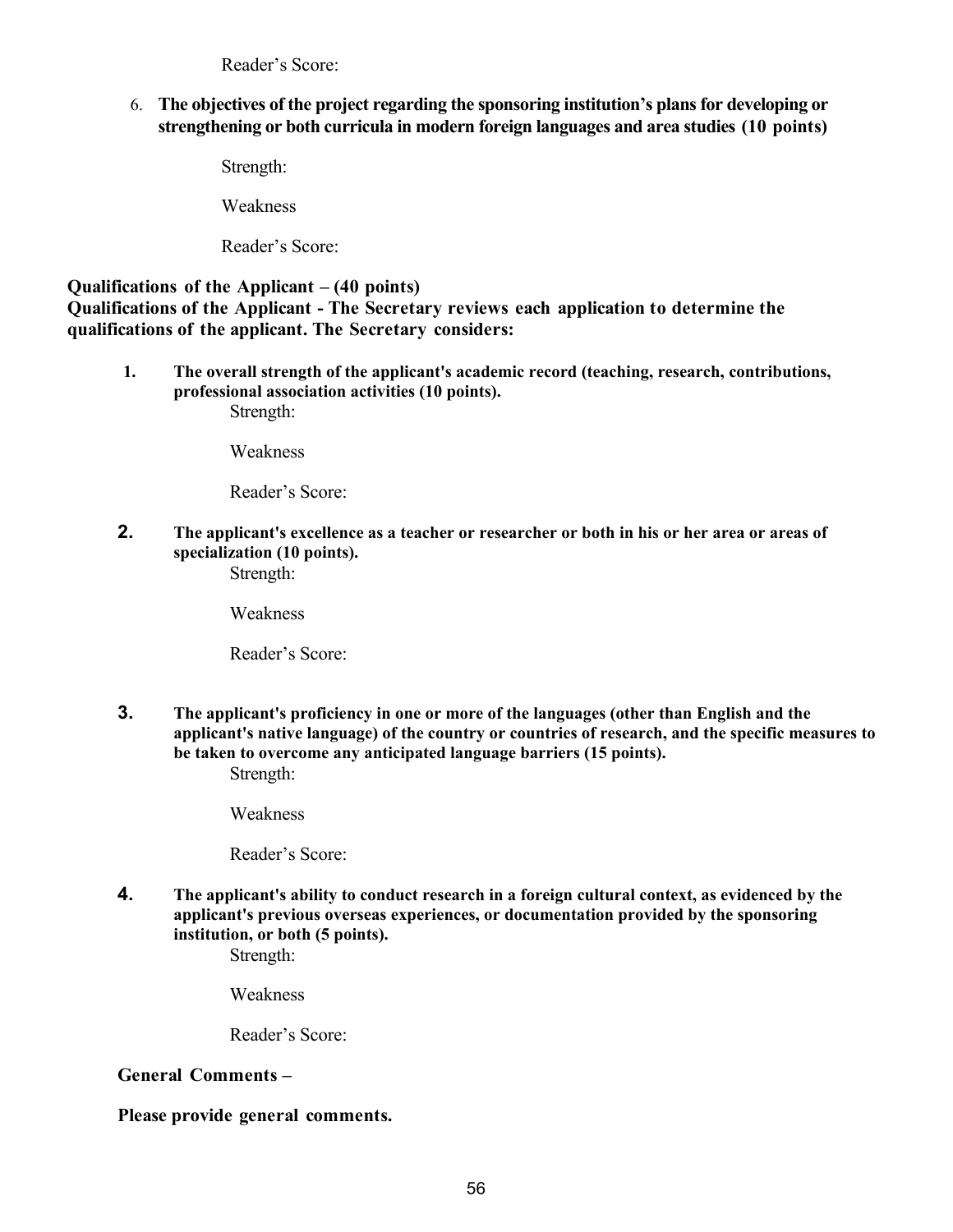Reader's Score:

6. **The objectives of the project regarding the sponsoring institution's plans for developing or strengthening or both curricula in modern foreign languages and area studies (10 points)**

   Strength:

   Weakness

   Reader's Score:

**Qualifications of the Applicant – (40 points)**

**Qualifications of the Applicant - The Secretary reviews each application to determine the qualifications of the applicant. The Secretary considers:**

1. **The overall strength of the applicant's academic record (teaching, research, contributions, professional association activities (10 points).**

   Strength:

   Weakness

   Reader's Score:

2. **The applicant's excellence as a teacher or researcher or both in his or her area or areas of specialization (10 points).**

   Strength:

   Weakness

   Reader's Score:

3. **The applicant's proficiency in one or more of the languages (other than English and the applicant's native language) of the country or countries of research, and the specific measures to be taken to overcome any anticipated language barriers (15 points).**

   Strength:

   Weakness

   Reader's Score:

4. **The applicant's ability to conduct research in a foreign cultural context, as evidenced by the applicant's previous overseas experiences, or documentation provided by the sponsoring institution, or both (5 points).**

   Strength:

   Weakness

   Reader's Score:

**General Comments –**

**Please provide general comments.**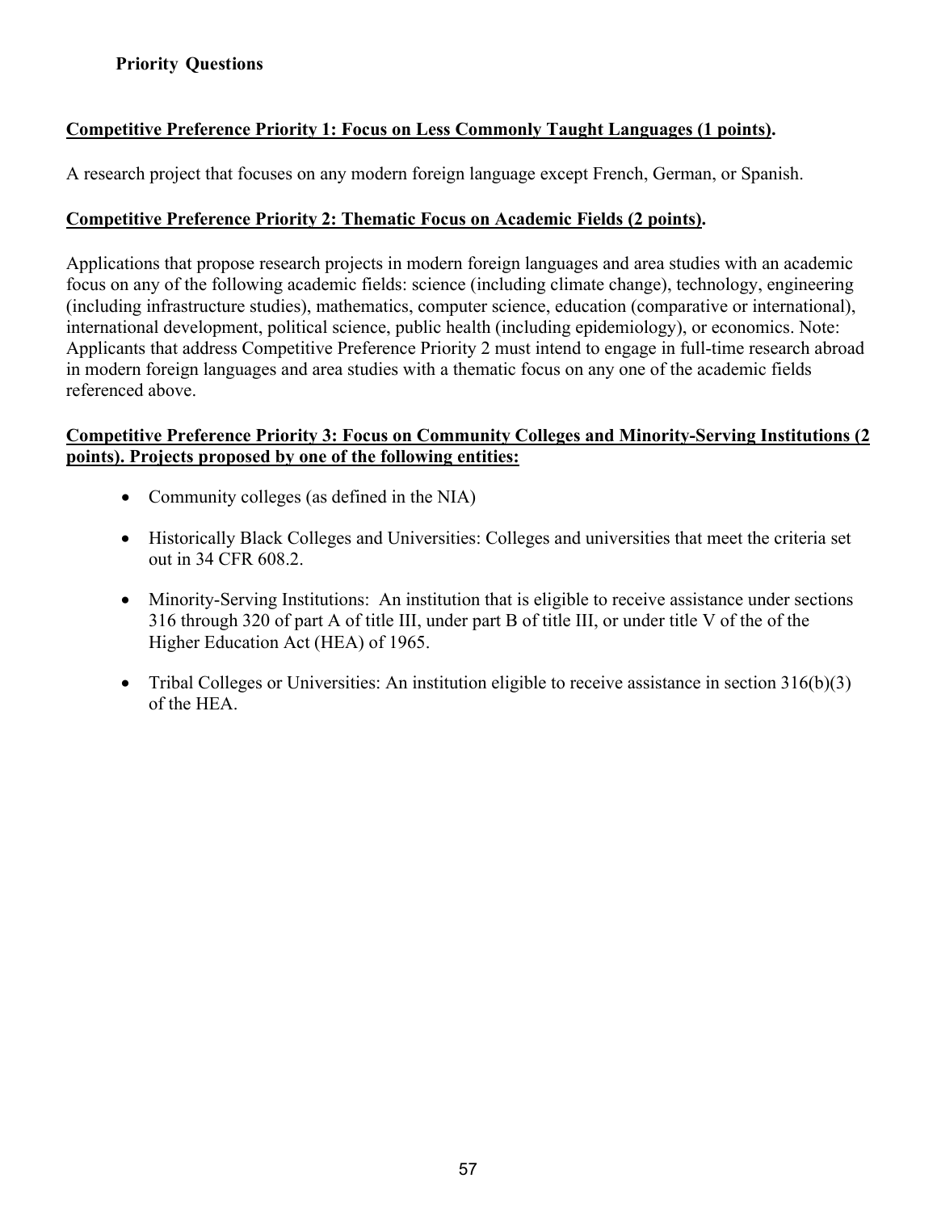**Priority Questions**

**Competitive Preference Priority 1: Focus on Less Commonly Taught Languages (1 points).**

A research project that focuses on any modern foreign language except French, German, or Spanish.

**Competitive Preference Priority 2: Thematic Focus on Academic Fields (2 points).**

Applications that propose research projects in modern foreign languages and area studies with an academic focus on any of the following academic fields: science (including climate change), technology, engineering (including infrastructure studies), mathematics, computer science, education (comparative or international), international development, political science, public health (including epidemiology), or economics. Note: Applicants that address Competitive Preference Priority 2 must intend to engage in full-time research abroad in modern foreign languages and area studies with a thematic focus on any one of the academic fields referenced above.

**Competitive Preference Priority 3: Focus on Community Colleges and Minority-Serving Institutions (2 points). Projects proposed by one of the following entities:**

- Community colleges (as defined in the NIA)
- Historically Black Colleges and Universities: Colleges and universities that meet the criteria set out in 34 CFR 608.2.
- Minority-Serving Institutions: An institution that is eligible to receive assistance under sections 316 through 320 of part A of title III, under part B of title III, or under title V of the of the Higher Education Act (HEA) of 1965.
- Tribal Colleges or Universities: An institution eligible to receive assistance in section 316(b)(3) of the HEA.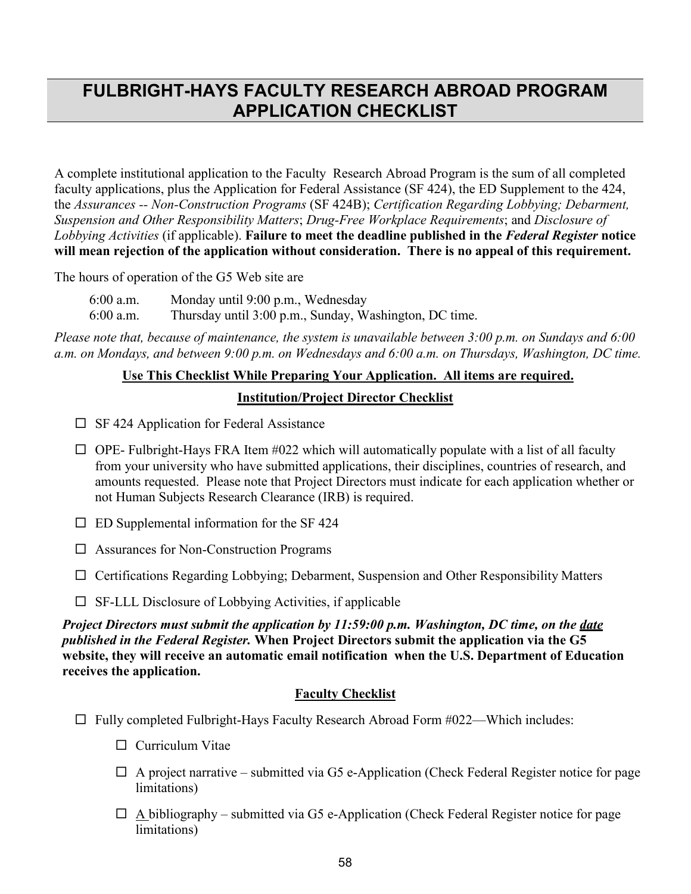# FULBRIGHT-HAYS FACULTY RESEARCH ABROAD PROGRAM APPLICATION CHECKLIST

A complete institutional application to the Faculty Research Abroad Program is the sum of all completed faculty applications, plus the Application for Federal Assistance (SF 424), the ED Supplement to the 424, the *Assurances -- Non-Construction Programs* (SF 424B); *Certification Regarding Lobbying; Debarment, Suspension and Other Responsibility Matters*; *Drug-Free Workplace Requirements*; and *Disclosure of Lobbying Activities* (if applicable). **Failure to meet the deadline published in the *Federal Register* notice will mean rejection of the application without consideration. There is no appeal of this requirement.**

The hours of operation of the G5 Web site are

6:00 a.m. Monday until 9:00 p.m., Wednesday
6:00 a.m. Thursday until 3:00 p.m., Sunday, Washington, DC time.

*Please note that, because of maintenance, the system is unavailable between 3:00 p.m. on Sundays and 6:00 a.m. on Mondays, and between 9:00 p.m. on Wednesdays and 6:00 a.m. on Thursdays, Washington, DC time.*

**Use This Checklist While Preparing Your Application. All items are required.**

**Institution/Project Director Checklist**

- ☐ SF 424 Application for Federal Assistance
- ☐ OPE- Fulbright-Hays FRA Item #022 which will automatically populate with a list of all faculty from your university who have submitted applications, their disciplines, countries of research, and amounts requested. Please note that Project Directors must indicate for each application whether or not Human Subjects Research Clearance (IRB) is required.
- ☐ ED Supplemental information for the SF 424
- ☐ Assurances for Non-Construction Programs
- ☐ Certifications Regarding Lobbying; Debarment, Suspension and Other Responsibility Matters
- ☐ SF-LLL Disclosure of Lobbying Activities, if applicable

***Project Directors must submit the application by 11:59:00 p.m. Washington, DC time, on the date published in the Federal Register.* When Project Directors submit the application via the G5 website, they will receive an automatic email notification when the U.S. Department of Education receives the application.**

**Faculty Checklist**

- ☐ Fully completed Fulbright-Hays Faculty Research Abroad Form #022—Which includes:
  - ☐ Curriculum Vitae
  - ☐ A project narrative – submitted via G5 e-Application (Check Federal Register notice for page limitations)
  - ☐ A bibliography – submitted via G5 e-Application (Check Federal Register notice for page limitations)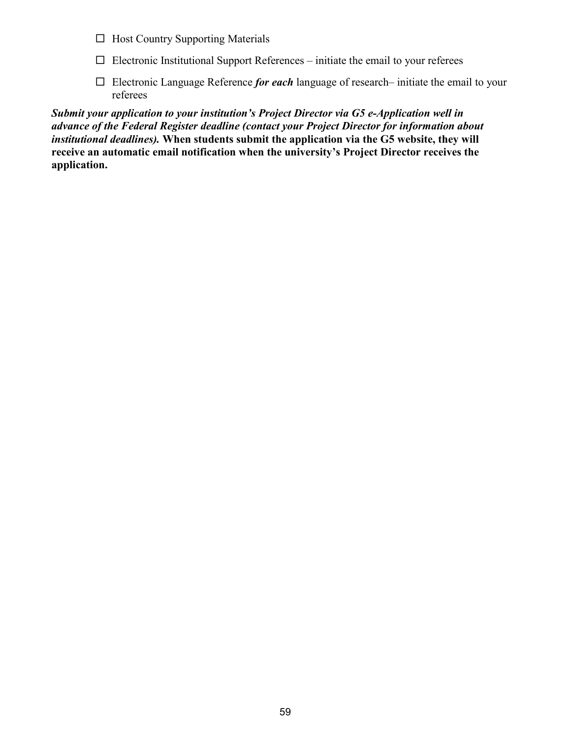- ☐ Host Country Supporting Materials
- ☐ Electronic Institutional Support References – initiate the email to your referees
- ☐ Electronic Language Reference ***for each*** language of research– initiate the email to your referees

***Submit your application to your institution's Project Director via G5 e-Application well in advance of the Federal Register deadline (contact your Project Director for information about institutional deadlines).*** **When students submit the application via the G5 website, they will receive an automatic email notification when the university's Project Director receives the application.**